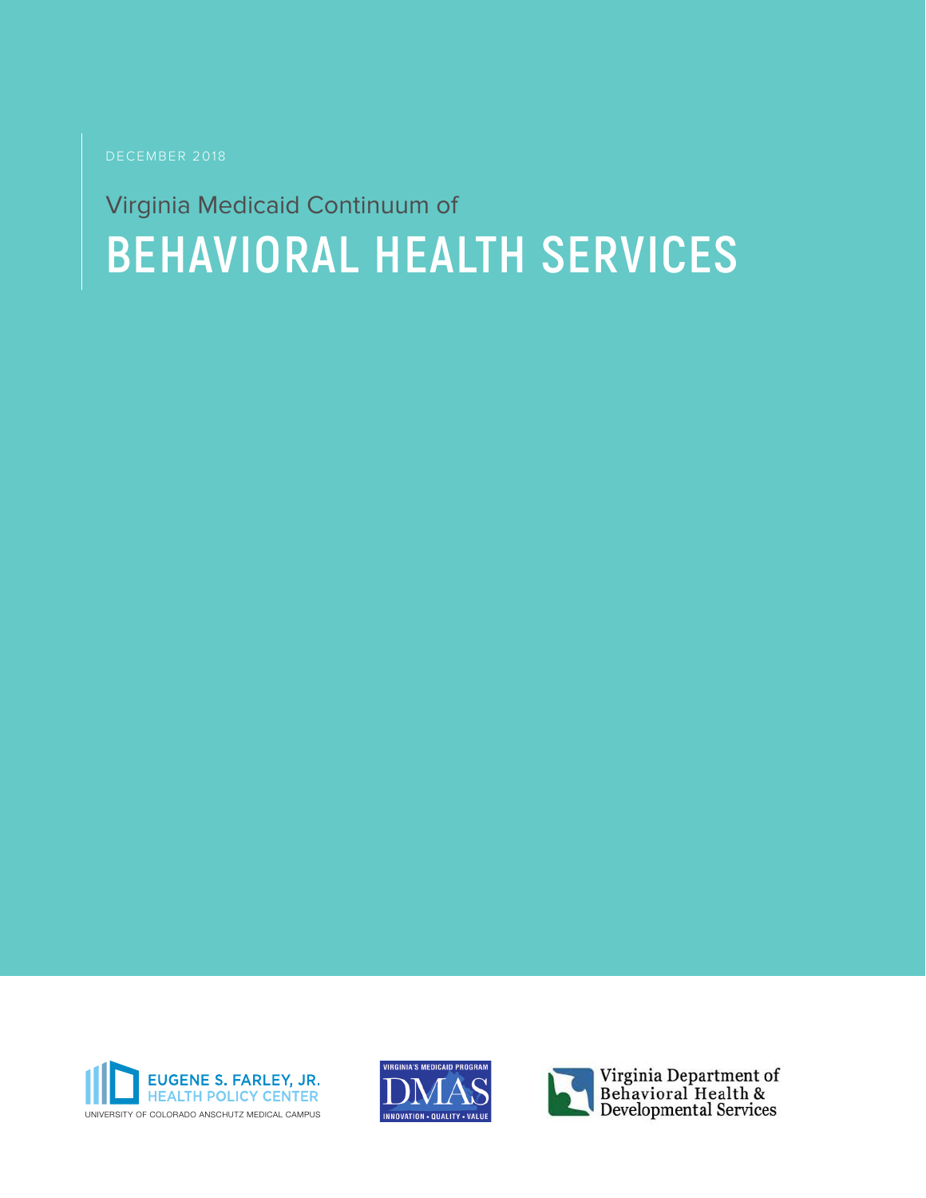DECEMBER 2018

Virginia Medicaid Continuum of

# BEHAVIORAL HEALTH SERVICES

EUGENE S. FARLEY, JR.
HEALTH POLICY CENTER
UNIVERSITY OF COLORADO ANSCHUTZ MEDICAL CAMPUS

VIRGINIA'S MEDICAID PROGRAM
DMAS
INNOVATION • QUALITY • VALUE

Virginia Department of Behavioral Health & Developmental Services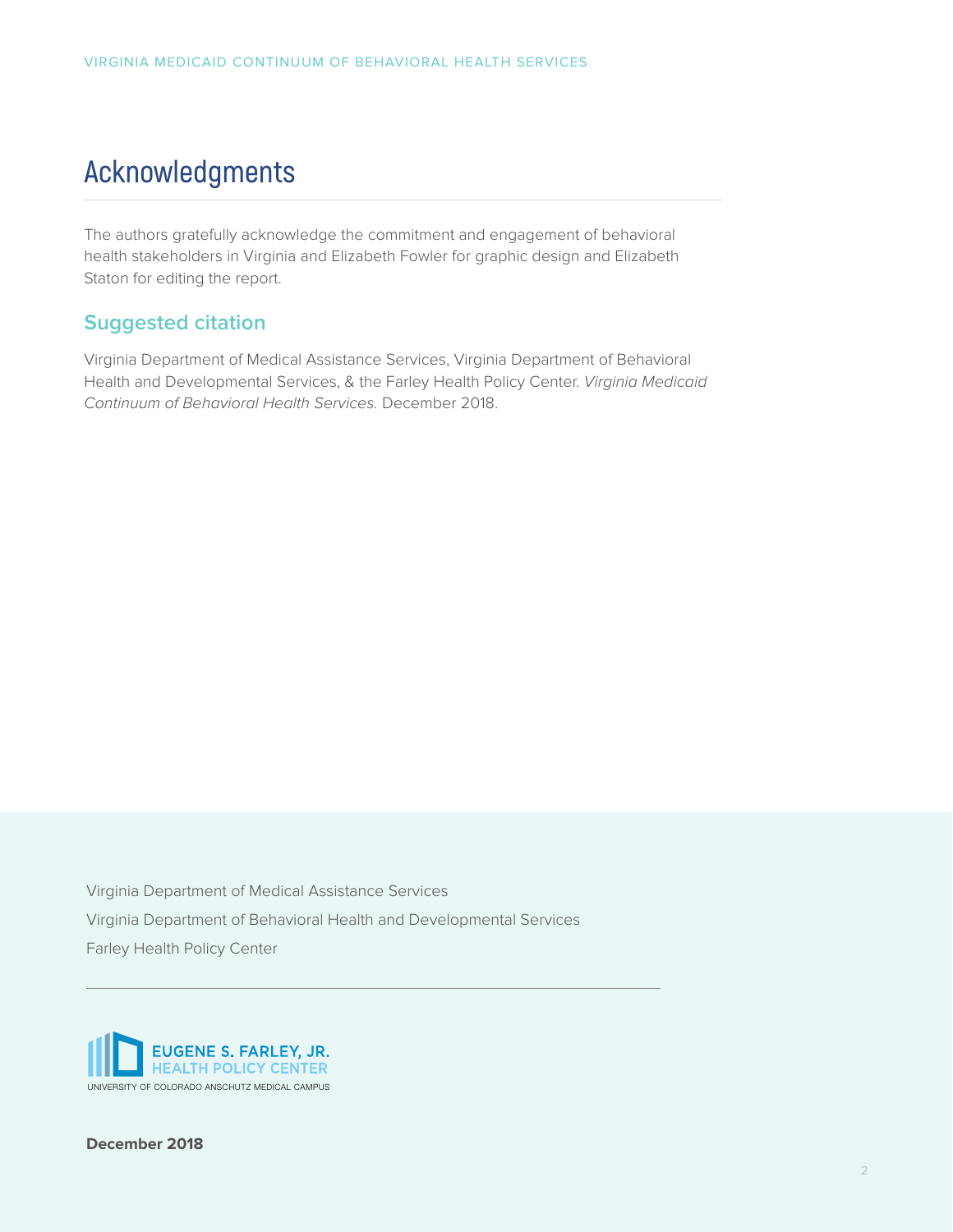# Acknowledgments

The authors gratefully acknowledge the commitment and engagement of behavioral health stakeholders in Virginia and Elizabeth Fowler for graphic design and Elizabeth Staton for editing the report.

## Suggested citation

Virginia Department of Medical Assistance Services, Virginia Department of Behavioral Health and Developmental Services, & the Farley Health Policy Center. *Virginia Medicaid Continuum of Behavioral Health Services.* December 2018.

Virginia Department of Medical Assistance Services

Virginia Department of Behavioral Health and Developmental Services

Farley Health Policy Center

EUGENE S. FARLEY, JR.
HEALTH POLICY CENTER
UNIVERSITY OF COLORADO ANSCHUTZ MEDICAL CAMPUS

**December 2018**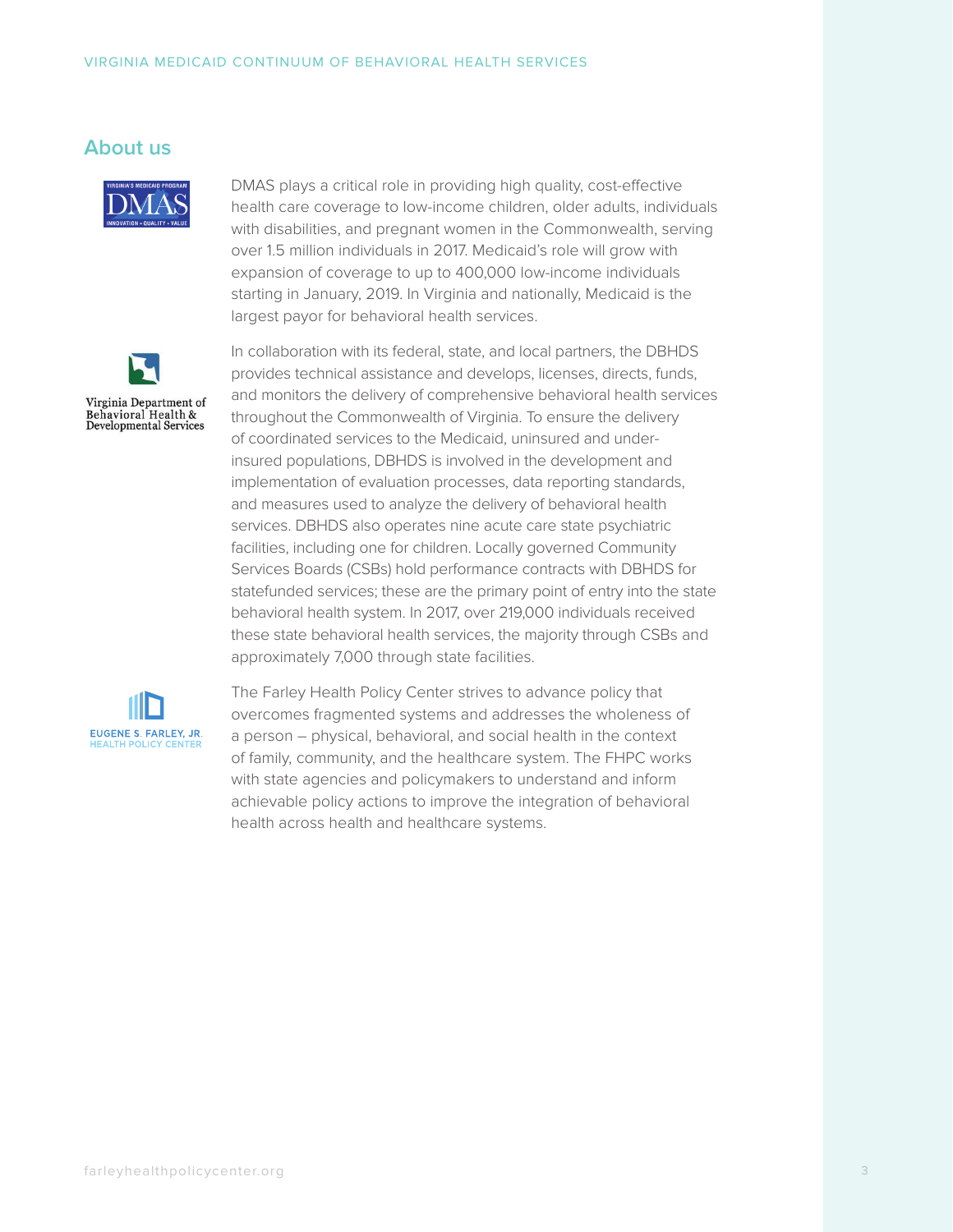## About us

DMAS plays a critical role in providing high quality, cost-effective health care coverage to low-income children, older adults, individuals with disabilities, and pregnant women in the Commonwealth, serving over 1.5 million individuals in 2017. Medicaid's role will grow with expansion of coverage to up to 400,000 low-income individuals starting in January, 2019. In Virginia and nationally, Medicaid is the largest payor for behavioral health services.

In collaboration with its federal, state, and local partners, the DBHDS provides technical assistance and develops, licenses, directs, funds, and monitors the delivery of comprehensive behavioral health services throughout the Commonwealth of Virginia. To ensure the delivery of coordinated services to the Medicaid, uninsured and under-insured populations, DBHDS is involved in the development and implementation of evaluation processes, data reporting standards, and measures used to analyze the delivery of behavioral health services. DBHDS also operates nine acute care state psychiatric facilities, including one for children. Locally governed Community Services Boards (CSBs) hold performance contracts with DBHDS for statefunded services; these are the primary point of entry into the state behavioral health system. In 2017, over 219,000 individuals received these state behavioral health services, the majority through CSBs and approximately 7,000 through state facilities.

The Farley Health Policy Center strives to advance policy that overcomes fragmented systems and addresses the wholeness of a person – physical, behavioral, and social health in the context of family, community, and the healthcare system. The FHPC works with state agencies and policymakers to understand and inform achievable policy actions to improve the integration of behavioral health across health and healthcare systems.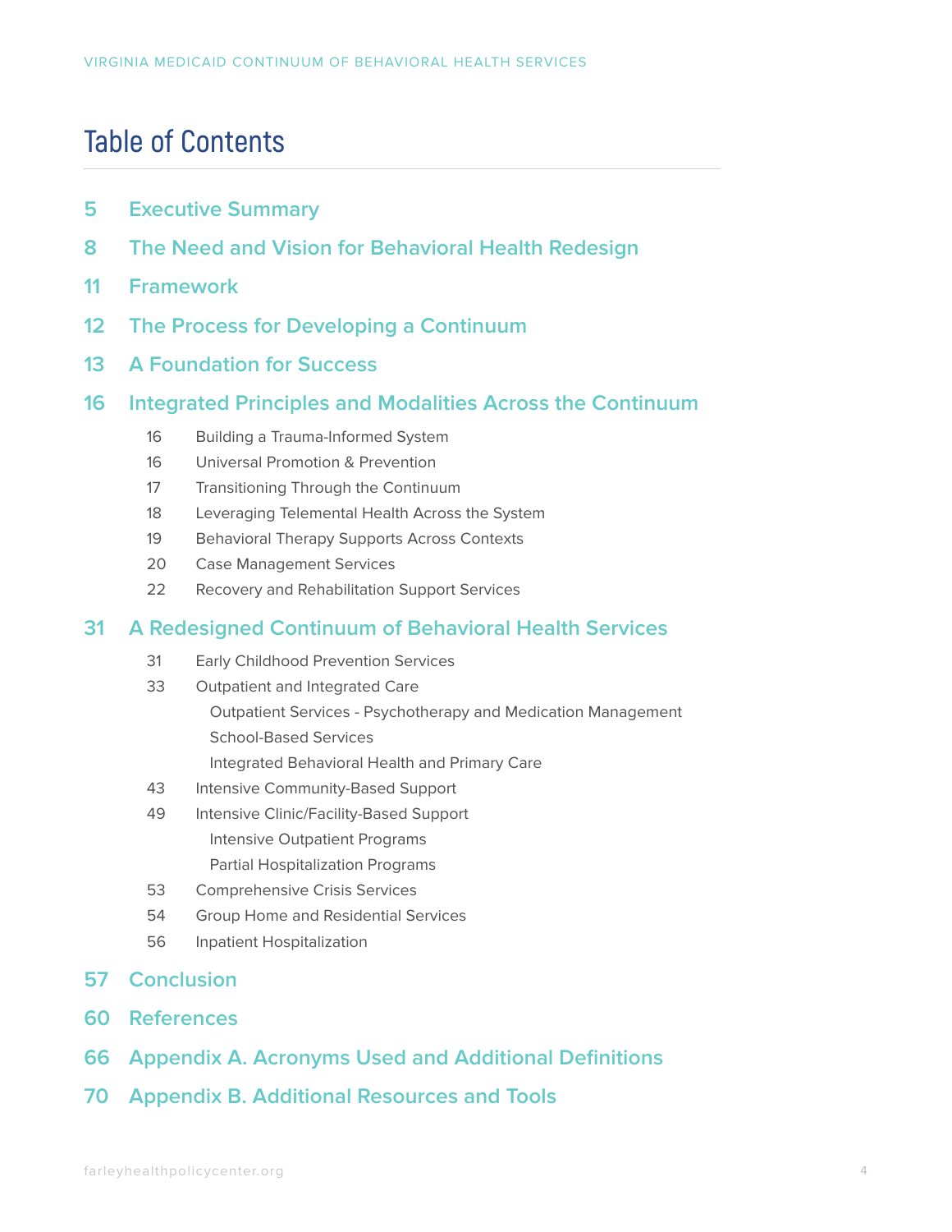# Table of Contents

- 5 **Executive Summary**
- 8 **The Need and Vision for Behavioral Health Redesign**
- 11 **Framework**
- 12 **The Process for Developing a Continuum**
- 13 **A Foundation for Success**
- 16 **Integrated Principles and Modalities Across the Continuum**
  - 16 Building a Trauma-Informed System
  - 16 Universal Promotion & Prevention
  - 17 Transitioning Through the Continuum
  - 18 Leveraging Telemental Health Across the System
  - 19 Behavioral Therapy Supports Across Contexts
  - 20 Case Management Services
  - 22 Recovery and Rehabilitation Support Services
- 31 **A Redesigned Continuum of Behavioral Health Services**
  - 31 Early Childhood Prevention Services
  - 33 Outpatient and Integrated Care
    - Outpatient Services - Psychotherapy and Medication Management
    - School-Based Services
    - Integrated Behavioral Health and Primary Care
  - 43 Intensive Community-Based Support
  - 49 Intensive Clinic/Facility-Based Support
    - Intensive Outpatient Programs
    - Partial Hospitalization Programs
  - 53 Comprehensive Crisis Services
  - 54 Group Home and Residential Services
  - 56 Inpatient Hospitalization
- 57 **Conclusion**
- 60 **References**
- 66 **Appendix A. Acronyms Used and Additional Definitions**
- 70 **Appendix B. Additional Resources and Tools**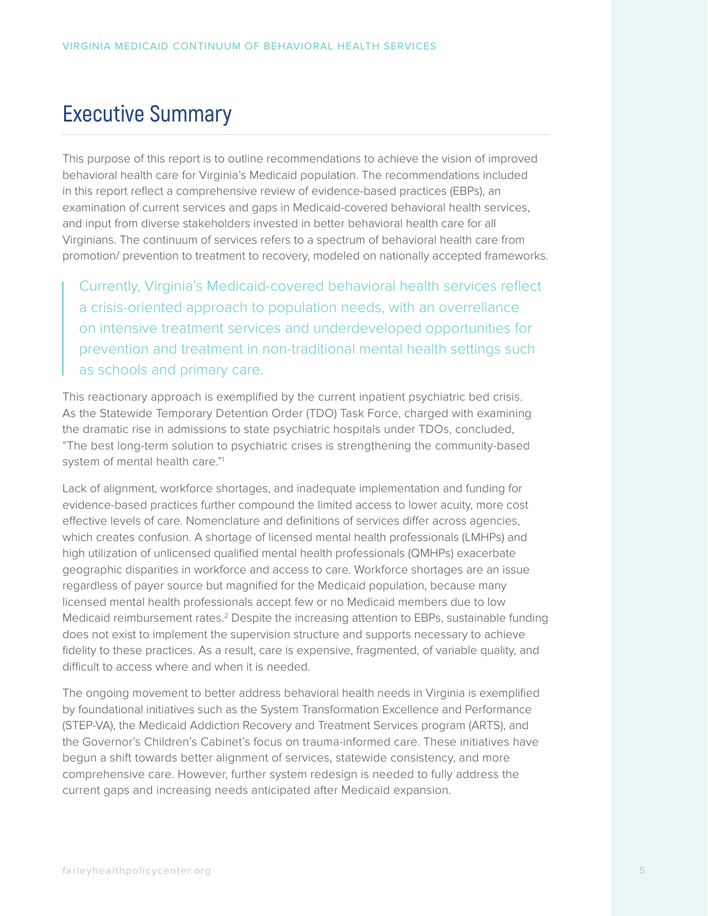# Executive Summary

This purpose of this report is to outline recommendations to achieve the vision of improved behavioral health care for Virginia's Medicaid population. The recommendations included in this report reflect a comprehensive review of evidence-based practices (EBPs), an examination of current services and gaps in Medicaid-covered behavioral health services, and input from diverse stakeholders invested in better behavioral health care for all Virginians. The continuum of services refers to a spectrum of behavioral health care from promotion/ prevention to treatment to recovery, modeled on nationally accepted frameworks.

> Currently, Virginia's Medicaid-covered behavioral health services reflect a crisis-oriented approach to population needs, with an overreliance on intensive treatment services and underdeveloped opportunities for prevention and treatment in non-traditional mental health settings such as schools and primary care.

This reactionary approach is exemplified by the current inpatient psychiatric bed crisis. As the Statewide Temporary Detention Order (TDO) Task Force, charged with examining the dramatic rise in admissions to state psychiatric hospitals under TDOs, concluded, "The best long-term solution to psychiatric crises is strengthening the community-based system of mental health care."[1]

Lack of alignment, workforce shortages, and inadequate implementation and funding for evidence-based practices further compound the limited access to lower acuity, more cost effective levels of care. Nomenclature and definitions of services differ across agencies, which creates confusion. A shortage of licensed mental health professionals (LMHPs) and high utilization of unlicensed qualified mental health professionals (QMHPs) exacerbate geographic disparities in workforce and access to care. Workforce shortages are an issue regardless of payer source but magnified for the Medicaid population, because many licensed mental health professionals accept few or no Medicaid members due to low Medicaid reimbursement rates.[2] Despite the increasing attention to EBPs, sustainable funding does not exist to implement the supervision structure and supports necessary to achieve fidelity to these practices. As a result, care is expensive, fragmented, of variable quality, and difficult to access where and when it is needed.

The ongoing movement to better address behavioral health needs in Virginia is exemplified by foundational initiatives such as the System Transformation Excellence and Performance (STEP-VA), the Medicaid Addiction Recovery and Treatment Services program (ARTS), and the Governor's Children's Cabinet's focus on trauma-informed care. These initiatives have begun a shift towards better alignment of services, statewide consistency, and more comprehensive care. However, further system redesign is needed to fully address the current gaps and increasing needs anticipated after Medicaid expansion.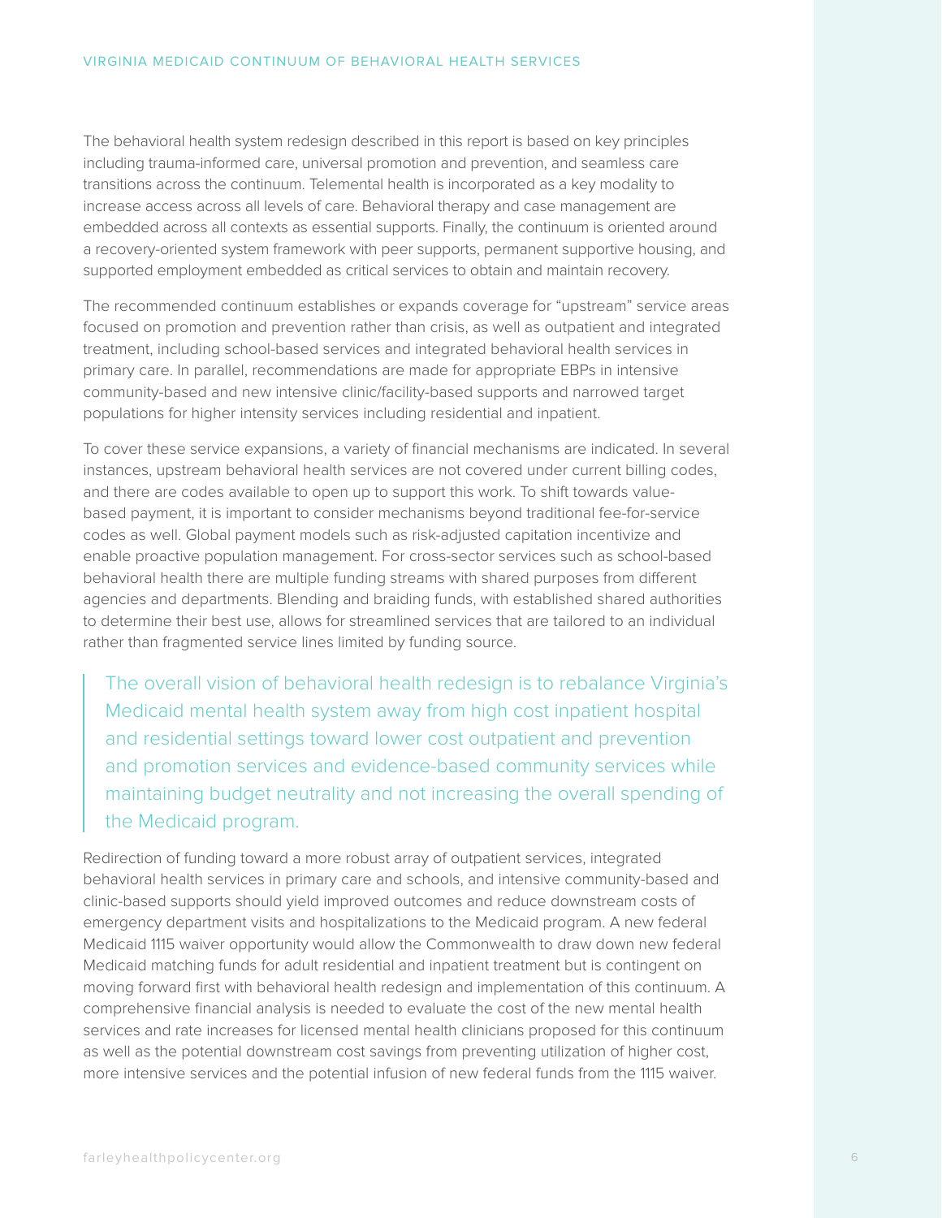The behavioral health system redesign described in this report is based on key principles including trauma-informed care, universal promotion and prevention, and seamless care transitions across the continuum. Telemental health is incorporated as a key modality to increase access across all levels of care. Behavioral therapy and case management are embedded across all contexts as essential supports. Finally, the continuum is oriented around a recovery-oriented system framework with peer supports, permanent supportive housing, and supported employment embedded as critical services to obtain and maintain recovery.

The recommended continuum establishes or expands coverage for "upstream" service areas focused on promotion and prevention rather than crisis, as well as outpatient and integrated treatment, including school-based services and integrated behavioral health services in primary care. In parallel, recommendations are made for appropriate EBPs in intensive community-based and new intensive clinic/facility-based supports and narrowed target populations for higher intensity services including residential and inpatient.

To cover these service expansions, a variety of financial mechanisms are indicated. In several instances, upstream behavioral health services are not covered under current billing codes, and there are codes available to open up to support this work. To shift towards value-based payment, it is important to consider mechanisms beyond traditional fee-for-service codes as well. Global payment models such as risk-adjusted capitation incentivize and enable proactive population management. For cross-sector services such as school-based behavioral health there are multiple funding streams with shared purposes from different agencies and departments. Blending and braiding funds, with established shared authorities to determine their best use, allows for streamlined services that are tailored to an individual rather than fragmented service lines limited by funding source.

> The overall vision of behavioral health redesign is to rebalance Virginia's Medicaid mental health system away from high cost inpatient hospital and residential settings toward lower cost outpatient and prevention and promotion services and evidence-based community services while maintaining budget neutrality and not increasing the overall spending of the Medicaid program.

Redirection of funding toward a more robust array of outpatient services, integrated behavioral health services in primary care and schools, and intensive community-based and clinic-based supports should yield improved outcomes and reduce downstream costs of emergency department visits and hospitalizations to the Medicaid program. A new federal Medicaid 1115 waiver opportunity would allow the Commonwealth to draw down new federal Medicaid matching funds for adult residential and inpatient treatment but is contingent on moving forward first with behavioral health redesign and implementation of this continuum. A comprehensive financial analysis is needed to evaluate the cost of the new mental health services and rate increases for licensed mental health clinicians proposed for this continuum as well as the potential downstream cost savings from preventing utilization of higher cost, more intensive services and the potential infusion of new federal funds from the 1115 waiver.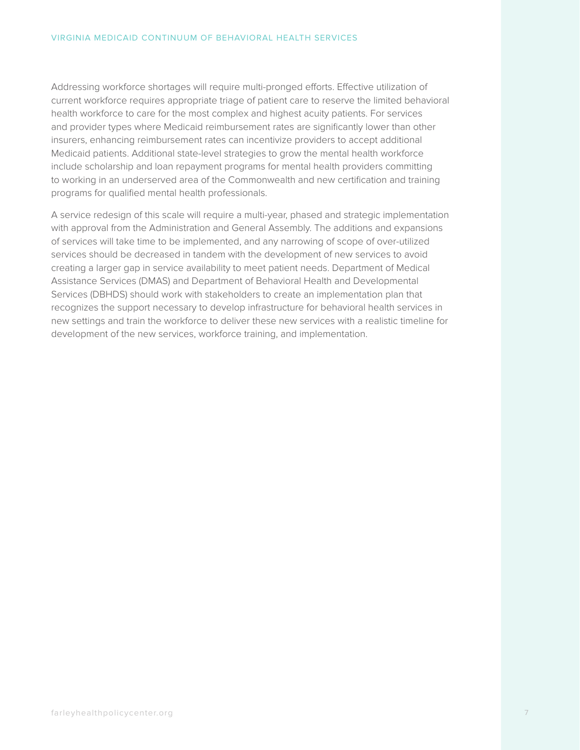Addressing workforce shortages will require multi-pronged efforts. Effective utilization of current workforce requires appropriate triage of patient care to reserve the limited behavioral health workforce to care for the most complex and highest acuity patients. For services and provider types where Medicaid reimbursement rates are significantly lower than other insurers, enhancing reimbursement rates can incentivize providers to accept additional Medicaid patients. Additional state-level strategies to grow the mental health workforce include scholarship and loan repayment programs for mental health providers committing to working in an underserved area of the Commonwealth and new certification and training programs for qualified mental health professionals.

A service redesign of this scale will require a multi-year, phased and strategic implementation with approval from the Administration and General Assembly. The additions and expansions of services will take time to be implemented, and any narrowing of scope of over-utilized services should be decreased in tandem with the development of new services to avoid creating a larger gap in service availability to meet patient needs. Department of Medical Assistance Services (DMAS) and Department of Behavioral Health and Developmental Services (DBHDS) should work with stakeholders to create an implementation plan that recognizes the support necessary to develop infrastructure for behavioral health services in new settings and train the workforce to deliver these new services with a realistic timeline for development of the new services, workforce training, and implementation.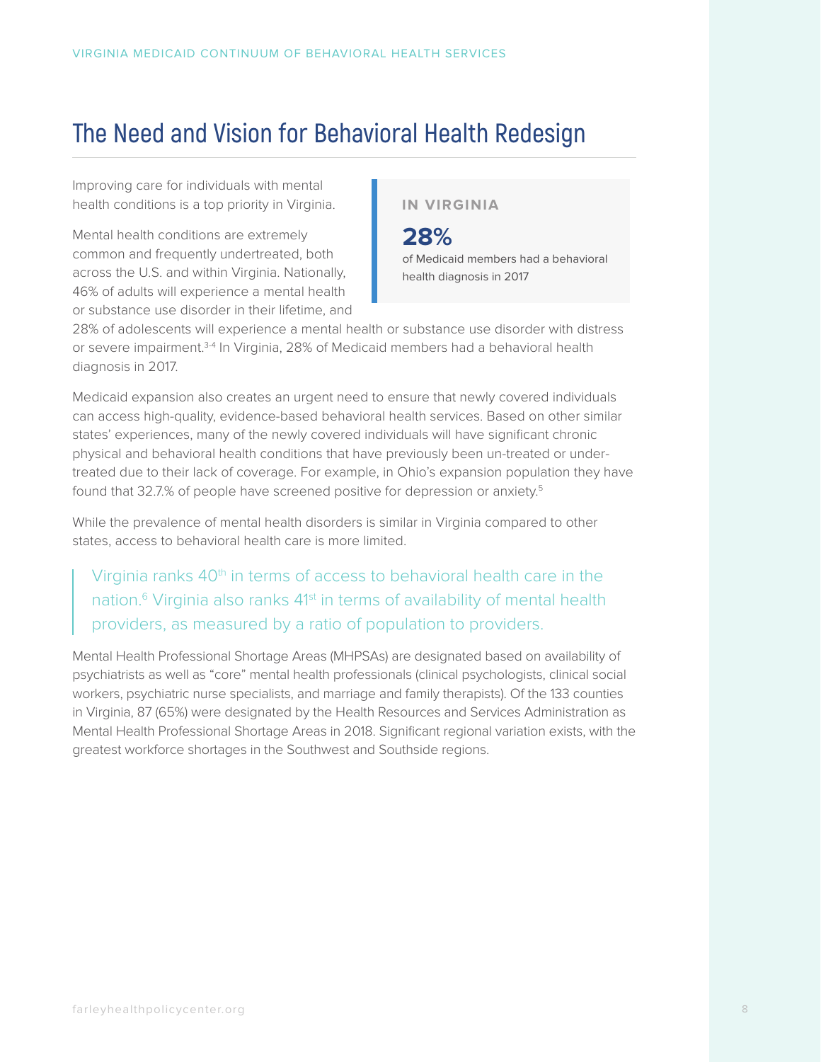# The Need and Vision for Behavioral Health Redesign

Improving care for individuals with mental health conditions is a top priority in Virginia.

> **IN VIRGINIA**
>
> **28%**
>
> of Medicaid members had a behavioral health diagnosis in 2017

Mental health conditions are extremely common and frequently undertreated, both across the U.S. and within Virginia. Nationally, 46% of adults will experience a mental health or substance use disorder in their lifetime, and 28% of adolescents will experience a mental health or substance use disorder with distress or severe impairment.[3-4] In Virginia, 28% of Medicaid members had a behavioral health diagnosis in 2017.

Medicaid expansion also creates an urgent need to ensure that newly covered individuals can access high-quality, evidence-based behavioral health services. Based on other similar states' experiences, many of the newly covered individuals will have significant chronic physical and behavioral health conditions that have previously been un-treated or under-treated due to their lack of coverage. For example, in Ohio's expansion population they have found that 32.7.% of people have screened positive for depression or anxiety.[5]

While the prevalence of mental health disorders is similar in Virginia compared to other states, access to behavioral health care is more limited.

> Virginia ranks 40th in terms of access to behavioral health care in the nation.[6] Virginia also ranks 41st in terms of availability of mental health providers, as measured by a ratio of population to providers.

Mental Health Professional Shortage Areas (MHPSAs) are designated based on availability of psychiatrists as well as "core" mental health professionals (clinical psychologists, clinical social workers, psychiatric nurse specialists, and marriage and family therapists). Of the 133 counties in Virginia, 87 (65%) were designated by the Health Resources and Services Administration as Mental Health Professional Shortage Areas in 2018. Significant regional variation exists, with the greatest workforce shortages in the Southwest and Southside regions.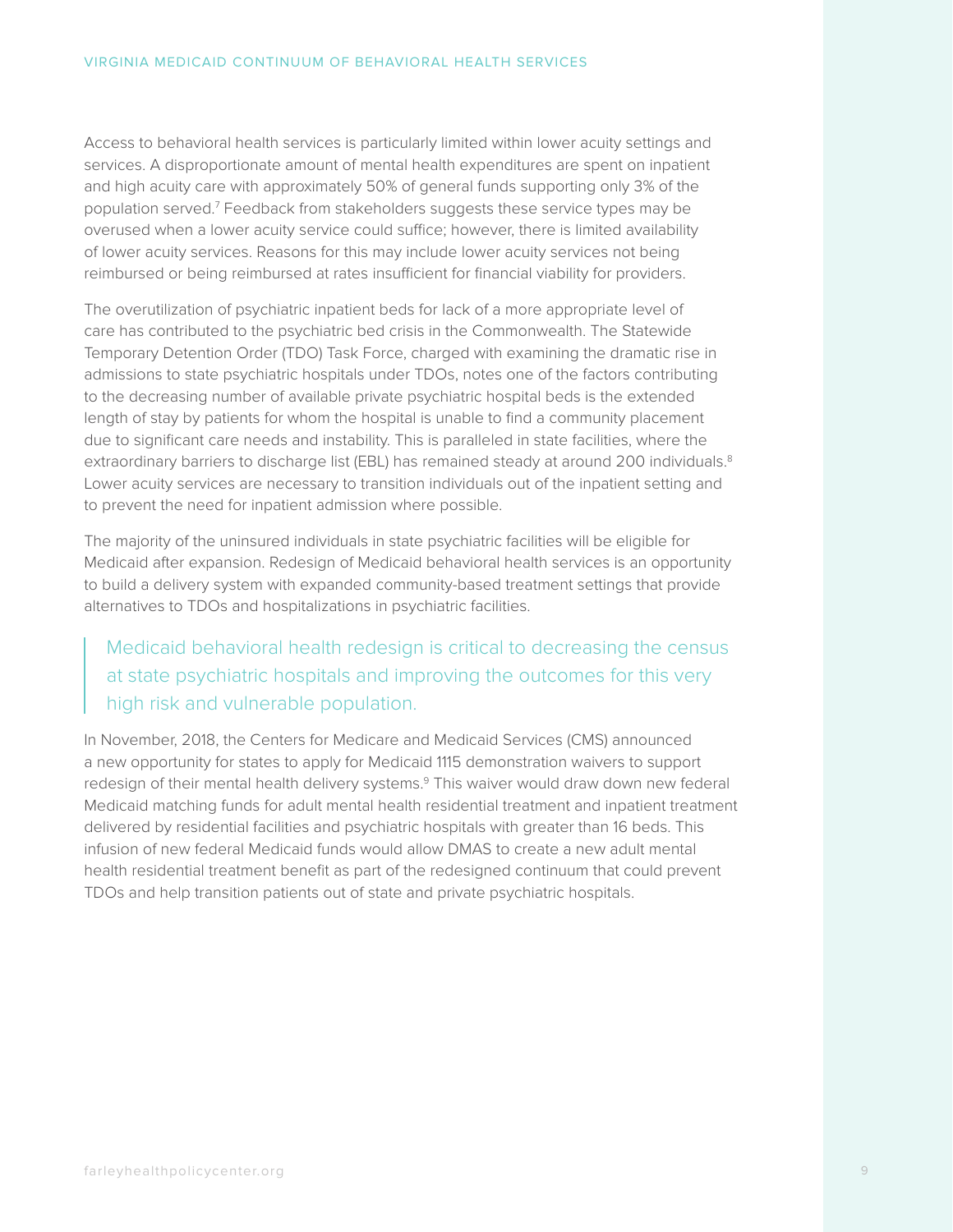Access to behavioral health services is particularly limited within lower acuity settings and services. A disproportionate amount of mental health expenditures are spent on inpatient and high acuity care with approximately 50% of general funds supporting only 3% of the population served.[7] Feedback from stakeholders suggests these service types may be overused when a lower acuity service could suffice; however, there is limited availability of lower acuity services. Reasons for this may include lower acuity services not being reimbursed or being reimbursed at rates insufficient for financial viability for providers.

The overutilization of psychiatric inpatient beds for lack of a more appropriate level of care has contributed to the psychiatric bed crisis in the Commonwealth. The Statewide Temporary Detention Order (TDO) Task Force, charged with examining the dramatic rise in admissions to state psychiatric hospitals under TDOs, notes one of the factors contributing to the decreasing number of available private psychiatric hospital beds is the extended length of stay by patients for whom the hospital is unable to find a community placement due to significant care needs and instability. This is paralleled in state facilities, where the extraordinary barriers to discharge list (EBL) has remained steady at around 200 individuals.[8] Lower acuity services are necessary to transition individuals out of the inpatient setting and to prevent the need for inpatient admission where possible.

The majority of the uninsured individuals in state psychiatric facilities will be eligible for Medicaid after expansion. Redesign of Medicaid behavioral health services is an opportunity to build a delivery system with expanded community-based treatment settings that provide alternatives to TDOs and hospitalizations in psychiatric facilities.

> Medicaid behavioral health redesign is critical to decreasing the census at state psychiatric hospitals and improving the outcomes for this very high risk and vulnerable population.

In November, 2018, the Centers for Medicare and Medicaid Services (CMS) announced a new opportunity for states to apply for Medicaid 1115 demonstration waivers to support redesign of their mental health delivery systems.[9] This waiver would draw down new federal Medicaid matching funds for adult mental health residential treatment and inpatient treatment delivered by residential facilities and psychiatric hospitals with greater than 16 beds. This infusion of new federal Medicaid funds would allow DMAS to create a new adult mental health residential treatment benefit as part of the redesigned continuum that could prevent TDOs and help transition patients out of state and private psychiatric hospitals.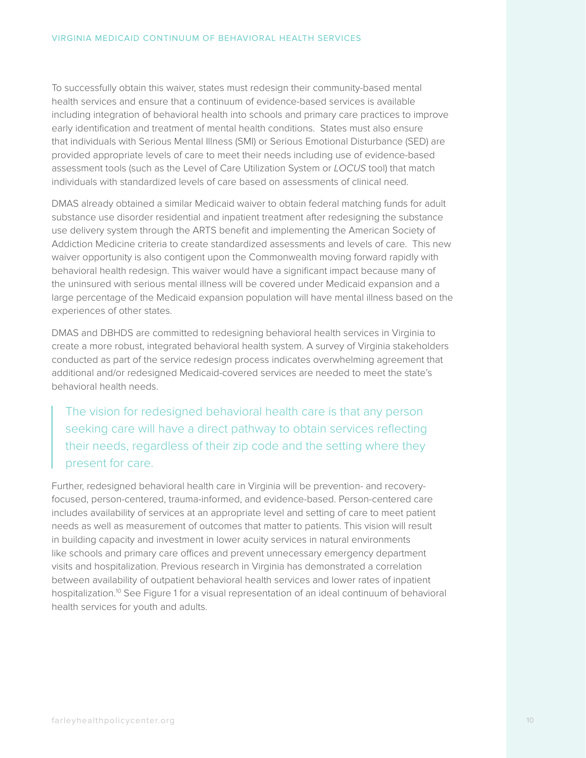To successfully obtain this waiver, states must redesign their community-based mental health services and ensure that a continuum of evidence-based services is available including integration of behavioral health into schools and primary care practices to improve early identification and treatment of mental health conditions. States must also ensure that individuals with Serious Mental Illness (SMI) or Serious Emotional Disturbance (SED) are provided appropriate levels of care to meet their needs including use of evidence-based assessment tools (such as the Level of Care Utilization System or *LOCUS* tool) that match individuals with standardized levels of care based on assessments of clinical need.

DMAS already obtained a similar Medicaid waiver to obtain federal matching funds for adult substance use disorder residential and inpatient treatment after redesigning the substance use delivery system through the ARTS benefit and implementing the American Society of Addiction Medicine criteria to create standardized assessments and levels of care. This new waiver opportunity is also contigent upon the Commonwealth moving forward rapidly with behavioral health redesign. This waiver would have a significant impact because many of the uninsured with serious mental illness will be covered under Medicaid expansion and a large percentage of the Medicaid expansion population will have mental illness based on the experiences of other states.

DMAS and DBHDS are committed to redesigning behavioral health services in Virginia to create a more robust, integrated behavioral health system. A survey of Virginia stakeholders conducted as part of the service redesign process indicates overwhelming agreement that additional and/or redesigned Medicaid-covered services are needed to meet the state's behavioral health needs.

> The vision for redesigned behavioral health care is that any person seeking care will have a direct pathway to obtain services reflecting their needs, regardless of their zip code and the setting where they present for care.

Further, redesigned behavioral health care in Virginia will be prevention- and recovery-focused, person-centered, trauma-informed, and evidence-based. Person-centered care includes availability of services at an appropriate level and setting of care to meet patient needs as well as measurement of outcomes that matter to patients. This vision will result in building capacity and investment in lower acuity services in natural environments like schools and primary care offices and prevent unnecessary emergency department visits and hospitalization. Previous research in Virginia has demonstrated a correlation between availability of outpatient behavioral health services and lower rates of inpatient hospitalization.[10] See Figure 1 for a visual representation of an ideal continuum of behavioral health services for youth and adults.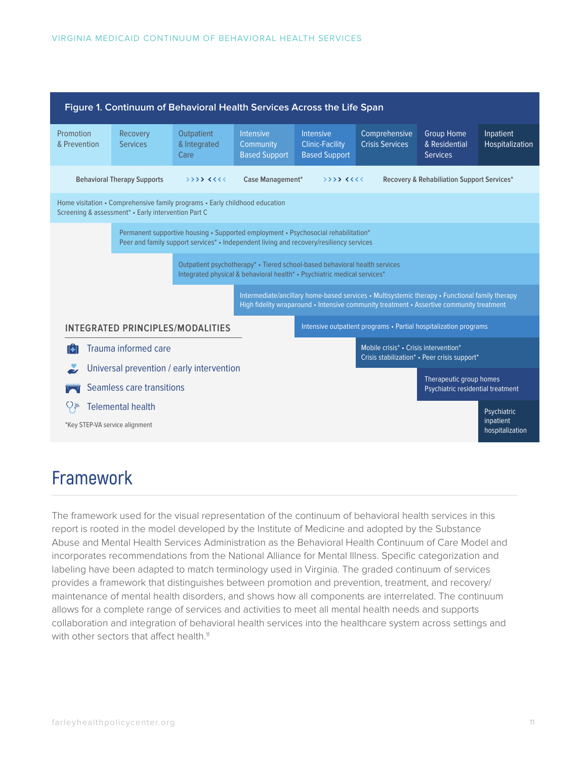## Figure 1. Continuum of Behavioral Health Services Across the Life Span

| Promotion & Prevention | Recovery Services | Outpatient & Integrated Care | Intensive Community Based Support | Intensive Clinic-Facility Based Support | Comprehensive Crisis Services | Group Home & Residential Services | Inpatient Hospitalization |
|---|---|---|---|---|---|---|---|

**Behavioral Therapy Supports** >>>> <<<< **Case Management*** >>>> <<<< **Recovery & Rehabiliation Support Services***

- Home visitation • Comprehensive family programs • Early childhood education
  Screening & assessment* • Early intervention Part C
- Permanent supportive housing • Supported employment • Psychosocial rehabilitation*
  Peer and family support services* • Independent living and recovery/resiliency services
- Outpatient psychotherapy* • Tiered school-based behavioral health services
  Integrated physical & behavioral health* • Psychiatric medical services*
- Intermediate/ancillary home-based services • Multisystemic therapy • Functional family therapy
  High fidelity wraparound • Intensive community treatment • Assertive community treatment
- Intensive outpatient programs • Partial hospitalization programs
- Mobile crisis* • Crisis intervention*
  Crisis stabilization* • Peer crisis support*
- Therapeutic group homes
  Psychiatric residential treatment
- Psychiatric inpatient hospitalization

**INTEGRATED PRINCIPLES/MODALITIES**

- Trauma informed care
- Universal prevention / early intervention
- Seamless care transitions
- Telemental health

*Key STEP-VA service alignment

# Framework

The framework used for the visual representation of the continuum of behavioral health services in this report is rooted in the model developed by the Institute of Medicine and adopted by the Substance Abuse and Mental Health Services Administration as the Behavioral Health Continuum of Care Model and incorporates recommendations from the National Alliance for Mental Illness. Specific categorization and labeling have been adapted to match terminology used in Virginia. The graded continuum of services provides a framework that distinguishes between promotion and prevention, treatment, and recovery/maintenance of mental health disorders, and shows how all components are interrelated. The continuum allows for a complete range of services and activities to meet all mental health needs and supports collaboration and integration of behavioral health services into the healthcare system across settings and with other sectors that affect health.[11]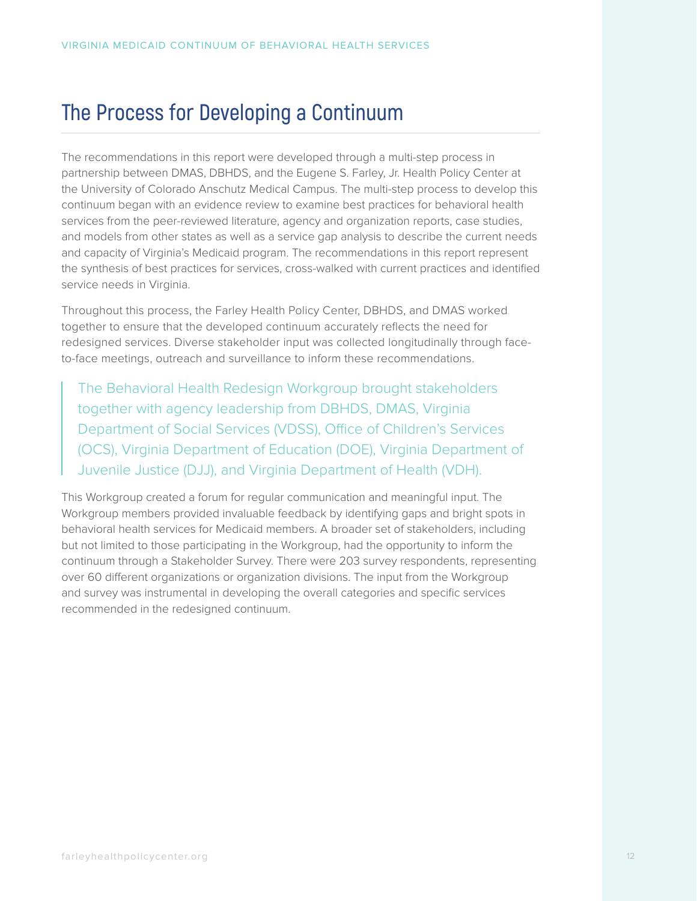## The Process for Developing a Continuum

The recommendations in this report were developed through a multi-step process in partnership between DMAS, DBHDS, and the Eugene S. Farley, Jr. Health Policy Center at the University of Colorado Anschutz Medical Campus. The multi-step process to develop this continuum began with an evidence review to examine best practices for behavioral health services from the peer-reviewed literature, agency and organization reports, case studies, and models from other states as well as a service gap analysis to describe the current needs and capacity of Virginia's Medicaid program. The recommendations in this report represent the synthesis of best practices for services, cross-walked with current practices and identified service needs in Virginia.

Throughout this process, the Farley Health Policy Center, DBHDS, and DMAS worked together to ensure that the developed continuum accurately reflects the need for redesigned services. Diverse stakeholder input was collected longitudinally through face-to-face meetings, outreach and surveillance to inform these recommendations.

> The Behavioral Health Redesign Workgroup brought stakeholders together with agency leadership from DBHDS, DMAS, Virginia Department of Social Services (VDSS), Office of Children's Services (OCS), Virginia Department of Education (DOE), Virginia Department of Juvenile Justice (DJJ), and Virginia Department of Health (VDH).

This Workgroup created a forum for regular communication and meaningful input. The Workgroup members provided invaluable feedback by identifying gaps and bright spots in behavioral health services for Medicaid members. A broader set of stakeholders, including but not limited to those participating in the Workgroup, had the opportunity to inform the continuum through a Stakeholder Survey. There were 203 survey respondents, representing over 60 different organizations or organization divisions. The input from the Workgroup and survey was instrumental in developing the overall categories and specific services recommended in the redesigned continuum.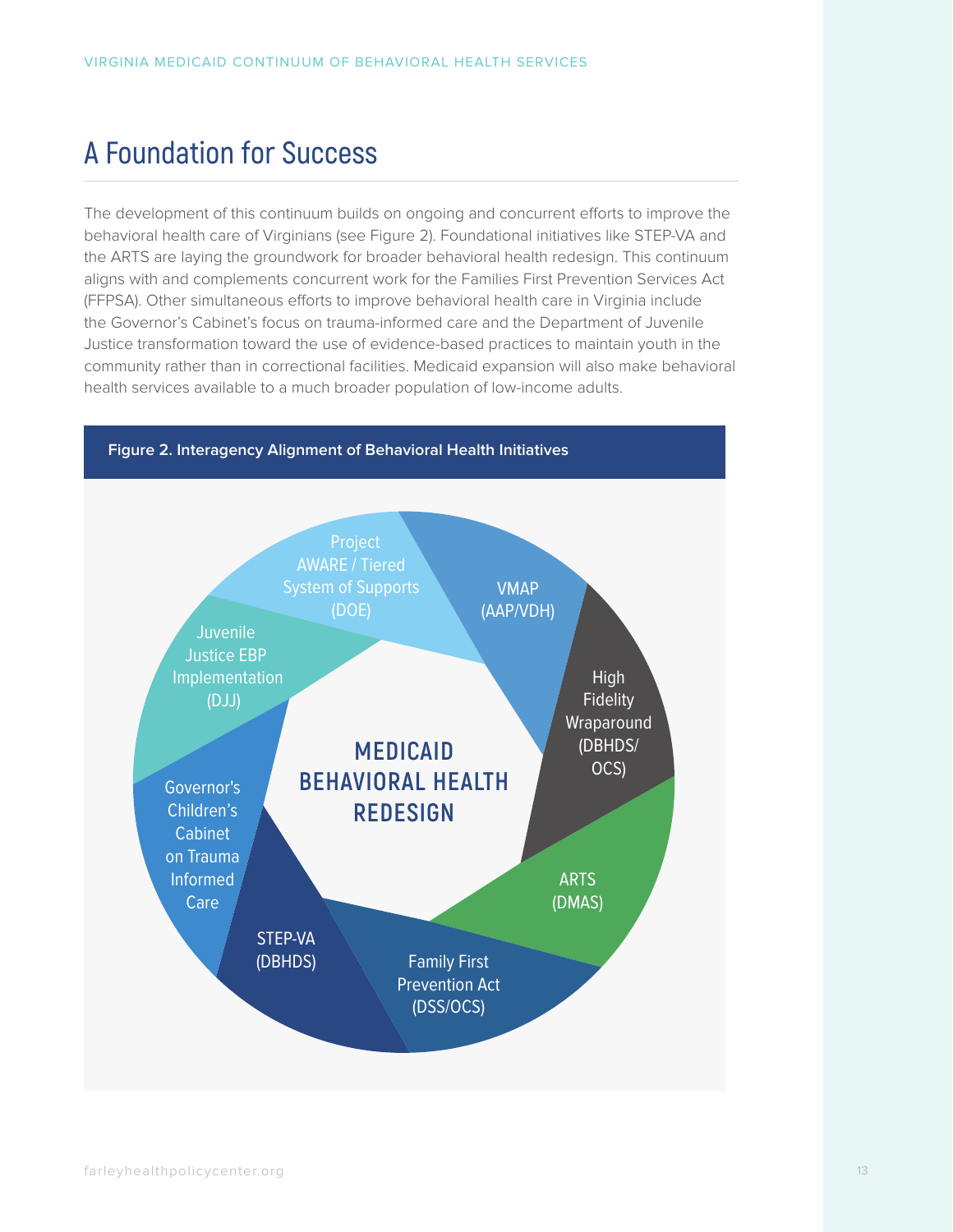# A Foundation for Success

The development of this continuum builds on ongoing and concurrent efforts to improve the behavioral health care of Virginians (see Figure 2). Foundational initiatives like STEP-VA and the ARTS are laying the groundwork for broader behavioral health redesign. This continuum aligns with and complements concurrent work for the Families First Prevention Services Act (FFPSA). Other simultaneous efforts to improve behavioral health care in Virginia include the Governor's Cabinet's focus on trauma-informed care and the Department of Juvenile Justice transformation toward the use of evidence-based practices to maintain youth in the community rather than in correctional facilities. Medicaid expansion will also make behavioral health services available to a much broader population of low-income adults.

**Figure 2. Interagency Alignment of Behavioral Health Initiatives**

MEDICAID BEHAVIORAL HEALTH REDESIGN

- Project AWARE / Tiered System of Supports (DOE)
- VMAP (AAP/VDH)
- High Fidelity Wraparound (DBHDS/OCS)
- ARTS (DMAS)
- Family First Prevention Act (DSS/OCS)
- STEP-VA (DBHDS)
- Governor's Children's Cabinet on Trauma Informed Care
- Juvenile Justice EBP Implementation (DJJ)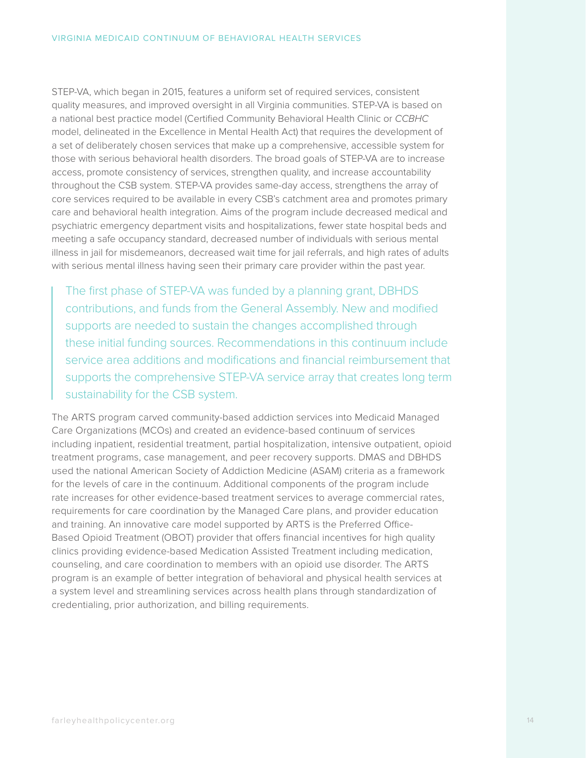STEP-VA, which began in 2015, features a uniform set of required services, consistent quality measures, and improved oversight in all Virginia communities. STEP-VA is based on a national best practice model (Certified Community Behavioral Health Clinic or *CCBHC* model, delineated in the Excellence in Mental Health Act) that requires the development of a set of deliberately chosen services that make up a comprehensive, accessible system for those with serious behavioral health disorders. The broad goals of STEP-VA are to increase access, promote consistency of services, strengthen quality, and increase accountability throughout the CSB system. STEP-VA provides same-day access, strengthens the array of core services required to be available in every CSB's catchment area and promotes primary care and behavioral health integration. Aims of the program include decreased medical and psychiatric emergency department visits and hospitalizations, fewer state hospital beds and meeting a safe occupancy standard, decreased number of individuals with serious mental illness in jail for misdemeanors, decreased wait time for jail referrals, and high rates of adults with serious mental illness having seen their primary care provider within the past year.

> The first phase of STEP-VA was funded by a planning grant, DBHDS contributions, and funds from the General Assembly. New and modified supports are needed to sustain the changes accomplished through these initial funding sources. Recommendations in this continuum include service area additions and modifications and financial reimbursement that supports the comprehensive STEP-VA service array that creates long term sustainability for the CSB system.

The ARTS program carved community-based addiction services into Medicaid Managed Care Organizations (MCOs) and created an evidence-based continuum of services including inpatient, residential treatment, partial hospitalization, intensive outpatient, opioid treatment programs, case management, and peer recovery supports. DMAS and DBHDS used the national American Society of Addiction Medicine (ASAM) criteria as a framework for the levels of care in the continuum. Additional components of the program include rate increases for other evidence-based treatment services to average commercial rates, requirements for care coordination by the Managed Care plans, and provider education and training. An innovative care model supported by ARTS is the Preferred Office-Based Opioid Treatment (OBOT) provider that offers financial incentives for high quality clinics providing evidence-based Medication Assisted Treatment including medication, counseling, and care coordination to members with an opioid use disorder. The ARTS program is an example of better integration of behavioral and physical health services at a system level and streamlining services across health plans through standardization of credentialing, prior authorization, and billing requirements.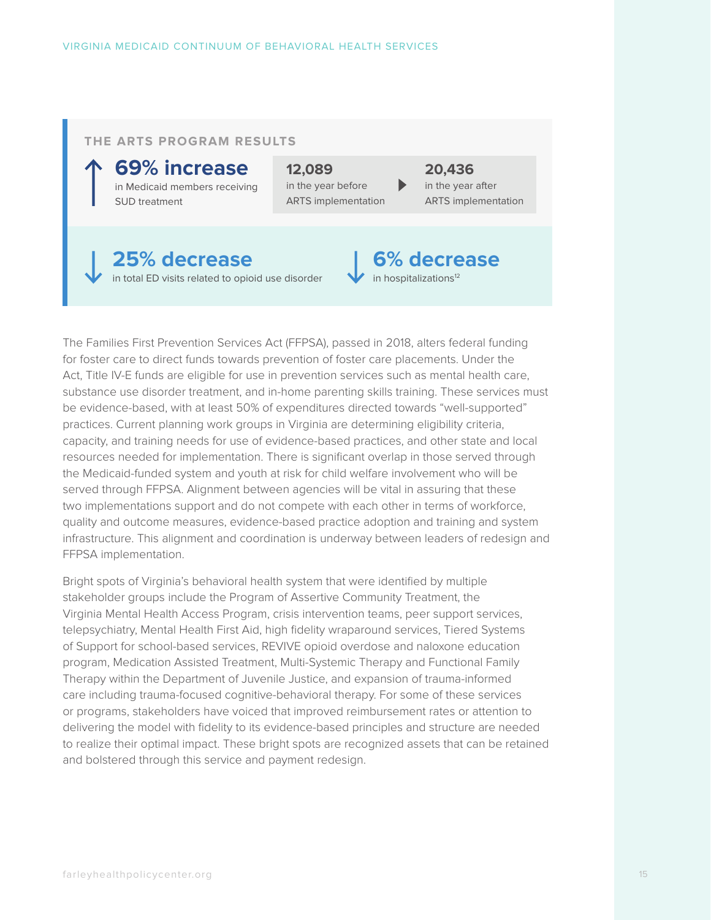## THE ARTS PROGRAM RESULTS

**69% increase** in Medicaid members receiving SUD treatment

**12,089** in the year before ARTS implementation → **20,436** in the year after ARTS implementation

**25% decrease** in total ED visits related to opioid use disorder

**6% decrease** in hospitalizations[12]

The Families First Prevention Services Act (FFPSA), passed in 2018, alters federal funding for foster care to direct funds towards prevention of foster care placements. Under the Act, Title IV-E funds are eligible for use in prevention services such as mental health care, substance use disorder treatment, and in-home parenting skills training. These services must be evidence-based, with at least 50% of expenditures directed towards "well-supported" practices. Current planning work groups in Virginia are determining eligibility criteria, capacity, and training needs for use of evidence-based practices, and other state and local resources needed for implementation. There is significant overlap in those served through the Medicaid-funded system and youth at risk for child welfare involvement who will be served through FFPSA. Alignment between agencies will be vital in assuring that these two implementations support and do not compete with each other in terms of workforce, quality and outcome measures, evidence-based practice adoption and training and system infrastructure. This alignment and coordination is underway between leaders of redesign and FFPSA implementation.

Bright spots of Virginia's behavioral health system that were identified by multiple stakeholder groups include the Program of Assertive Community Treatment, the Virginia Mental Health Access Program, crisis intervention teams, peer support services, telepsychiatry, Mental Health First Aid, high fidelity wraparound services, Tiered Systems of Support for school-based services, REVIVE opioid overdose and naloxone education program, Medication Assisted Treatment, Multi-Systemic Therapy and Functional Family Therapy within the Department of Juvenile Justice, and expansion of trauma-informed care including trauma-focused cognitive-behavioral therapy. For some of these services or programs, stakeholders have voiced that improved reimbursement rates or attention to delivering the model with fidelity to its evidence-based principles and structure are needed to realize their optimal impact. These bright spots are recognized assets that can be retained and bolstered through this service and payment redesign.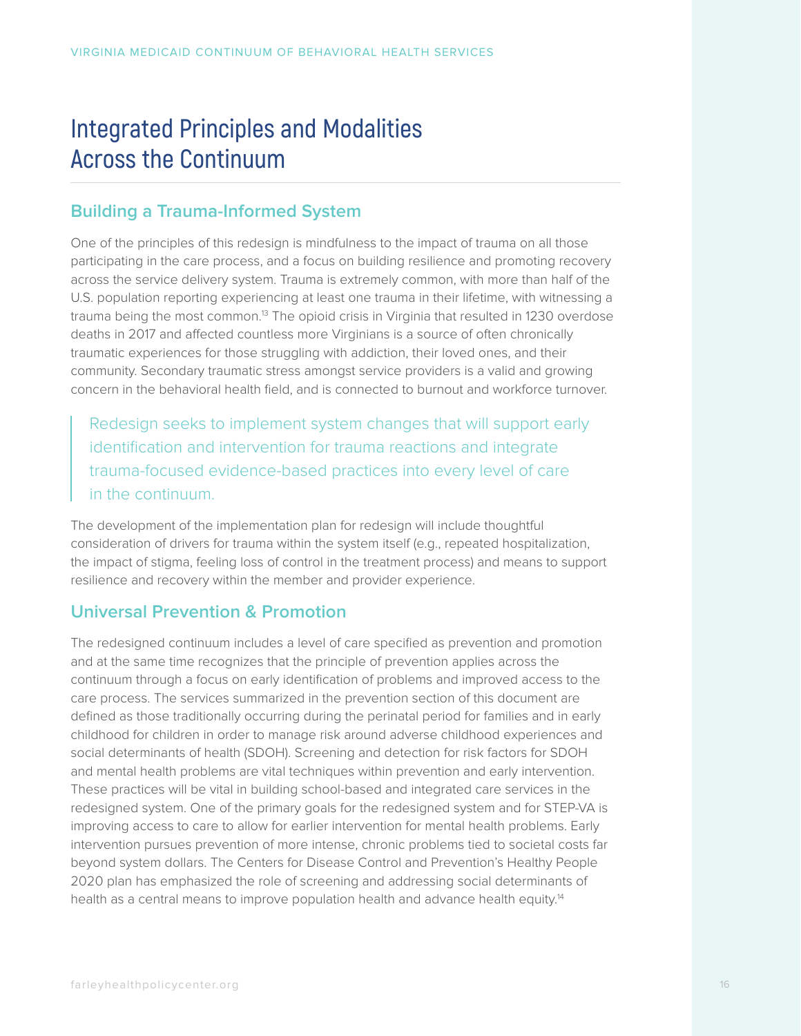# Integrated Principles and Modalities Across the Continuum

## Building a Trauma-Informed System

One of the principles of this redesign is mindfulness to the impact of trauma on all those participating in the care process, and a focus on building resilience and promoting recovery across the service delivery system. Trauma is extremely common, with more than half of the U.S. population reporting experiencing at least one trauma in their lifetime, with witnessing a trauma being the most common.[13] The opioid crisis in Virginia that resulted in 1230 overdose deaths in 2017 and affected countless more Virginians is a source of often chronically traumatic experiences for those struggling with addiction, their loved ones, and their community. Secondary traumatic stress amongst service providers is a valid and growing concern in the behavioral health field, and is connected to burnout and workforce turnover.

> Redesign seeks to implement system changes that will support early identification and intervention for trauma reactions and integrate trauma-focused evidence-based practices into every level of care in the continuum.

The development of the implementation plan for redesign will include thoughtful consideration of drivers for trauma within the system itself (e.g., repeated hospitalization, the impact of stigma, feeling loss of control in the treatment process) and means to support resilience and recovery within the member and provider experience.

## Universal Prevention & Promotion

The redesigned continuum includes a level of care specified as prevention and promotion and at the same time recognizes that the principle of prevention applies across the continuum through a focus on early identification of problems and improved access to the care process. The services summarized in the prevention section of this document are defined as those traditionally occurring during the perinatal period for families and in early childhood for children in order to manage risk around adverse childhood experiences and social determinants of health (SDOH). Screening and detection for risk factors for SDOH and mental health problems are vital techniques within prevention and early intervention. These practices will be vital in building school-based and integrated care services in the redesigned system. One of the primary goals for the redesigned system and for STEP-VA is improving access to care to allow for earlier intervention for mental health problems. Early intervention pursues prevention of more intense, chronic problems tied to societal costs far beyond system dollars. The Centers for Disease Control and Prevention's Healthy People 2020 plan has emphasized the role of screening and addressing social determinants of health as a central means to improve population health and advance health equity.[14]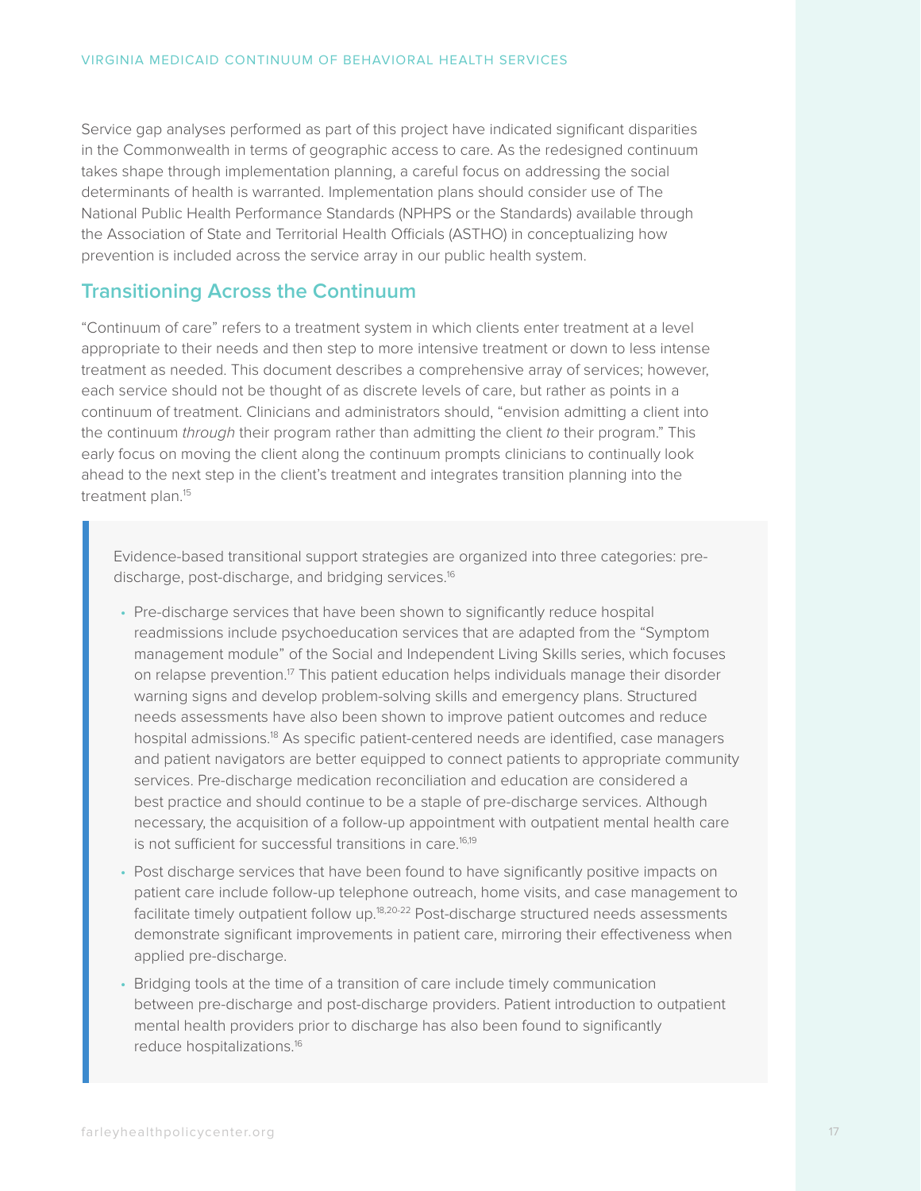Service gap analyses performed as part of this project have indicated significant disparities in the Commonwealth in terms of geographic access to care. As the redesigned continuum takes shape through implementation planning, a careful focus on addressing the social determinants of health is warranted. Implementation plans should consider use of The National Public Health Performance Standards (NPHPS or the Standards) available through the Association of State and Territorial Health Officials (ASTHO) in conceptualizing how prevention is included across the service array in our public health system.

## Transitioning Across the Continuum

"Continuum of care" refers to a treatment system in which clients enter treatment at a level appropriate to their needs and then step to more intensive treatment or down to less intense treatment as needed. This document describes a comprehensive array of services; however, each service should not be thought of as discrete levels of care, but rather as points in a continuum of treatment. Clinicians and administrators should, "envision admitting a client into the continuum *through* their program rather than admitting the client *to* their program." This early focus on moving the client along the continuum prompts clinicians to continually look ahead to the next step in the client's treatment and integrates transition planning into the treatment plan.[15]

> Evidence-based transitional support strategies are organized into three categories: pre-discharge, post-discharge, and bridging services.[16]
>
> - Pre-discharge services that have been shown to significantly reduce hospital readmissions include psychoeducation services that are adapted from the "Symptom management module" of the Social and Independent Living Skills series, which focuses on relapse prevention.[17] This patient education helps individuals manage their disorder warning signs and develop problem-solving skills and emergency plans. Structured needs assessments have also been shown to improve patient outcomes and reduce hospital admissions.[18] As specific patient-centered needs are identified, case managers and patient navigators are better equipped to connect patients to appropriate community services. Pre-discharge medication reconciliation and education are considered a best practice and should continue to be a staple of pre-discharge services. Although necessary, the acquisition of a follow-up appointment with outpatient mental health care is not sufficient for successful transitions in care.[16,19]
> - Post discharge services that have been found to have significantly positive impacts on patient care include follow-up telephone outreach, home visits, and case management to facilitate timely outpatient follow up.[18,20-22] Post-discharge structured needs assessments demonstrate significant improvements in patient care, mirroring their effectiveness when applied pre-discharge.
> - Bridging tools at the time of a transition of care include timely communication between pre-discharge and post-discharge providers. Patient introduction to outpatient mental health providers prior to discharge has also been found to significantly reduce hospitalizations.[16]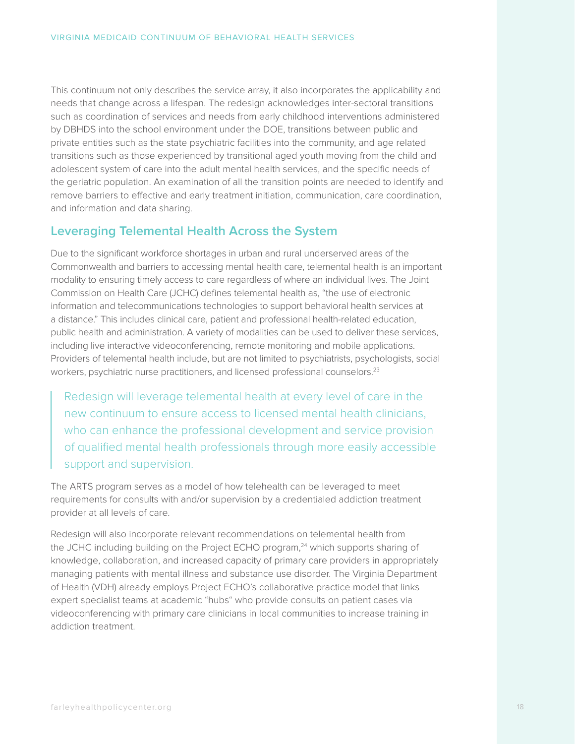This continuum not only describes the service array, it also incorporates the applicability and needs that change across a lifespan. The redesign acknowledges inter-sectoral transitions such as coordination of services and needs from early childhood interventions administered by DBHDS into the school environment under the DOE, transitions between public and private entities such as the state psychiatric facilities into the community, and age related transitions such as those experienced by transitional aged youth moving from the child and adolescent system of care into the adult mental health services, and the specific needs of the geriatric population. An examination of all the transition points are needed to identify and remove barriers to effective and early treatment initiation, communication, care coordination, and information and data sharing.

## Leveraging Telemental Health Across the System

Due to the significant workforce shortages in urban and rural underserved areas of the Commonwealth and barriers to accessing mental health care, telemental health is an important modality to ensuring timely access to care regardless of where an individual lives. The Joint Commission on Health Care (JCHC) defines telemental health as, "the use of electronic information and telecommunications technologies to support behavioral health services at a distance." This includes clinical care, patient and professional health-related education, public health and administration. A variety of modalities can be used to deliver these services, including live interactive videoconferencing, remote monitoring and mobile applications. Providers of telemental health include, but are not limited to psychiatrists, psychologists, social workers, psychiatric nurse practitioners, and licensed professional counselors.[23]

> Redesign will leverage telemental health at every level of care in the new continuum to ensure access to licensed mental health clinicians, who can enhance the professional development and service provision of qualified mental health professionals through more easily accessible support and supervision.

The ARTS program serves as a model of how telehealth can be leveraged to meet requirements for consults with and/or supervision by a credentialed addiction treatment provider at all levels of care.

Redesign will also incorporate relevant recommendations on telemental health from the JCHC including building on the Project ECHO program,[24] which supports sharing of knowledge, collaboration, and increased capacity of primary care providers in appropriately managing patients with mental illness and substance use disorder. The Virginia Department of Health (VDH) already employs Project ECHO's collaborative practice model that links expert specialist teams at academic "hubs" who provide consults on patient cases via videoconferencing with primary care clinicians in local communities to increase training in addiction treatment.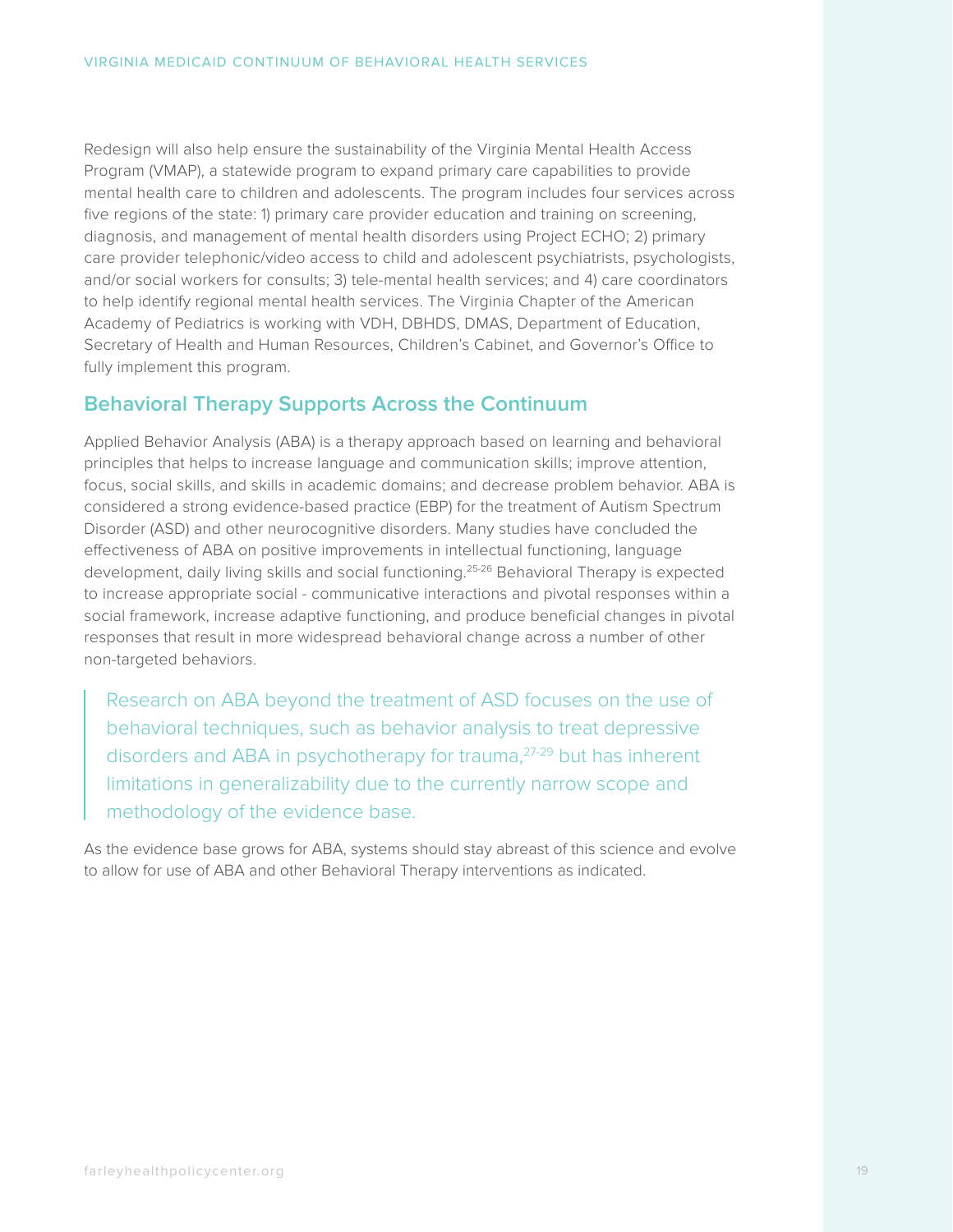Redesign will also help ensure the sustainability of the Virginia Mental Health Access Program (VMAP), a statewide program to expand primary care capabilities to provide mental health care to children and adolescents. The program includes four services across five regions of the state: 1) primary care provider education and training on screening, diagnosis, and management of mental health disorders using Project ECHO; 2) primary care provider telephonic/video access to child and adolescent psychiatrists, psychologists, and/or social workers for consults; 3) tele-mental health services; and 4) care coordinators to help identify regional mental health services. The Virginia Chapter of the American Academy of Pediatrics is working with VDH, DBHDS, DMAS, Department of Education, Secretary of Health and Human Resources, Children's Cabinet, and Governor's Office to fully implement this program.

## Behavioral Therapy Supports Across the Continuum

Applied Behavior Analysis (ABA) is a therapy approach based on learning and behavioral principles that helps to increase language and communication skills; improve attention, focus, social skills, and skills in academic domains; and decrease problem behavior. ABA is considered a strong evidence-based practice (EBP) for the treatment of Autism Spectrum Disorder (ASD) and other neurocognitive disorders. Many studies have concluded the effectiveness of ABA on positive improvements in intellectual functioning, language development, daily living skills and social functioning.[25-26] Behavioral Therapy is expected to increase appropriate social - communicative interactions and pivotal responses within a social framework, increase adaptive functioning, and produce beneficial changes in pivotal responses that result in more widespread behavioral change across a number of other non-targeted behaviors.

> Research on ABA beyond the treatment of ASD focuses on the use of behavioral techniques, such as behavior analysis to treat depressive disorders and ABA in psychotherapy for trauma,[27-29] but has inherent limitations in generalizability due to the currently narrow scope and methodology of the evidence base.

As the evidence base grows for ABA, systems should stay abreast of this science and evolve to allow for use of ABA and other Behavioral Therapy interventions as indicated.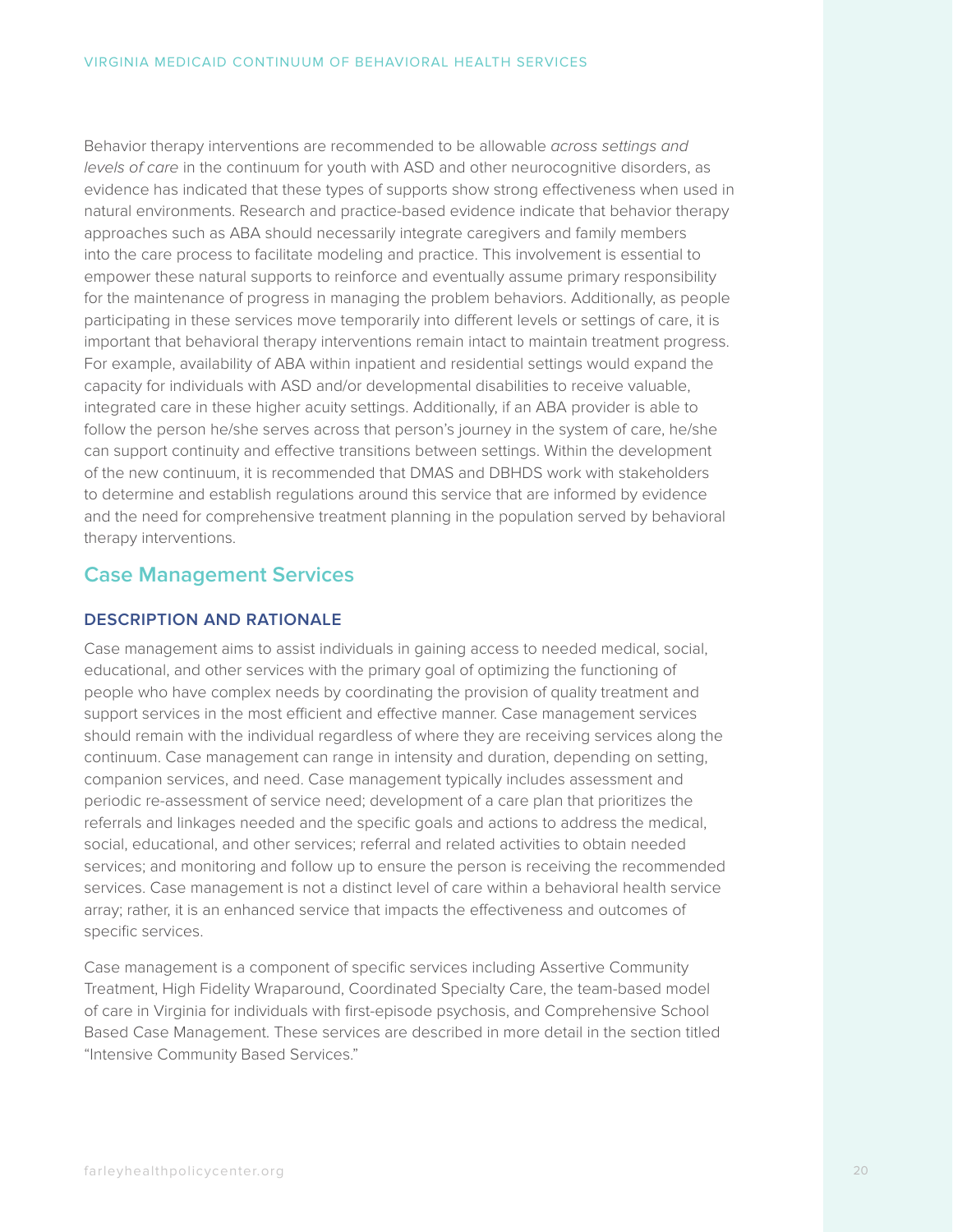Behavior therapy interventions are recommended to be allowable *across settings and levels of care* in the continuum for youth with ASD and other neurocognitive disorders, as evidence has indicated that these types of supports show strong effectiveness when used in natural environments. Research and practice-based evidence indicate that behavior therapy approaches such as ABA should necessarily integrate caregivers and family members into the care process to facilitate modeling and practice. This involvement is essential to empower these natural supports to reinforce and eventually assume primary responsibility for the maintenance of progress in managing the problem behaviors. Additionally, as people participating in these services move temporarily into different levels or settings of care, it is important that behavioral therapy interventions remain intact to maintain treatment progress. For example, availability of ABA within inpatient and residential settings would expand the capacity for individuals with ASD and/or developmental disabilities to receive valuable, integrated care in these higher acuity settings. Additionally, if an ABA provider is able to follow the person he/she serves across that person's journey in the system of care, he/she can support continuity and effective transitions between settings. Within the development of the new continuum, it is recommended that DMAS and DBHDS work with stakeholders to determine and establish regulations around this service that are informed by evidence and the need for comprehensive treatment planning in the population served by behavioral therapy interventions.

## Case Management Services

### DESCRIPTION AND RATIONALE

Case management aims to assist individuals in gaining access to needed medical, social, educational, and other services with the primary goal of optimizing the functioning of people who have complex needs by coordinating the provision of quality treatment and support services in the most efficient and effective manner. Case management services should remain with the individual regardless of where they are receiving services along the continuum. Case management can range in intensity and duration, depending on setting, companion services, and need. Case management typically includes assessment and periodic re-assessment of service need; development of a care plan that prioritizes the referrals and linkages needed and the specific goals and actions to address the medical, social, educational, and other services; referral and related activities to obtain needed services; and monitoring and follow up to ensure the person is receiving the recommended services. Case management is not a distinct level of care within a behavioral health service array; rather, it is an enhanced service that impacts the effectiveness and outcomes of specific services.

Case management is a component of specific services including Assertive Community Treatment, High Fidelity Wraparound, Coordinated Specialty Care, the team-based model of care in Virginia for individuals with first-episode psychosis, and Comprehensive School Based Case Management. These services are described in more detail in the section titled "Intensive Community Based Services."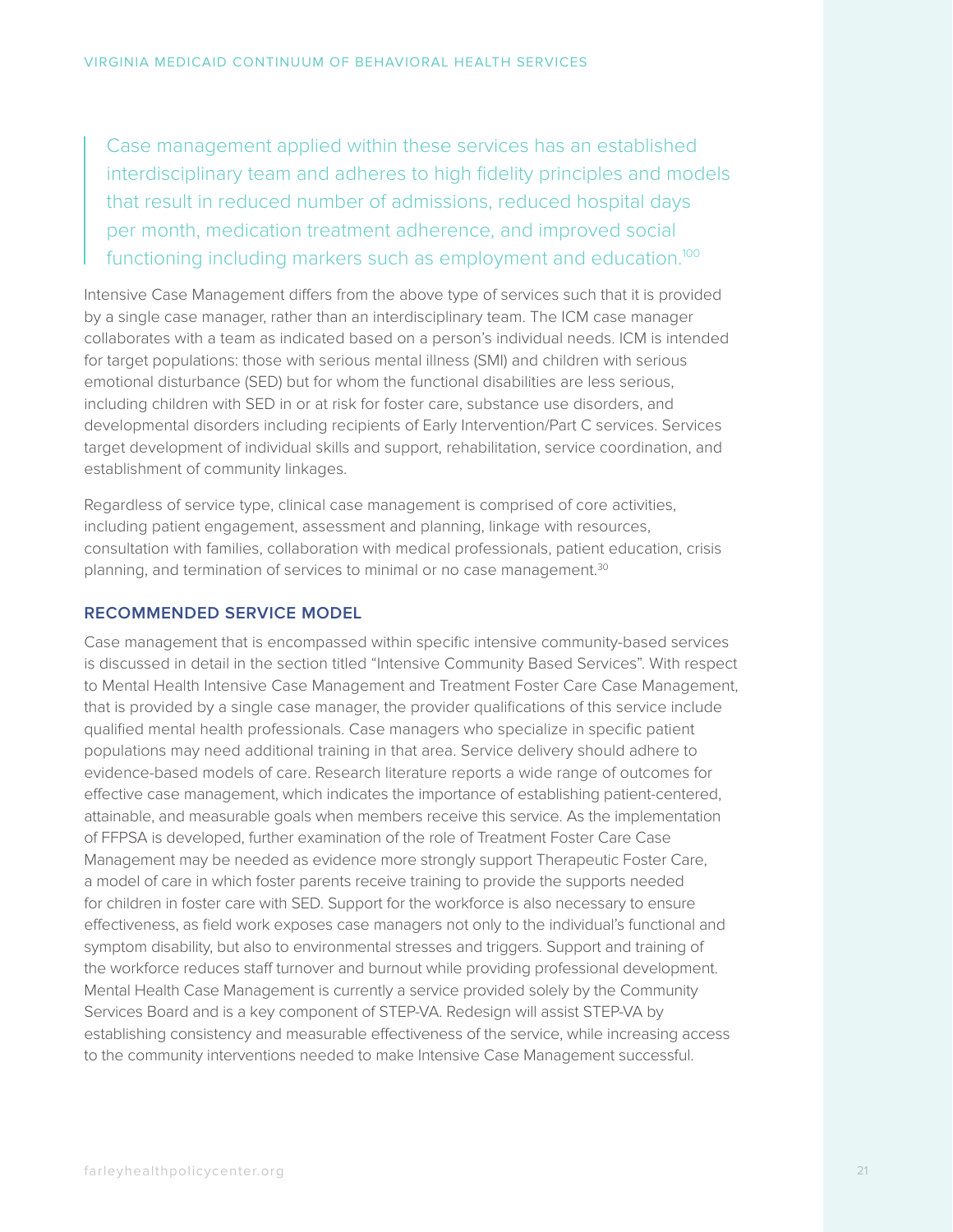> Case management applied within these services has an established interdisciplinary team and adheres to high fidelity principles and models that result in reduced number of admissions, reduced hospital days per month, medication treatment adherence, and improved social functioning including markers such as employment and education.[100]

Intensive Case Management differs from the above type of services such that it is provided by a single case manager, rather than an interdisciplinary team. The ICM case manager collaborates with a team as indicated based on a person's individual needs. ICM is intended for target populations: those with serious mental illness (SMI) and children with serious emotional disturbance (SED) but for whom the functional disabilities are less serious, including children with SED in or at risk for foster care, substance use disorders, and developmental disorders including recipients of Early Intervention/Part C services. Services target development of individual skills and support, rehabilitation, service coordination, and establishment of community linkages.

Regardless of service type, clinical case management is comprised of core activities, including patient engagement, assessment and planning, linkage with resources, consultation with families, collaboration with medical professionals, patient education, crisis planning, and termination of services to minimal or no case management.[30]

### RECOMMENDED SERVICE MODEL

Case management that is encompassed within specific intensive community-based services is discussed in detail in the section titled "Intensive Community Based Services". With respect to Mental Health Intensive Case Management and Treatment Foster Care Case Management, that is provided by a single case manager, the provider qualifications of this service include qualified mental health professionals. Case managers who specialize in specific patient populations may need additional training in that area. Service delivery should adhere to evidence-based models of care. Research literature reports a wide range of outcomes for effective case management, which indicates the importance of establishing patient-centered, attainable, and measurable goals when members receive this service. As the implementation of FFPSA is developed, further examination of the role of Treatment Foster Care Case Management may be needed as evidence more strongly support Therapeutic Foster Care, a model of care in which foster parents receive training to provide the supports needed for children in foster care with SED. Support for the workforce is also necessary to ensure effectiveness, as field work exposes case managers not only to the individual's functional and symptom disability, but also to environmental stresses and triggers. Support and training of the workforce reduces staff turnover and burnout while providing professional development. Mental Health Case Management is currently a service provided solely by the Community Services Board and is a key component of STEP-VA. Redesign will assist STEP-VA by establishing consistency and measurable effectiveness of the service, while increasing access to the community interventions needed to make Intensive Case Management successful.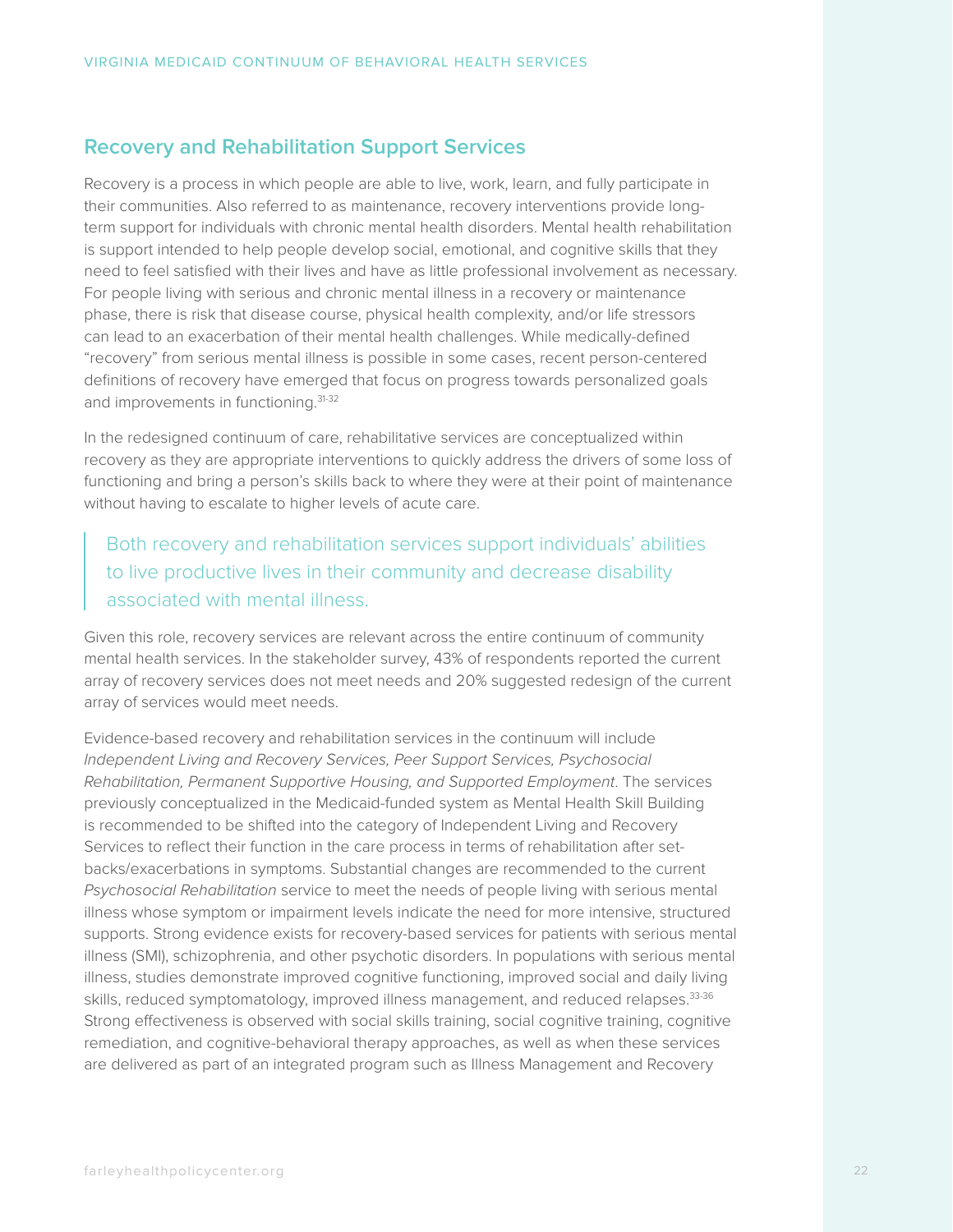## Recovery and Rehabilitation Support Services

Recovery is a process in which people are able to live, work, learn, and fully participate in their communities. Also referred to as maintenance, recovery interventions provide long-term support for individuals with chronic mental health disorders. Mental health rehabilitation is support intended to help people develop social, emotional, and cognitive skills that they need to feel satisfied with their lives and have as little professional involvement as necessary. For people living with serious and chronic mental illness in a recovery or maintenance phase, there is risk that disease course, physical health complexity, and/or life stressors can lead to an exacerbation of their mental health challenges. While medically-defined "recovery" from serious mental illness is possible in some cases, recent person-centered definitions of recovery have emerged that focus on progress towards personalized goals and improvements in functioning.[31-32]

In the redesigned continuum of care, rehabilitative services are conceptualized within recovery as they are appropriate interventions to quickly address the drivers of some loss of functioning and bring a person's skills back to where they were at their point of maintenance without having to escalate to higher levels of acute care.

> Both recovery and rehabilitation services support individuals' abilities to live productive lives in their community and decrease disability associated with mental illness.

Given this role, recovery services are relevant across the entire continuum of community mental health services. In the stakeholder survey, 43% of respondents reported the current array of recovery services does not meet needs and 20% suggested redesign of the current array of services would meet needs.

Evidence-based recovery and rehabilitation services in the continuum will include *Independent Living and Recovery Services, Peer Support Services, Psychosocial Rehabilitation, Permanent Supportive Housing, and Supported Employment*. The services previously conceptualized in the Medicaid-funded system as Mental Health Skill Building is recommended to be shifted into the category of Independent Living and Recovery Services to reflect their function in the care process in terms of rehabilitation after set-backs/exacerbations in symptoms. Substantial changes are recommended to the current *Psychosocial Rehabilitation* service to meet the needs of people living with serious mental illness whose symptom or impairment levels indicate the need for more intensive, structured supports. Strong evidence exists for recovery-based services for patients with serious mental illness (SMI), schizophrenia, and other psychotic disorders. In populations with serious mental illness, studies demonstrate improved cognitive functioning, improved social and daily living skills, reduced symptomatology, improved illness management, and reduced relapses.[33-36] Strong effectiveness is observed with social skills training, social cognitive training, cognitive remediation, and cognitive-behavioral therapy approaches, as well as when these services are delivered as part of an integrated program such as Illness Management and Recovery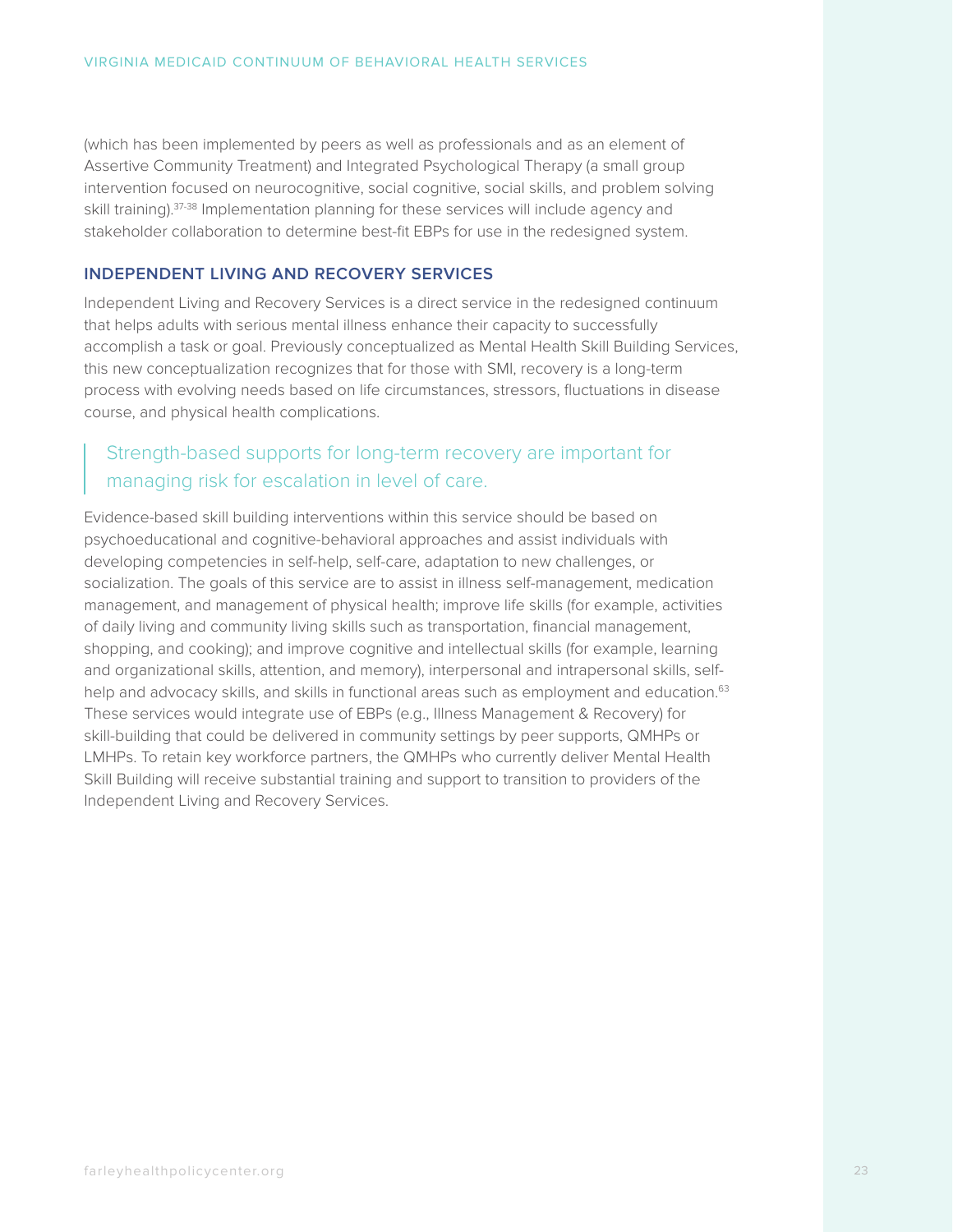(which has been implemented by peers as well as professionals and as an element of Assertive Community Treatment) and Integrated Psychological Therapy (a small group intervention focused on neurocognitive, social cognitive, social skills, and problem solving skill training).[37-38] Implementation planning for these services will include agency and stakeholder collaboration to determine best-fit EBPs for use in the redesigned system.

### INDEPENDENT LIVING AND RECOVERY SERVICES

Independent Living and Recovery Services is a direct service in the redesigned continuum that helps adults with serious mental illness enhance their capacity to successfully accomplish a task or goal. Previously conceptualized as Mental Health Skill Building Services, this new conceptualization recognizes that for those with SMI, recovery is a long-term process with evolving needs based on life circumstances, stressors, fluctuations in disease course, and physical health complications.

> Strength-based supports for long-term recovery are important for managing risk for escalation in level of care.

Evidence-based skill building interventions within this service should be based on psychoeducational and cognitive-behavioral approaches and assist individuals with developing competencies in self-help, self-care, adaptation to new challenges, or socialization. The goals of this service are to assist in illness self-management, medication management, and management of physical health; improve life skills (for example, activities of daily living and community living skills such as transportation, financial management, shopping, and cooking); and improve cognitive and intellectual skills (for example, learning and organizational skills, attention, and memory), interpersonal and intrapersonal skills, self-help and advocacy skills, and skills in functional areas such as employment and education.[63] These services would integrate use of EBPs (e.g., Illness Management & Recovery) for skill-building that could be delivered in community settings by peer supports, QMHPs or LMHPs. To retain key workforce partners, the QMHPs who currently deliver Mental Health Skill Building will receive substantial training and support to transition to providers of the Independent Living and Recovery Services.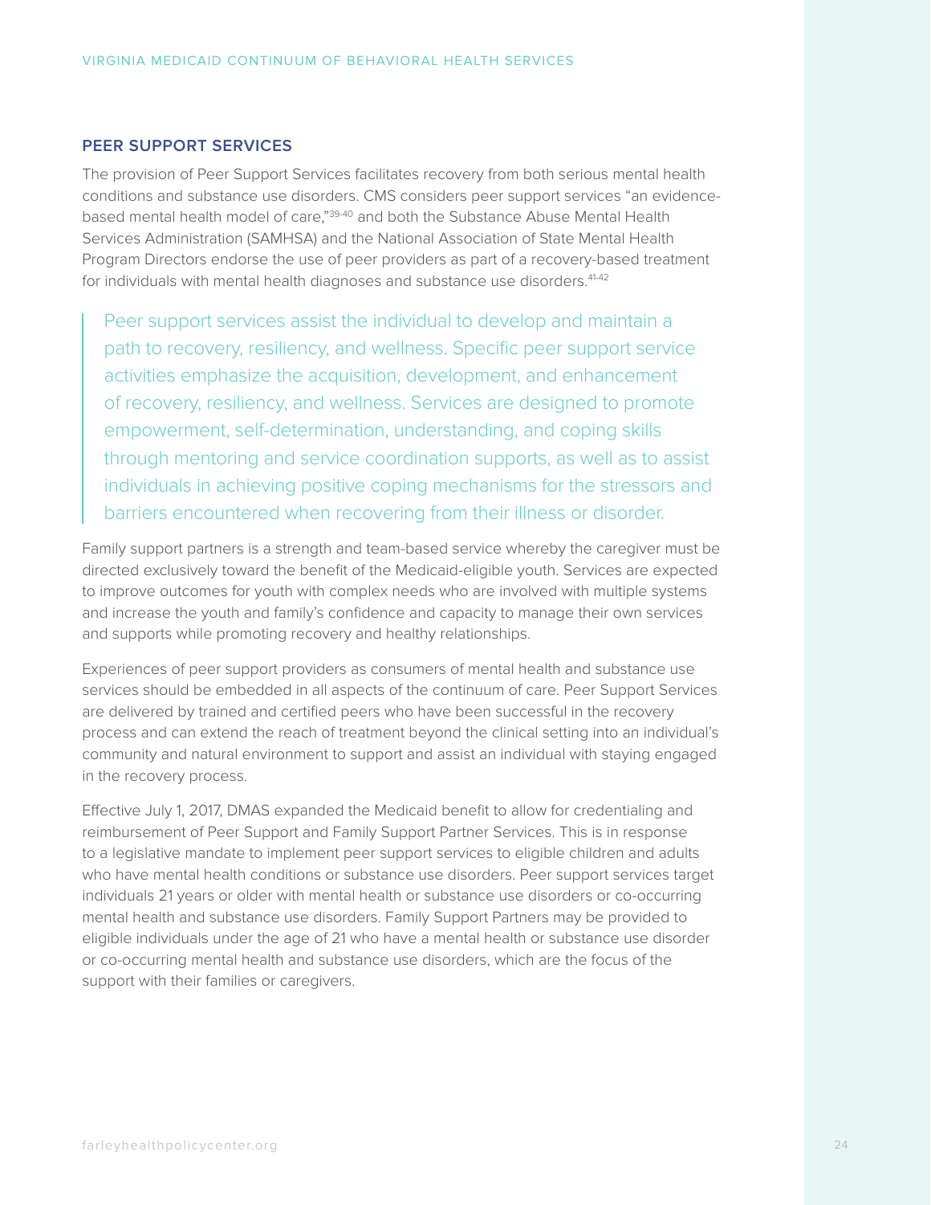## PEER SUPPORT SERVICES

The provision of Peer Support Services facilitates recovery from both serious mental health conditions and substance use disorders. CMS considers peer support services "an evidence-based mental health model of care,"[39-40] and both the Substance Abuse Mental Health Services Administration (SAMHSA) and the National Association of State Mental Health Program Directors endorse the use of peer providers as part of a recovery-based treatment for individuals with mental health diagnoses and substance use disorders.[41-42]

> Peer support services assist the individual to develop and maintain a path to recovery, resiliency, and wellness. Specific peer support service activities emphasize the acquisition, development, and enhancement of recovery, resiliency, and wellness. Services are designed to promote empowerment, self-determination, understanding, and coping skills through mentoring and service coordination supports, as well as to assist individuals in achieving positive coping mechanisms for the stressors and barriers encountered when recovering from their illness or disorder.

Family support partners is a strength and team-based service whereby the caregiver must be directed exclusively toward the benefit of the Medicaid-eligible youth. Services are expected to improve outcomes for youth with complex needs who are involved with multiple systems and increase the youth and family's confidence and capacity to manage their own services and supports while promoting recovery and healthy relationships.

Experiences of peer support providers as consumers of mental health and substance use services should be embedded in all aspects of the continuum of care. Peer Support Services are delivered by trained and certified peers who have been successful in the recovery process and can extend the reach of treatment beyond the clinical setting into an individual's community and natural environment to support and assist an individual with staying engaged in the recovery process.

Effective July 1, 2017, DMAS expanded the Medicaid benefit to allow for credentialing and reimbursement of Peer Support and Family Support Partner Services. This is in response to a legislative mandate to implement peer support services to eligible children and adults who have mental health conditions or substance use disorders. Peer support services target individuals 21 years or older with mental health or substance use disorders or co-occurring mental health and substance use disorders. Family Support Partners may be provided to eligible individuals under the age of 21 who have a mental health or substance use disorder or co-occurring mental health and substance use disorders, which are the focus of the support with their families or caregivers.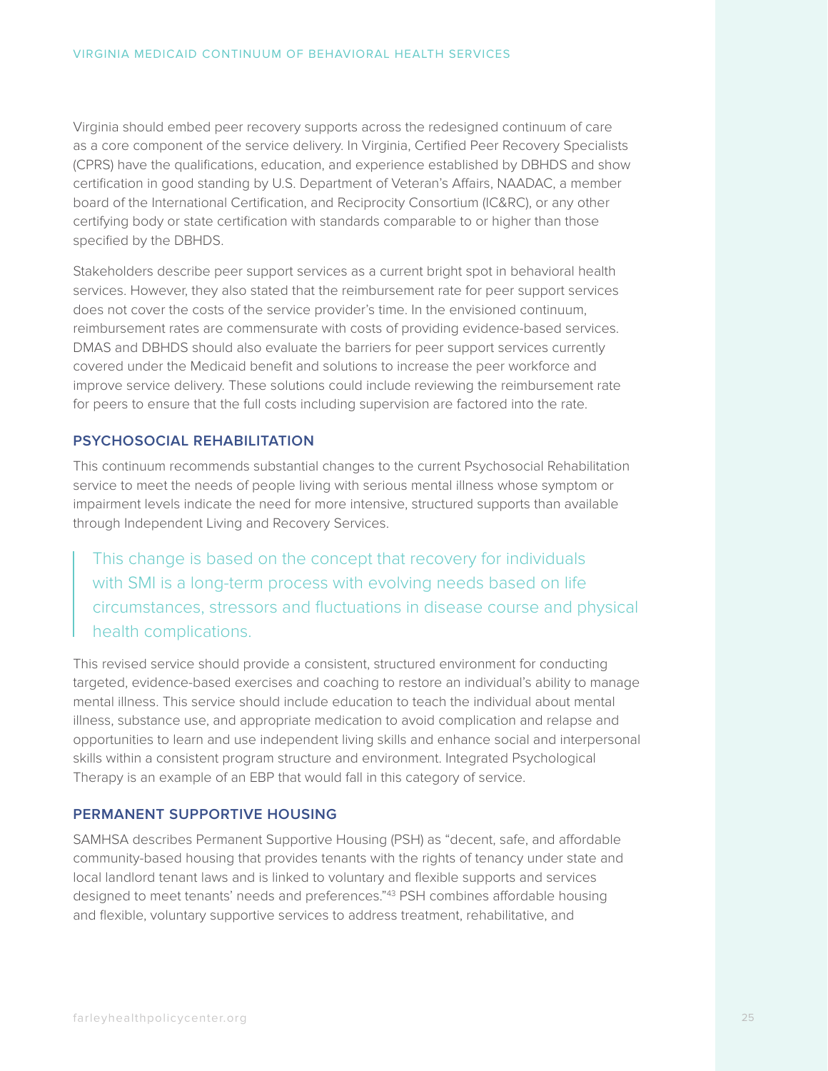Virginia should embed peer recovery supports across the redesigned continuum of care as a core component of the service delivery. In Virginia, Certified Peer Recovery Specialists (CPRS) have the qualifications, education, and experience established by DBHDS and show certification in good standing by U.S. Department of Veteran's Affairs, NAADAC, a member board of the International Certification, and Reciprocity Consortium (IC&RC), or any other certifying body or state certification with standards comparable to or higher than those specified by the DBHDS.

Stakeholders describe peer support services as a current bright spot in behavioral health services. However, they also stated that the reimbursement rate for peer support services does not cover the costs of the service provider's time. In the envisioned continuum, reimbursement rates are commensurate with costs of providing evidence-based services. DMAS and DBHDS should also evaluate the barriers for peer support services currently covered under the Medicaid benefit and solutions to increase the peer workforce and improve service delivery. These solutions could include reviewing the reimbursement rate for peers to ensure that the full costs including supervision are factored into the rate.

### PSYCHOSOCIAL REHABILITATION

This continuum recommends substantial changes to the current Psychosocial Rehabilitation service to meet the needs of people living with serious mental illness whose symptom or impairment levels indicate the need for more intensive, structured supports than available through Independent Living and Recovery Services.

> This change is based on the concept that recovery for individuals with SMI is a long-term process with evolving needs based on life circumstances, stressors and fluctuations in disease course and physical health complications.

This revised service should provide a consistent, structured environment for conducting targeted, evidence-based exercises and coaching to restore an individual's ability to manage mental illness. This service should include education to teach the individual about mental illness, substance use, and appropriate medication to avoid complication and relapse and opportunities to learn and use independent living skills and enhance social and interpersonal skills within a consistent program structure and environment. Integrated Psychological Therapy is an example of an EBP that would fall in this category of service.

### PERMANENT SUPPORTIVE HOUSING

SAMHSA describes Permanent Supportive Housing (PSH) as "decent, safe, and affordable community-based housing that provides tenants with the rights of tenancy under state and local landlord tenant laws and is linked to voluntary and flexible supports and services designed to meet tenants' needs and preferences."[43] PSH combines affordable housing and flexible, voluntary supportive services to address treatment, rehabilitative, and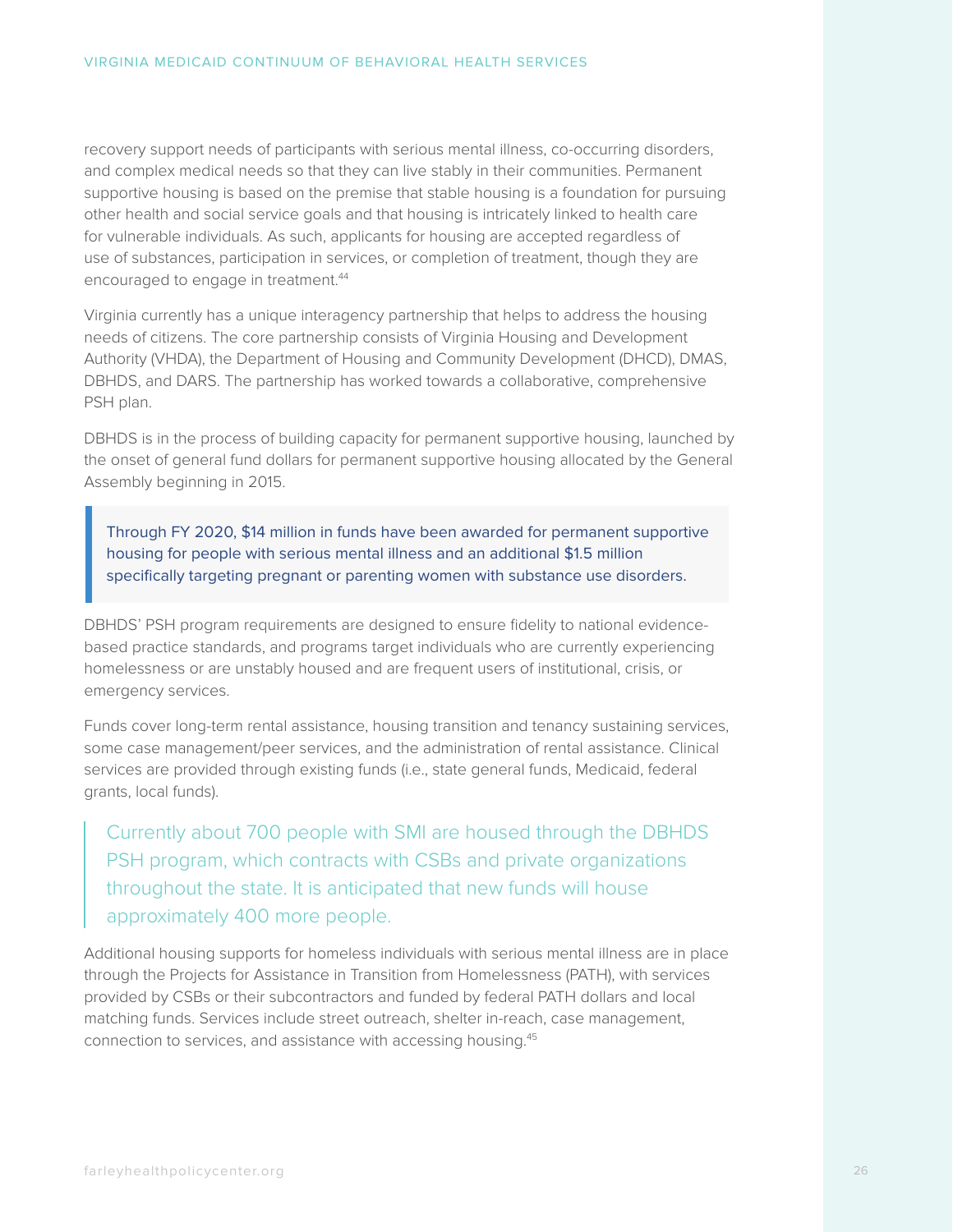recovery support needs of participants with serious mental illness, co-occurring disorders, and complex medical needs so that they can live stably in their communities. Permanent supportive housing is based on the premise that stable housing is a foundation for pursuing other health and social service goals and that housing is intricately linked to health care for vulnerable individuals. As such, applicants for housing are accepted regardless of use of substances, participation in services, or completion of treatment, though they are encouraged to engage in treatment.[44]

Virginia currently has a unique interagency partnership that helps to address the housing needs of citizens. The core partnership consists of Virginia Housing and Development Authority (VHDA), the Department of Housing and Community Development (DHCD), DMAS, DBHDS, and DARS. The partnership has worked towards a collaborative, comprehensive PSH plan.

DBHDS is in the process of building capacity for permanent supportive housing, launched by the onset of general fund dollars for permanent supportive housing allocated by the General Assembly beginning in 2015.

> Through FY 2020, $14 million in funds have been awarded for permanent supportive housing for people with serious mental illness and an additional $1.5 million specifically targeting pregnant or parenting women with substance use disorders.

DBHDS' PSH program requirements are designed to ensure fidelity to national evidence-based practice standards, and programs target individuals who are currently experiencing homelessness or are unstably housed and are frequent users of institutional, crisis, or emergency services.

Funds cover long-term rental assistance, housing transition and tenancy sustaining services, some case management/peer services, and the administration of rental assistance. Clinical services are provided through existing funds (i.e., state general funds, Medicaid, federal grants, local funds).

> Currently about 700 people with SMI are housed through the DBHDS PSH program, which contracts with CSBs and private organizations throughout the state. It is anticipated that new funds will house approximately 400 more people.

Additional housing supports for homeless individuals with serious mental illness are in place through the Projects for Assistance in Transition from Homelessness (PATH), with services provided by CSBs or their subcontractors and funded by federal PATH dollars and local matching funds. Services include street outreach, shelter in-reach, case management, connection to services, and assistance with accessing housing.[45]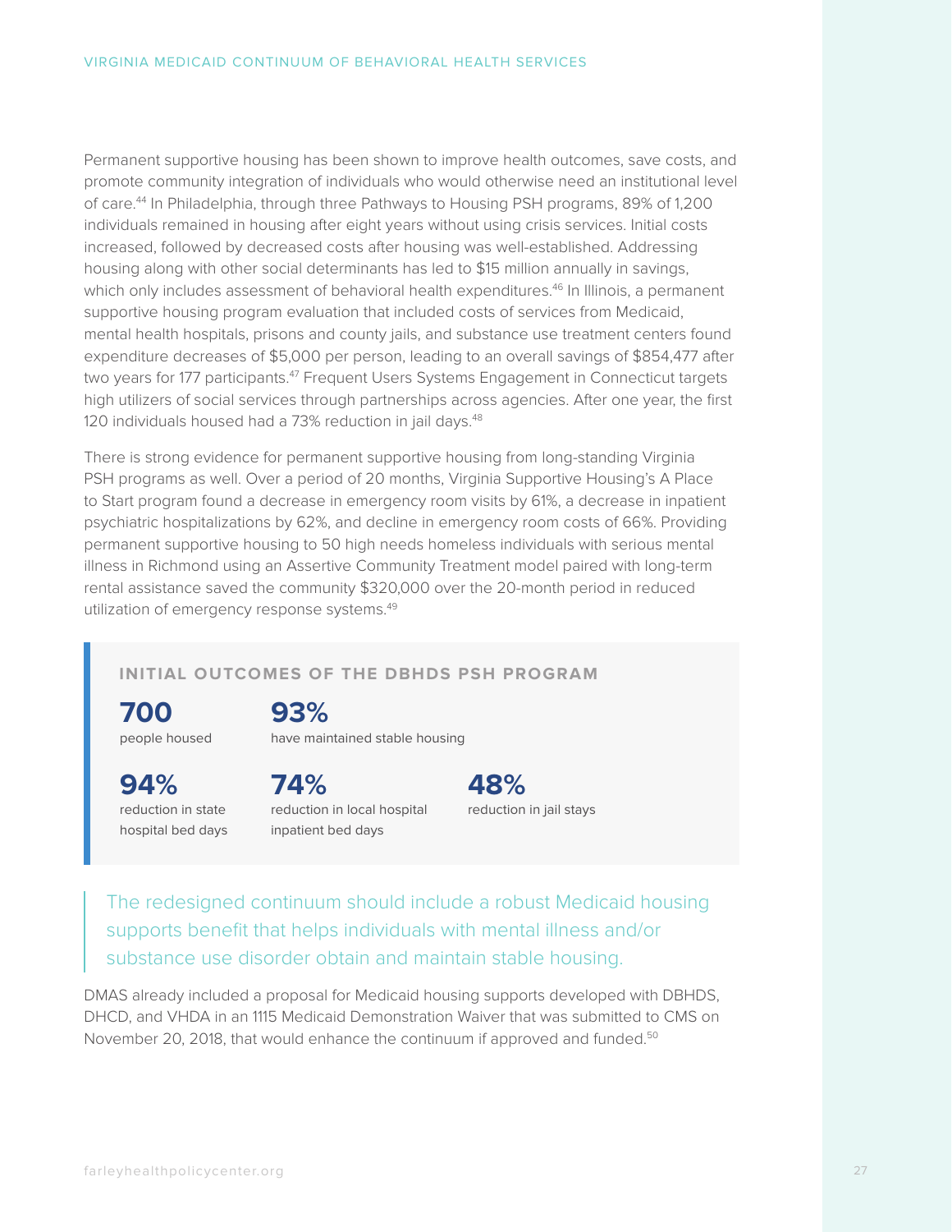Permanent supportive housing has been shown to improve health outcomes, save costs, and promote community integration of individuals who would otherwise need an institutional level of care.[44] In Philadelphia, through three Pathways to Housing PSH programs, 89% of 1,200 individuals remained in housing after eight years without using crisis services. Initial costs increased, followed by decreased costs after housing was well-established. Addressing housing along with other social determinants has led to $15 million annually in savings, which only includes assessment of behavioral health expenditures.[46] In Illinois, a permanent supportive housing program evaluation that included costs of services from Medicaid, mental health hospitals, prisons and county jails, and substance use treatment centers found expenditure decreases of $5,000 per person, leading to an overall savings of $854,477 after two years for 177 participants.[47] Frequent Users Systems Engagement in Connecticut targets high utilizers of social services through partnerships across agencies. After one year, the first 120 individuals housed had a 73% reduction in jail days.[48]

There is strong evidence for permanent supportive housing from long-standing Virginia PSH programs as well. Over a period of 20 months, Virginia Supportive Housing's A Place to Start program found a decrease in emergency room visits by 61%, a decrease in inpatient psychiatric hospitalizations by 62%, and decline in emergency room costs of 66%. Providing permanent supportive housing to 50 high needs homeless individuals with serious mental illness in Richmond using an Assertive Community Treatment model paired with long-term rental assistance saved the community $320,000 over the 20-month period in reduced utilization of emergency response systems.[49]

### INITIAL OUTCOMES OF THE DBHDS PSH PROGRAM

**700**
people housed

**93%**
have maintained stable housing

**94%**
reduction in state hospital bed days

**74%**
reduction in local hospital inpatient bed days

**48%**
reduction in jail stays

> The redesigned continuum should include a robust Medicaid housing supports benefit that helps individuals with mental illness and/or substance use disorder obtain and maintain stable housing.

DMAS already included a proposal for Medicaid housing supports developed with DBHDS, DHCD, and VHDA in an 1115 Medicaid Demonstration Waiver that was submitted to CMS on November 20, 2018, that would enhance the continuum if approved and funded.[50]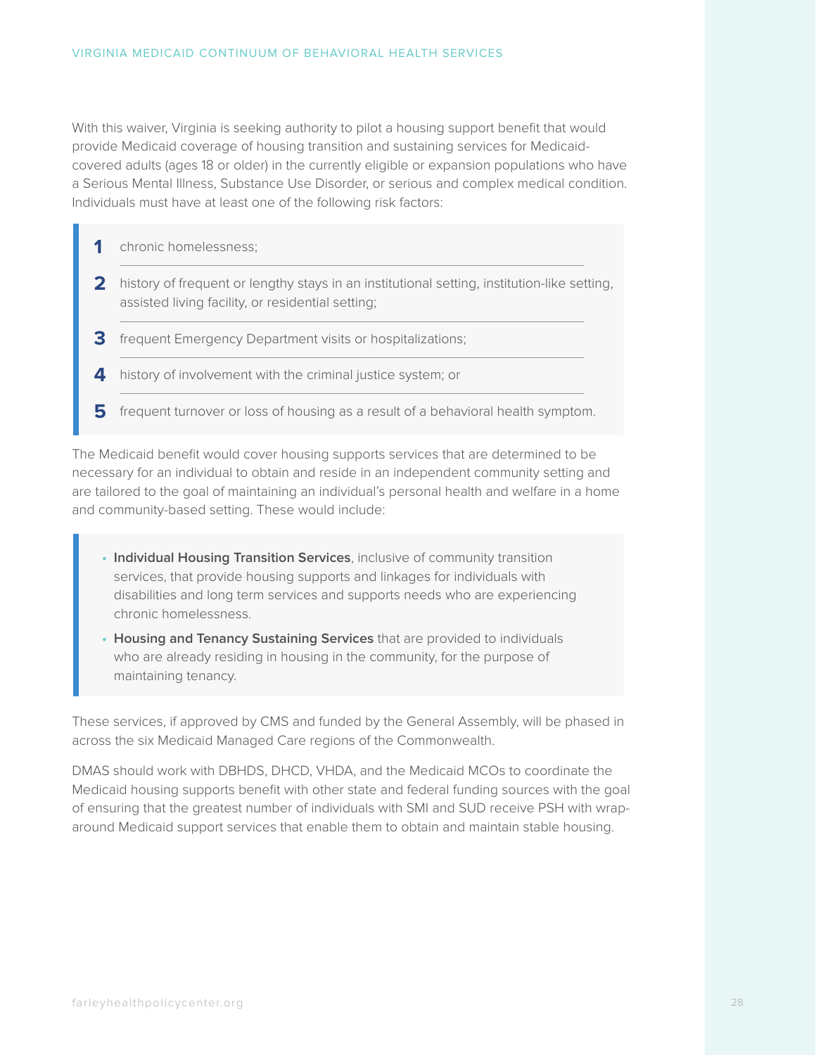With this waiver, Virginia is seeking authority to pilot a housing support benefit that would provide Medicaid coverage of housing transition and sustaining services for Medicaid-covered adults (ages 18 or older) in the currently eligible or expansion populations who have a Serious Mental Illness, Substance Use Disorder, or serious and complex medical condition. Individuals must have at least one of the following risk factors:

1. chronic homelessness;
2. history of frequent or lengthy stays in an institutional setting, institution-like setting, assisted living facility, or residential setting;
3. frequent Emergency Department visits or hospitalizations;
4. history of involvement with the criminal justice system; or
5. frequent turnover or loss of housing as a result of a behavioral health symptom.

The Medicaid benefit would cover housing supports services that are determined to be necessary for an individual to obtain and reside in an independent community setting and are tailored to the goal of maintaining an individual's personal health and welfare in a home and community-based setting. These would include:

- **Individual Housing Transition Services**, inclusive of community transition services, that provide housing supports and linkages for individuals with disabilities and long term services and supports needs who are experiencing chronic homelessness.
- **Housing and Tenancy Sustaining Services** that are provided to individuals who are already residing in housing in the community, for the purpose of maintaining tenancy.

These services, if approved by CMS and funded by the General Assembly, will be phased in across the six Medicaid Managed Care regions of the Commonwealth.

DMAS should work with DBHDS, DHCD, VHDA, and the Medicaid MCOs to coordinate the Medicaid housing supports benefit with other state and federal funding sources with the goal of ensuring that the greatest number of individuals with SMI and SUD receive PSH with wrap-around Medicaid support services that enable them to obtain and maintain stable housing.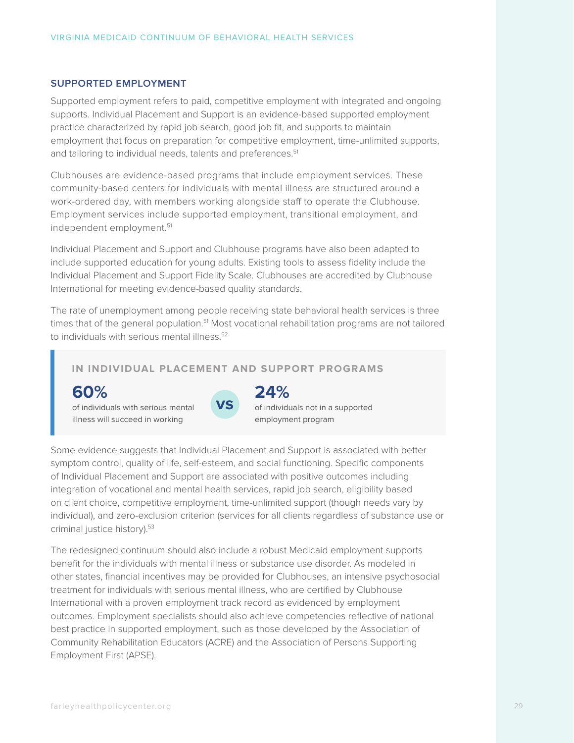## SUPPORTED EMPLOYMENT

Supported employment refers to paid, competitive employment with integrated and ongoing supports. Individual Placement and Support is an evidence-based supported employment practice characterized by rapid job search, good job fit, and supports to maintain employment that focus on preparation for competitive employment, time-unlimited supports, and tailoring to individual needs, talents and preferences.[51]

Clubhouses are evidence-based programs that include employment services. These community-based centers for individuals with mental illness are structured around a work-ordered day, with members working alongside staff to operate the Clubhouse. Employment services include supported employment, transitional employment, and independent employment.[51]

Individual Placement and Support and Clubhouse programs have also been adapted to include supported education for young adults. Existing tools to assess fidelity include the Individual Placement and Support Fidelity Scale. Clubhouses are accredited by Clubhouse International for meeting evidence-based quality standards.

The rate of unemployment among people receiving state behavioral health services is three times that of the general population.[51] Most vocational rehabilitation programs are not tailored to individuals with serious mental illness.[52]

**IN INDIVIDUAL PLACEMENT AND SUPPORT PROGRAMS**

**60%** of individuals with serious mental illness will succeed in working

**VS**

**24%** of individuals not in a supported employment program

Some evidence suggests that Individual Placement and Support is associated with better symptom control, quality of life, self-esteem, and social functioning. Specific components of Individual Placement and Support are associated with positive outcomes including integration of vocational and mental health services, rapid job search, eligibility based on client choice, competitive employment, time-unlimited support (though needs vary by individual), and zero-exclusion criterion (services for all clients regardless of substance use or criminal justice history).[53]

The redesigned continuum should also include a robust Medicaid employment supports benefit for the individuals with mental illness or substance use disorder. As modeled in other states, financial incentives may be provided for Clubhouses, an intensive psychosocial treatment for individuals with serious mental illness, who are certified by Clubhouse International with a proven employment track record as evidenced by employment outcomes. Employment specialists should also achieve competencies reflective of national best practice in supported employment, such as those developed by the Association of Community Rehabilitation Educators (ACRE) and the Association of Persons Supporting Employment First (APSE).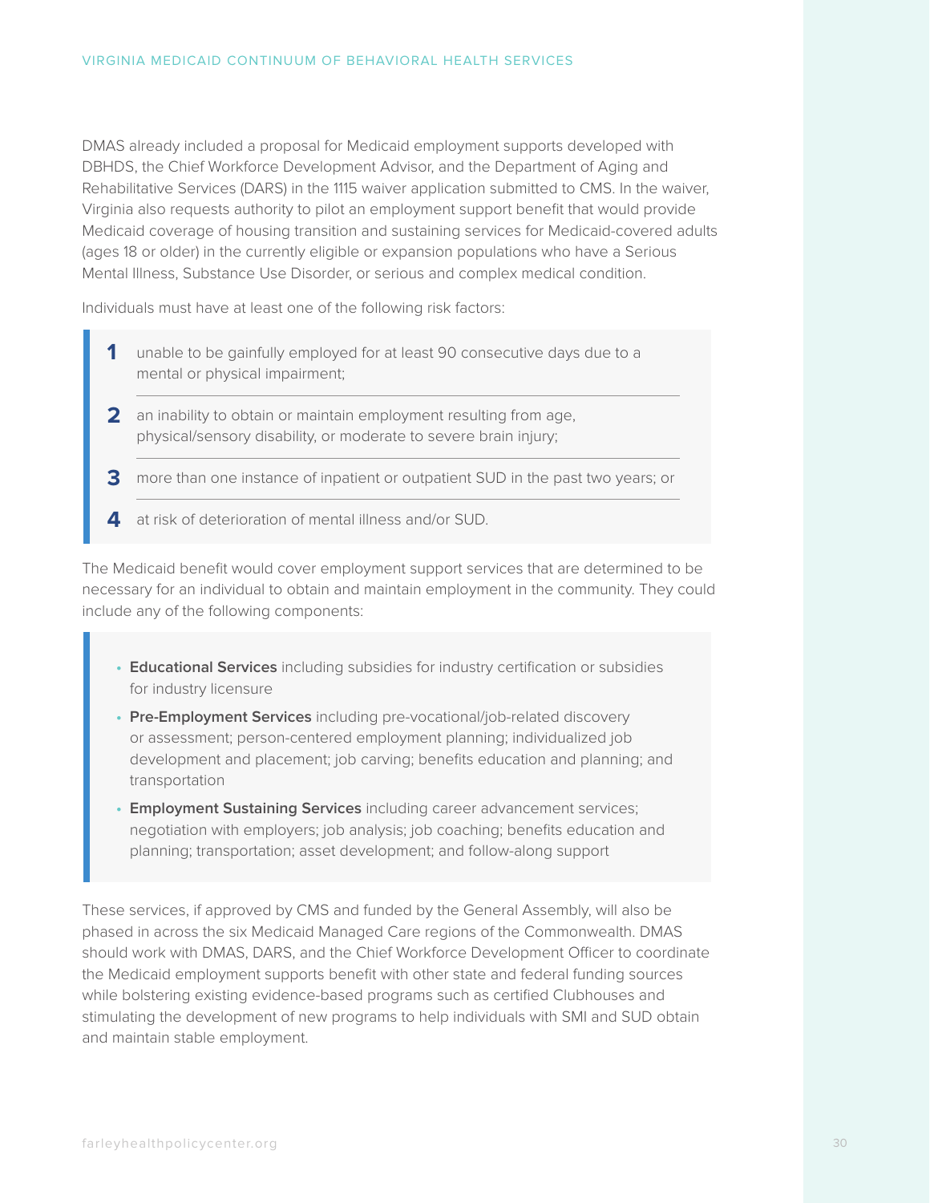DMAS already included a proposal for Medicaid employment supports developed with DBHDS, the Chief Workforce Development Advisor, and the Department of Aging and Rehabilitative Services (DARS) in the 1115 waiver application submitted to CMS. In the waiver, Virginia also requests authority to pilot an employment support benefit that would provide Medicaid coverage of housing transition and sustaining services for Medicaid-covered adults (ages 18 or older) in the currently eligible or expansion populations who have a Serious Mental Illness, Substance Use Disorder, or serious and complex medical condition.

Individuals must have at least one of the following risk factors:

1. unable to be gainfully employed for at least 90 consecutive days due to a mental or physical impairment;
2. an inability to obtain or maintain employment resulting from age, physical/sensory disability, or moderate to severe brain injury;
3. more than one instance of inpatient or outpatient SUD in the past two years; or
4. at risk of deterioration of mental illness and/or SUD.

The Medicaid benefit would cover employment support services that are determined to be necessary for an individual to obtain and maintain employment in the community. They could include any of the following components:

- **Educational Services** including subsidies for industry certification or subsidies for industry licensure
- **Pre-Employment Services** including pre-vocational/job-related discovery or assessment; person-centered employment planning; individualized job development and placement; job carving; benefits education and planning; and transportation
- **Employment Sustaining Services** including career advancement services; negotiation with employers; job analysis; job coaching; benefits education and planning; transportation; asset development; and follow-along support

These services, if approved by CMS and funded by the General Assembly, will also be phased in across the six Medicaid Managed Care regions of the Commonwealth. DMAS should work with DMAS, DARS, and the Chief Workforce Development Officer to coordinate the Medicaid employment supports benefit with other state and federal funding sources while bolstering existing evidence-based programs such as certified Clubhouses and stimulating the development of new programs to help individuals with SMI and SUD obtain and maintain stable employment.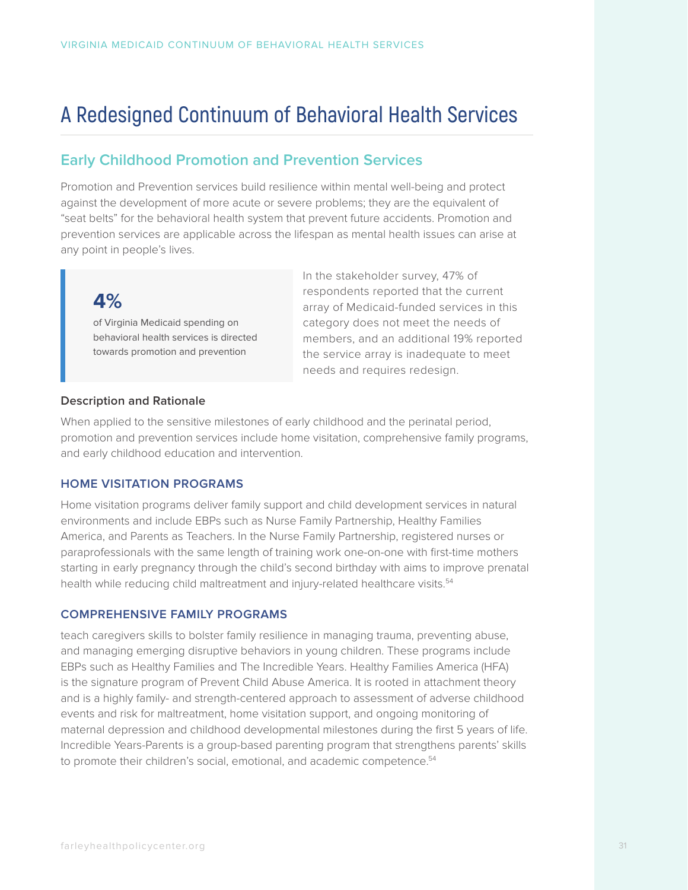# A Redesigned Continuum of Behavioral Health Services

## Early Childhood Promotion and Prevention Services

Promotion and Prevention services build resilience within mental well-being and protect against the development of more acute or severe problems; they are the equivalent of "seat belts" for the behavioral health system that prevent future accidents. Promotion and prevention services are applicable across the lifespan as mental health issues can arise at any point in people's lives.

> **4%**
> of Virginia Medicaid spending on behavioral health services is directed towards promotion and prevention

In the stakeholder survey, 47% of respondents reported that the current array of Medicaid-funded services in this category does not meet the needs of members, and an additional 19% reported the service array is inadequate to meet needs and requires redesign.

### Description and Rationale

When applied to the sensitive milestones of early childhood and the perinatal period, promotion and prevention services include home visitation, comprehensive family programs, and early childhood education and intervention.

#### HOME VISITATION PROGRAMS

Home visitation programs deliver family support and child development services in natural environments and include EBPs such as Nurse Family Partnership, Healthy Families America, and Parents as Teachers. In the Nurse Family Partnership, registered nurses or paraprofessionals with the same length of training work one-on-one with first-time mothers starting in early pregnancy through the child's second birthday with aims to improve prenatal health while reducing child maltreatment and injury-related healthcare visits.[54]

#### COMPREHENSIVE FAMILY PROGRAMS

teach caregivers skills to bolster family resilience in managing trauma, preventing abuse, and managing emerging disruptive behaviors in young children. These programs include EBPs such as Healthy Families and The Incredible Years. Healthy Families America (HFA) is the signature program of Prevent Child Abuse America. It is rooted in attachment theory and is a highly family- and strength-centered approach to assessment of adverse childhood events and risk for maltreatment, home visitation support, and ongoing monitoring of maternal depression and childhood developmental milestones during the first 5 years of life. Incredible Years-Parents is a group-based parenting program that strengthens parents' skills to promote their children's social, emotional, and academic competence.[54]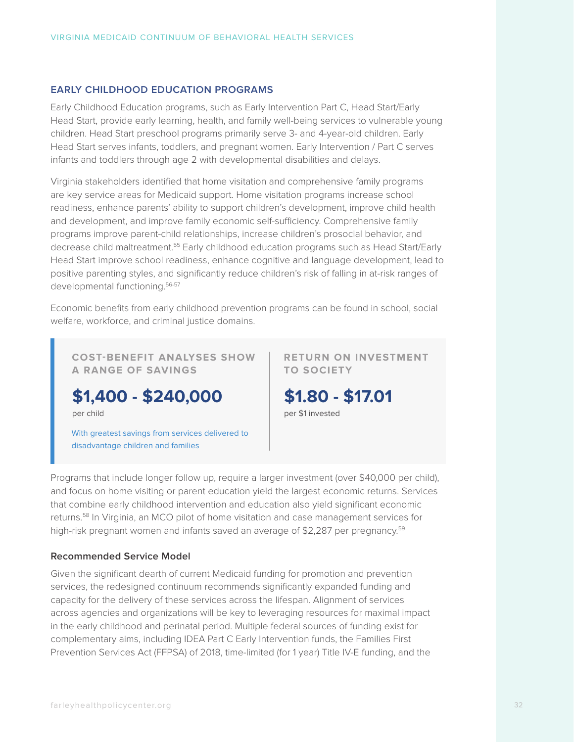## EARLY CHILDHOOD EDUCATION PROGRAMS

Early Childhood Education programs, such as Early Intervention Part C, Head Start/Early Head Start, provide early learning, health, and family well-being services to vulnerable young children. Head Start preschool programs primarily serve 3- and 4-year-old children. Early Head Start serves infants, toddlers, and pregnant women. Early Intervention / Part C serves infants and toddlers through age 2 with developmental disabilities and delays.

Virginia stakeholders identified that home visitation and comprehensive family programs are key service areas for Medicaid support. Home visitation programs increase school readiness, enhance parents' ability to support children's development, improve child health and development, and improve family economic self-sufficiency. Comprehensive family programs improve parent-child relationships, increase children's prosocial behavior, and decrease child maltreatment.[55] Early childhood education programs such as Head Start/Early Head Start improve school readiness, enhance cognitive and language development, lead to positive parenting styles, and significantly reduce children's risk of falling in at-risk ranges of developmental functioning.[56-57]

Economic benefits from early childhood prevention programs can be found in school, social welfare, workforce, and criminal justice domains.

**COST-BENEFIT ANALYSES SHOW A RANGE OF SAVINGS**

**$1,400 - $240,000**

per child

With greatest savings from services delivered to disadvantage children and families

**RETURN ON INVESTMENT TO SOCIETY**

**$1.80 - $17.01**

per $1 invested

Programs that include longer follow up, require a larger investment (over $40,000 per child), and focus on home visiting or parent education yield the largest economic returns. Services that combine early childhood intervention and education also yield significant economic returns.[58] In Virginia, an MCO pilot of home visitation and case management services for high-risk pregnant women and infants saved an average of $2,287 per pregnancy.[59]

### Recommended Service Model

Given the significant dearth of current Medicaid funding for promotion and prevention services, the redesigned continuum recommends significantly expanded funding and capacity for the delivery of these services across the lifespan. Alignment of services across agencies and organizations will be key to leveraging resources for maximal impact in the early childhood and perinatal period. Multiple federal sources of funding exist for complementary aims, including IDEA Part C Early Intervention funds, the Families First Prevention Services Act (FFPSA) of 2018, time-limited (for 1 year) Title IV-E funding, and the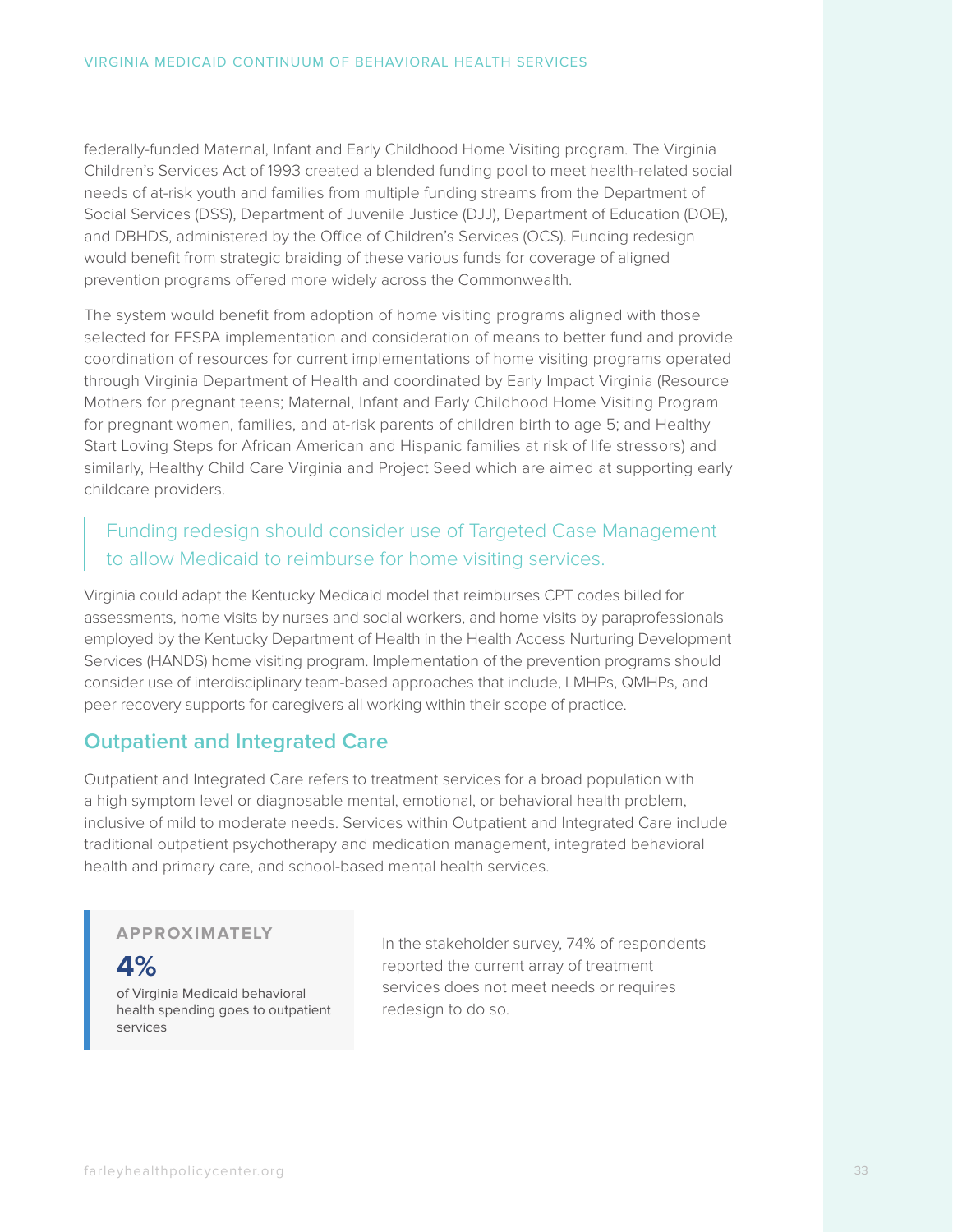federally-funded Maternal, Infant and Early Childhood Home Visiting program. The Virginia Children's Services Act of 1993 created a blended funding pool to meet health-related social needs of at-risk youth and families from multiple funding streams from the Department of Social Services (DSS), Department of Juvenile Justice (DJJ), Department of Education (DOE), and DBHDS, administered by the Office of Children's Services (OCS). Funding redesign would benefit from strategic braiding of these various funds for coverage of aligned prevention programs offered more widely across the Commonwealth.

The system would benefit from adoption of home visiting programs aligned with those selected for FFSPA implementation and consideration of means to better fund and provide coordination of resources for current implementations of home visiting programs operated through Virginia Department of Health and coordinated by Early Impact Virginia (Resource Mothers for pregnant teens; Maternal, Infant and Early Childhood Home Visiting Program for pregnant women, families, and at-risk parents of children birth to age 5; and Healthy Start Loving Steps for African American and Hispanic families at risk of life stressors) and similarly, Healthy Child Care Virginia and Project Seed which are aimed at supporting early childcare providers.

> Funding redesign should consider use of Targeted Case Management to allow Medicaid to reimburse for home visiting services.

Virginia could adapt the Kentucky Medicaid model that reimburses CPT codes billed for assessments, home visits by nurses and social workers, and home visits by paraprofessionals employed by the Kentucky Department of Health in the Health Access Nurturing Development Services (HANDS) home visiting program. Implementation of the prevention programs should consider use of interdisciplinary team-based approaches that include, LMHPs, QMHPs, and peer recovery supports for caregivers all working within their scope of practice.

## Outpatient and Integrated Care

Outpatient and Integrated Care refers to treatment services for a broad population with a high symptom level or diagnosable mental, emotional, or behavioral health problem, inclusive of mild to moderate needs. Services within Outpatient and Integrated Care include traditional outpatient psychotherapy and medication management, integrated behavioral health and primary care, and school-based mental health services.

**APPROXIMATELY**

**4%**

of Virginia Medicaid behavioral health spending goes to outpatient services

In the stakeholder survey, 74% of respondents reported the current array of treatment services does not meet needs or requires redesign to do so.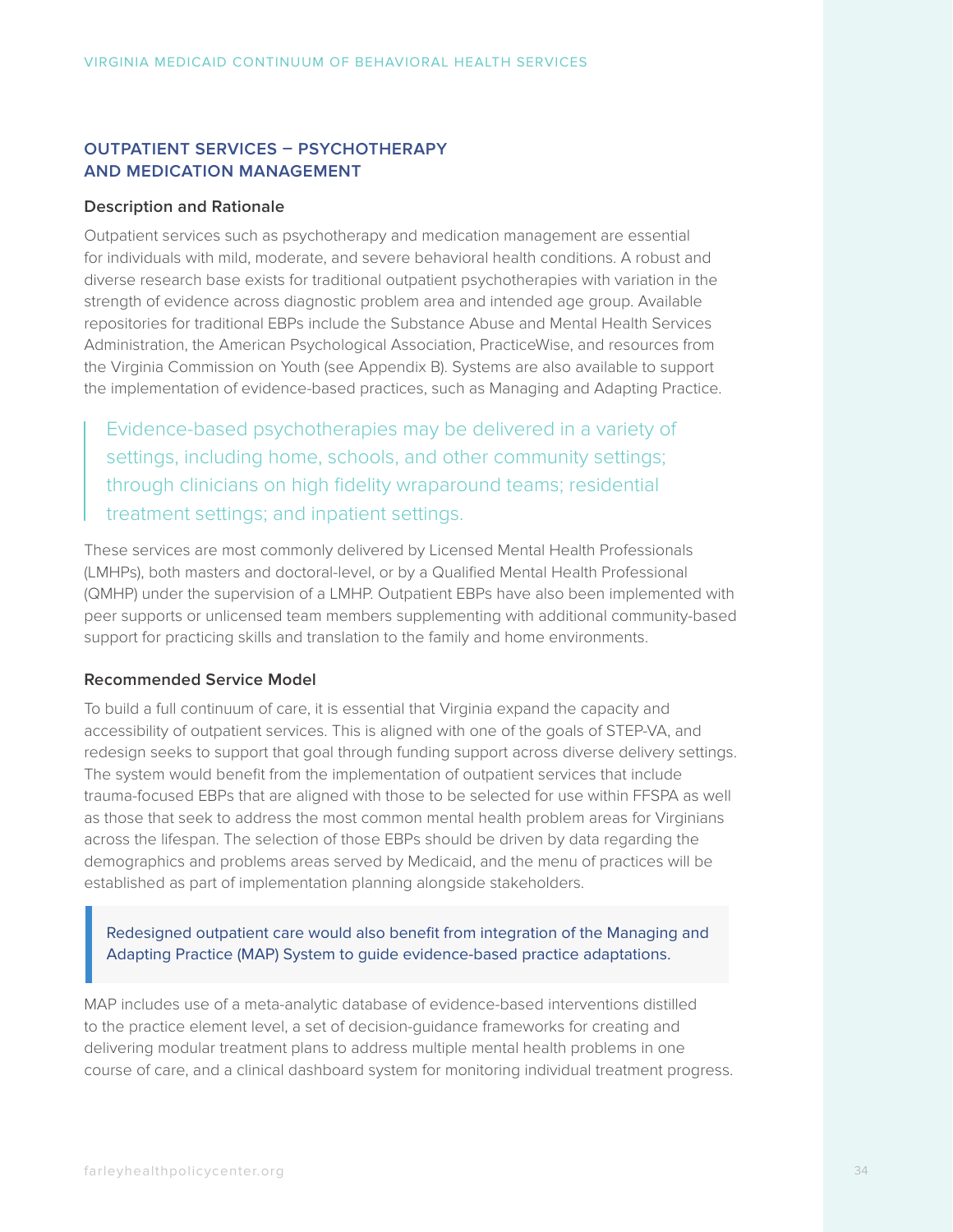## OUTPATIENT SERVICES – PSYCHOTHERAPY AND MEDICATION MANAGEMENT

### Description and Rationale

Outpatient services such as psychotherapy and medication management are essential for individuals with mild, moderate, and severe behavioral health conditions. A robust and diverse research base exists for traditional outpatient psychotherapies with variation in the strength of evidence across diagnostic problem area and intended age group. Available repositories for traditional EBPs include the Substance Abuse and Mental Health Services Administration, the American Psychological Association, PracticeWise, and resources from the Virginia Commission on Youth (see Appendix B). Systems are also available to support the implementation of evidence-based practices, such as Managing and Adapting Practice.

> Evidence-based psychotherapies may be delivered in a variety of settings, including home, schools, and other community settings; through clinicians on high fidelity wraparound teams; residential treatment settings; and inpatient settings.

These services are most commonly delivered by Licensed Mental Health Professionals (LMHPs), both masters and doctoral-level, or by a Qualified Mental Health Professional (QMHP) under the supervision of a LMHP. Outpatient EBPs have also been implemented with peer supports or unlicensed team members supplementing with additional community-based support for practicing skills and translation to the family and home environments.

### Recommended Service Model

To build a full continuum of care, it is essential that Virginia expand the capacity and accessibility of outpatient services. This is aligned with one of the goals of STEP-VA, and redesign seeks to support that goal through funding support across diverse delivery settings. The system would benefit from the implementation of outpatient services that include trauma-focused EBPs that are aligned with those to be selected for use within FFSPA as well as those that seek to address the most common mental health problem areas for Virginians across the lifespan. The selection of those EBPs should be driven by data regarding the demographics and problems areas served by Medicaid, and the menu of practices will be established as part of implementation planning alongside stakeholders.

> Redesigned outpatient care would also benefit from integration of the Managing and Adapting Practice (MAP) System to guide evidence-based practice adaptations.

MAP includes use of a meta-analytic database of evidence-based interventions distilled to the practice element level, a set of decision-guidance frameworks for creating and delivering modular treatment plans to address multiple mental health problems in one course of care, and a clinical dashboard system for monitoring individual treatment progress.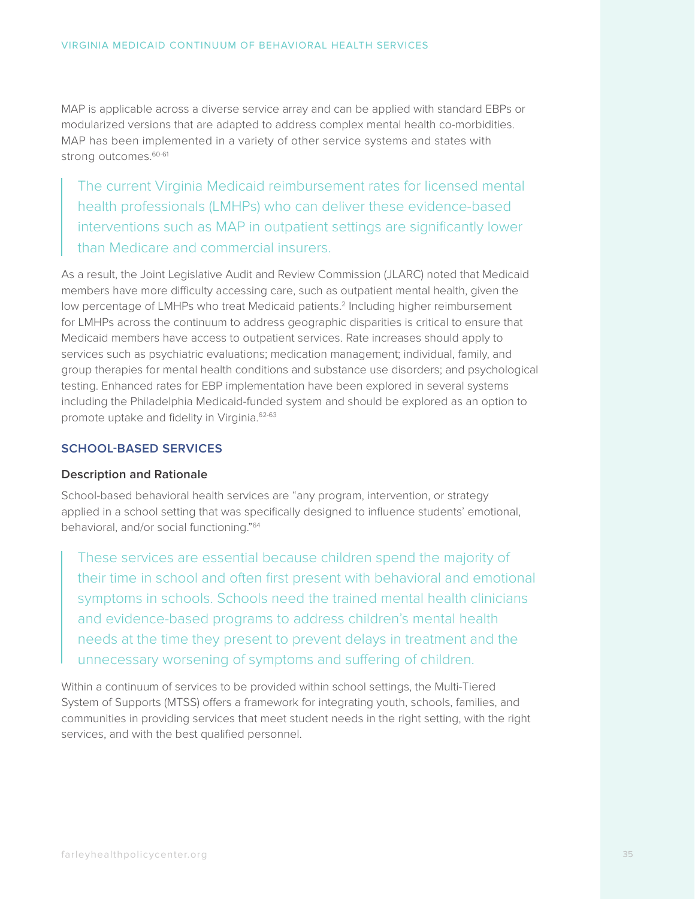MAP is applicable across a diverse service array and can be applied with standard EBPs or modularized versions that are adapted to address complex mental health co-morbidities. MAP has been implemented in a variety of other service systems and states with strong outcomes.[60-61]

> The current Virginia Medicaid reimbursement rates for licensed mental health professionals (LMHPs) who can deliver these evidence-based interventions such as MAP in outpatient settings are significantly lower than Medicare and commercial insurers.

As a result, the Joint Legislative Audit and Review Commission (JLARC) noted that Medicaid members have more difficulty accessing care, such as outpatient mental health, given the low percentage of LMHPs who treat Medicaid patients.[2] Including higher reimbursement for LMHPs across the continuum to address geographic disparities is critical to ensure that Medicaid members have access to outpatient services. Rate increases should apply to services such as psychiatric evaluations; medication management; individual, family, and group therapies for mental health conditions and substance use disorders; and psychological testing. Enhanced rates for EBP implementation have been explored in several systems including the Philadelphia Medicaid-funded system and should be explored as an option to promote uptake and fidelity in Virginia.[62-63]

## SCHOOL-BASED SERVICES

### Description and Rationale

School-based behavioral health services are "any program, intervention, or strategy applied in a school setting that was specifically designed to influence students' emotional, behavioral, and/or social functioning."[64]

> These services are essential because children spend the majority of their time in school and often first present with behavioral and emotional symptoms in schools. Schools need the trained mental health clinicians and evidence-based programs to address children's mental health needs at the time they present to prevent delays in treatment and the unnecessary worsening of symptoms and suffering of children.

Within a continuum of services to be provided within school settings, the Multi-Tiered System of Supports (MTSS) offers a framework for integrating youth, schools, families, and communities in providing services that meet student needs in the right setting, with the right services, and with the best qualified personnel.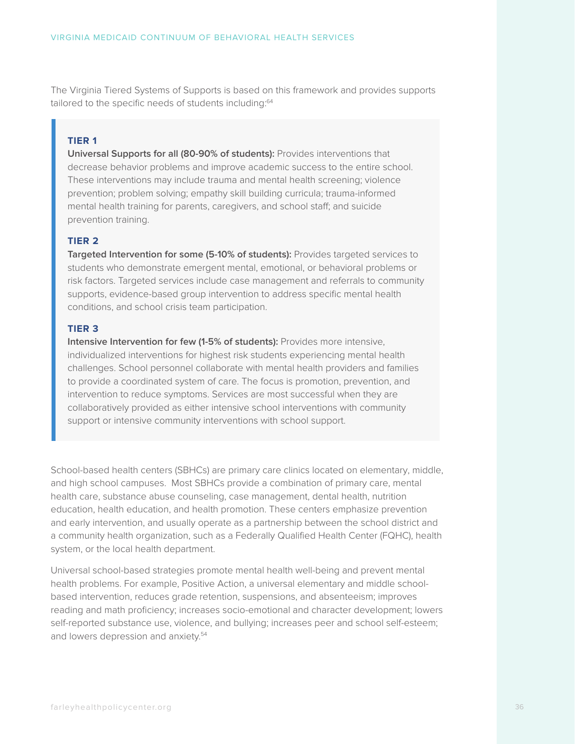The Virginia Tiered Systems of Supports is based on this framework and provides supports tailored to the specific needs of students including:[64]

> **TIER 1**
>
> **Universal Supports for all (80-90% of students):** Provides interventions that decrease behavior problems and improve academic success to the entire school. These interventions may include trauma and mental health screening; violence prevention; problem solving; empathy skill building curricula; trauma-informed mental health training for parents, caregivers, and school staff; and suicide prevention training.
>
> **TIER 2**
>
> **Targeted Intervention for some (5-10% of students):** Provides targeted services to students who demonstrate emergent mental, emotional, or behavioral problems or risk factors. Targeted services include case management and referrals to community supports, evidence-based group intervention to address specific mental health conditions, and school crisis team participation.
>
> **TIER 3**
>
> **Intensive Intervention for few (1-5% of students):** Provides more intensive, individualized interventions for highest risk students experiencing mental health challenges. School personnel collaborate with mental health providers and families to provide a coordinated system of care. The focus is promotion, prevention, and intervention to reduce symptoms. Services are most successful when they are collaboratively provided as either intensive school interventions with community support or intensive community interventions with school support.

School-based health centers (SBHCs) are primary care clinics located on elementary, middle, and high school campuses. Most SBHCs provide a combination of primary care, mental health care, substance abuse counseling, case management, dental health, nutrition education, health education, and health promotion. These centers emphasize prevention and early intervention, and usually operate as a partnership between the school district and a community health organization, such as a Federally Qualified Health Center (FQHC), health system, or the local health department.

Universal school-based strategies promote mental health well-being and prevent mental health problems. For example, Positive Action, a universal elementary and middle school-based intervention, reduces grade retention, suspensions, and absenteeism; improves reading and math proficiency; increases socio-emotional and character development; lowers self-reported substance use, violence, and bullying; increases peer and school self-esteem; and lowers depression and anxiety.[54]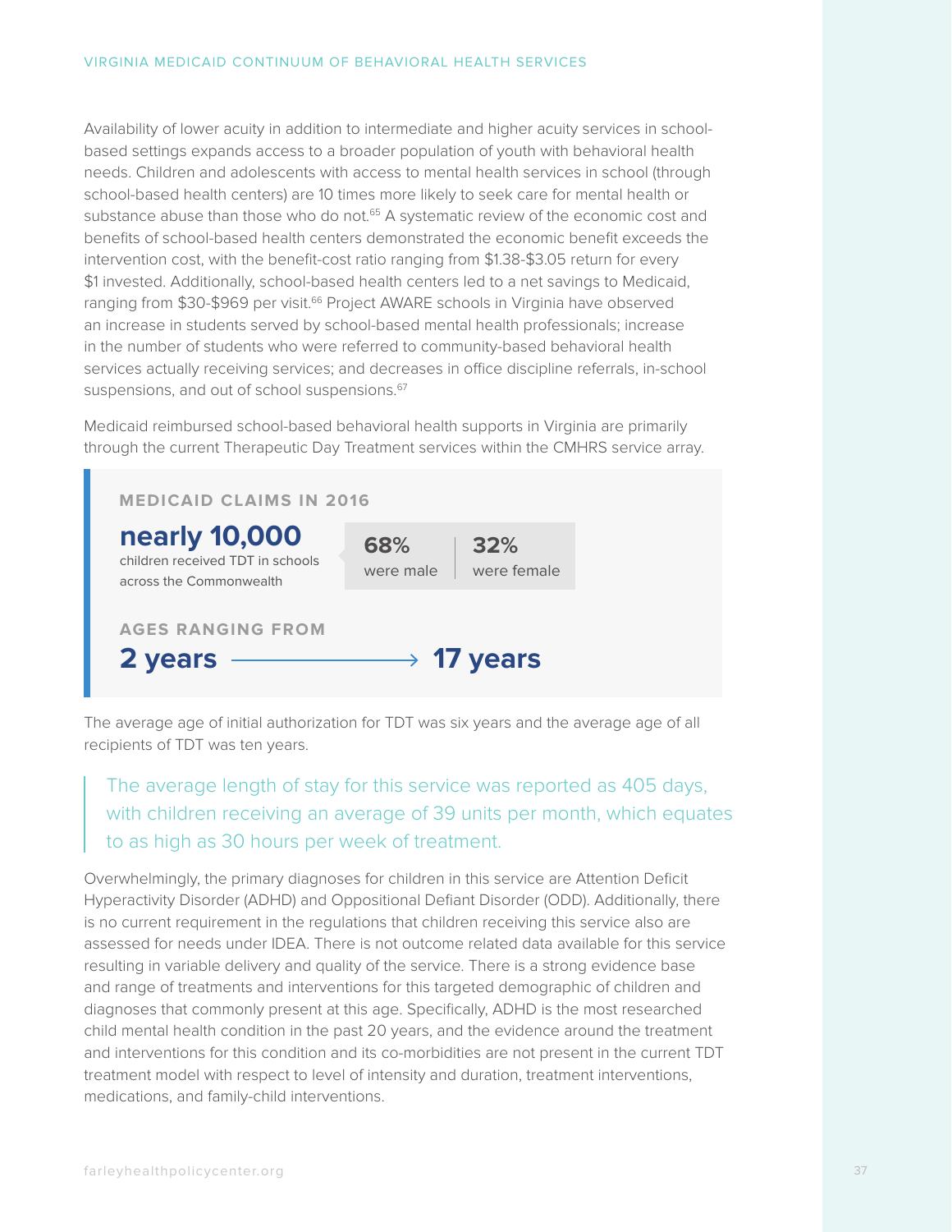Availability of lower acuity in addition to intermediate and higher acuity services in school-based settings expands access to a broader population of youth with behavioral health needs. Children and adolescents with access to mental health services in school (through school-based health centers) are 10 times more likely to seek care for mental health or substance abuse than those who do not.[65] A systematic review of the economic cost and benefits of school-based health centers demonstrated the economic benefit exceeds the intervention cost, with the benefit-cost ratio ranging from $1.38-$3.05 return for every $1 invested. Additionally, school-based health centers led to a net savings to Medicaid, ranging from $30-$969 per visit.[66] Project AWARE schools in Virginia have observed an increase in students served by school-based mental health professionals; increase in the number of students who were referred to community-based behavioral health services actually receiving services; and decreases in office discipline referrals, in-school suspensions, and out of school suspensions.[67]

Medicaid reimbursed school-based behavioral health supports in Virginia are primarily through the current Therapeutic Day Treatment services within the CMHRS service array.

> **MEDICAID CLAIMS IN 2016**
>
> **nearly 10,000** children received TDT in schools across the Commonwealth
>
> **68%** were male | **32%** were female
>
> **AGES RANGING FROM**
>
> **2 years** → **17 years**

The average age of initial authorization for TDT was six years and the average age of all recipients of TDT was ten years.

> The average length of stay for this service was reported as 405 days, with children receiving an average of 39 units per month, which equates to as high as 30 hours per week of treatment.

Overwhelmingly, the primary diagnoses for children in this service are Attention Deficit Hyperactivity Disorder (ADHD) and Oppositional Defiant Disorder (ODD). Additionally, there is no current requirement in the regulations that children receiving this service also are assessed for needs under IDEA. There is not outcome related data available for this service resulting in variable delivery and quality of the service. There is a strong evidence base and range of treatments and interventions for this targeted demographic of children and diagnoses that commonly present at this age. Specifically, ADHD is the most researched child mental health condition in the past 20 years, and the evidence around the treatment and interventions for this condition and its co-morbidities are not present in the current TDT treatment model with respect to level of intensity and duration, treatment interventions, medications, and family-child interventions.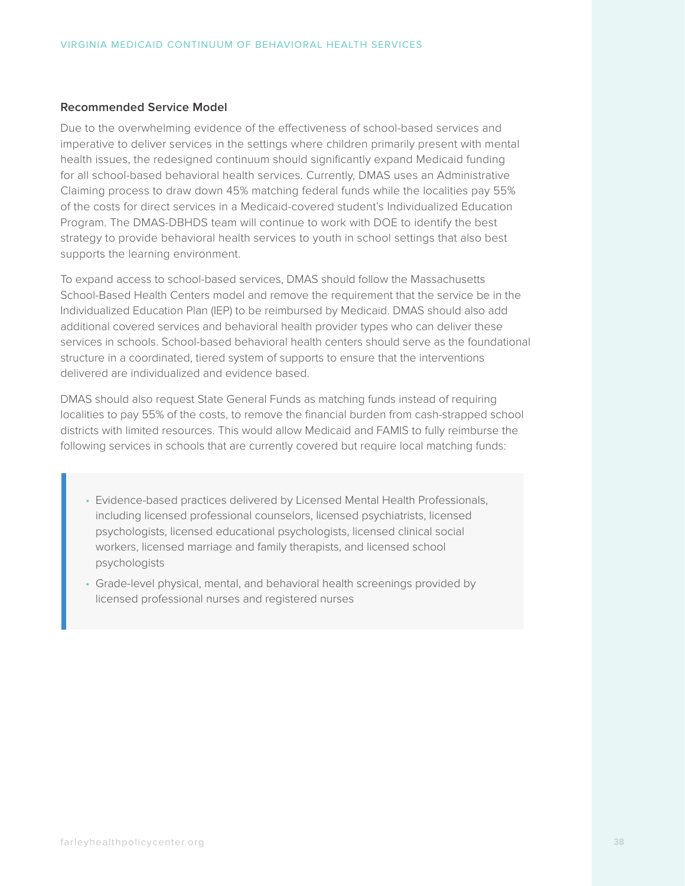### Recommended Service Model

Due to the overwhelming evidence of the effectiveness of school-based services and imperative to deliver services in the settings where children primarily present with mental health issues, the redesigned continuum should significantly expand Medicaid funding for all school-based behavioral health services. Currently, DMAS uses an Administrative Claiming process to draw down 45% matching federal funds while the localities pay 55% of the costs for direct services in a Medicaid-covered student's Individualized Education Program. The DMAS-DBHDS team will continue to work with DOE to identify the best strategy to provide behavioral health services to youth in school settings that also best supports the learning environment.

To expand access to school-based services, DMAS should follow the Massachusetts School-Based Health Centers model and remove the requirement that the service be in the Individualized Education Plan (IEP) to be reimbursed by Medicaid. DMAS should also add additional covered services and behavioral health provider types who can deliver these services in schools. School-based behavioral health centers should serve as the foundational structure in a coordinated, tiered system of supports to ensure that the interventions delivered are individualized and evidence based.

DMAS should also request State General Funds as matching funds instead of requiring localities to pay 55% of the costs, to remove the financial burden from cash-strapped school districts with limited resources. This would allow Medicaid and FAMIS to fully reimburse the following services in schools that are currently covered but require local matching funds:

- Evidence-based practices delivered by Licensed Mental Health Professionals, including licensed professional counselors, licensed psychiatrists, licensed psychologists, licensed educational psychologists, licensed clinical social workers, licensed marriage and family therapists, and licensed school psychologists
- Grade-level physical, mental, and behavioral health screenings provided by licensed professional nurses and registered nurses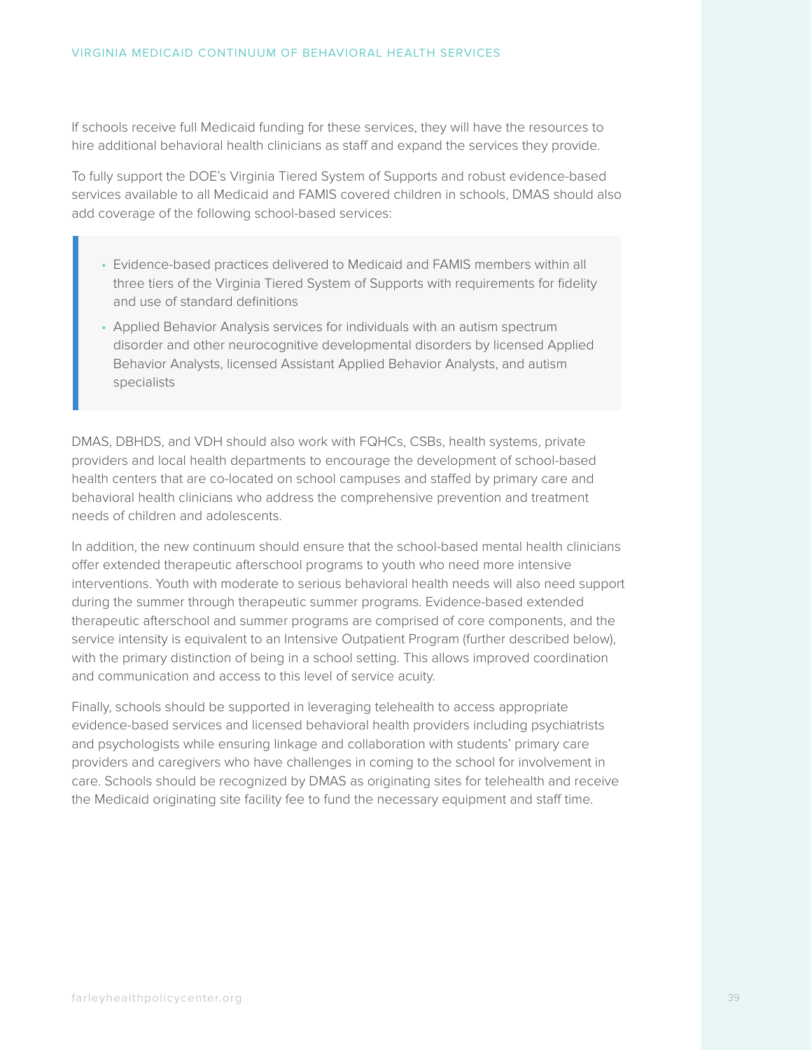If schools receive full Medicaid funding for these services, they will have the resources to hire additional behavioral health clinicians as staff and expand the services they provide.

To fully support the DOE's Virginia Tiered System of Supports and robust evidence-based services available to all Medicaid and FAMIS covered children in schools, DMAS should also add coverage of the following school-based services:

- Evidence-based practices delivered to Medicaid and FAMIS members within all three tiers of the Virginia Tiered System of Supports with requirements for fidelity and use of standard definitions
- Applied Behavior Analysis services for individuals with an autism spectrum disorder and other neurocognitive developmental disorders by licensed Applied Behavior Analysts, licensed Assistant Applied Behavior Analysts, and autism specialists

DMAS, DBHDS, and VDH should also work with FQHCs, CSBs, health systems, private providers and local health departments to encourage the development of school-based health centers that are co-located on school campuses and staffed by primary care and behavioral health clinicians who address the comprehensive prevention and treatment needs of children and adolescents.

In addition, the new continuum should ensure that the school-based mental health clinicians offer extended therapeutic afterschool programs to youth who need more intensive interventions. Youth with moderate to serious behavioral health needs will also need support during the summer through therapeutic summer programs. Evidence-based extended therapeutic afterschool and summer programs are comprised of core components, and the service intensity is equivalent to an Intensive Outpatient Program (further described below), with the primary distinction of being in a school setting. This allows improved coordination and communication and access to this level of service acuity.

Finally, schools should be supported in leveraging telehealth to access appropriate evidence-based services and licensed behavioral health providers including psychiatrists and psychologists while ensuring linkage and collaboration with students' primary care providers and caregivers who have challenges in coming to the school for involvement in care. Schools should be recognized by DMAS as originating sites for telehealth and receive the Medicaid originating site facility fee to fund the necessary equipment and staff time.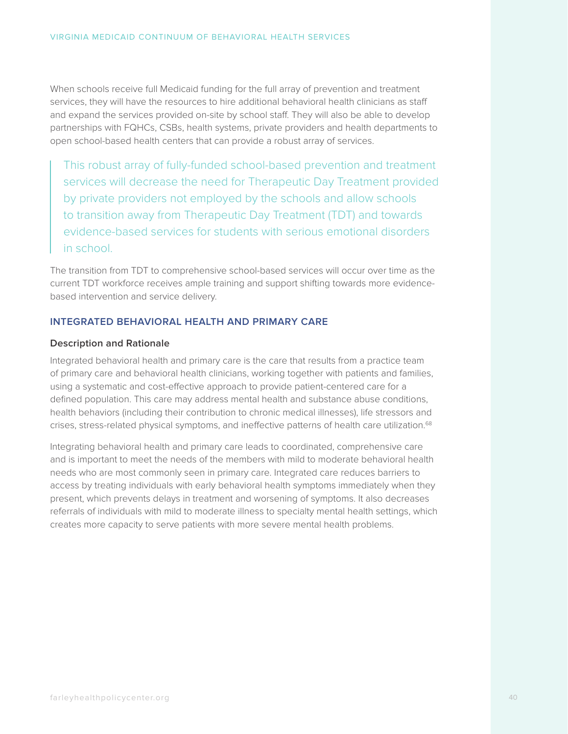When schools receive full Medicaid funding for the full array of prevention and treatment services, they will have the resources to hire additional behavioral health clinicians as staff and expand the services provided on-site by school staff. They will also be able to develop partnerships with FQHCs, CSBs, health systems, private providers and health departments to open school-based health centers that can provide a robust array of services.

> This robust array of fully-funded school-based prevention and treatment services will decrease the need for Therapeutic Day Treatment provided by private providers not employed by the schools and allow schools to transition away from Therapeutic Day Treatment (TDT) and towards evidence-based services for students with serious emotional disorders in school.

The transition from TDT to comprehensive school-based services will occur over time as the current TDT workforce receives ample training and support shifting towards more evidence-based intervention and service delivery.

## INTEGRATED BEHAVIORAL HEALTH AND PRIMARY CARE

### Description and Rationale

Integrated behavioral health and primary care is the care that results from a practice team of primary care and behavioral health clinicians, working together with patients and families, using a systematic and cost-effective approach to provide patient-centered care for a defined population. This care may address mental health and substance abuse conditions, health behaviors (including their contribution to chronic medical illnesses), life stressors and crises, stress-related physical symptoms, and ineffective patterns of health care utilization.[68]

Integrating behavioral health and primary care leads to coordinated, comprehensive care and is important to meet the needs of the members with mild to moderate behavioral health needs who are most commonly seen in primary care. Integrated care reduces barriers to access by treating individuals with early behavioral health symptoms immediately when they present, which prevents delays in treatment and worsening of symptoms. It also decreases referrals of individuals with mild to moderate illness to specialty mental health settings, which creates more capacity to serve patients with more severe mental health problems.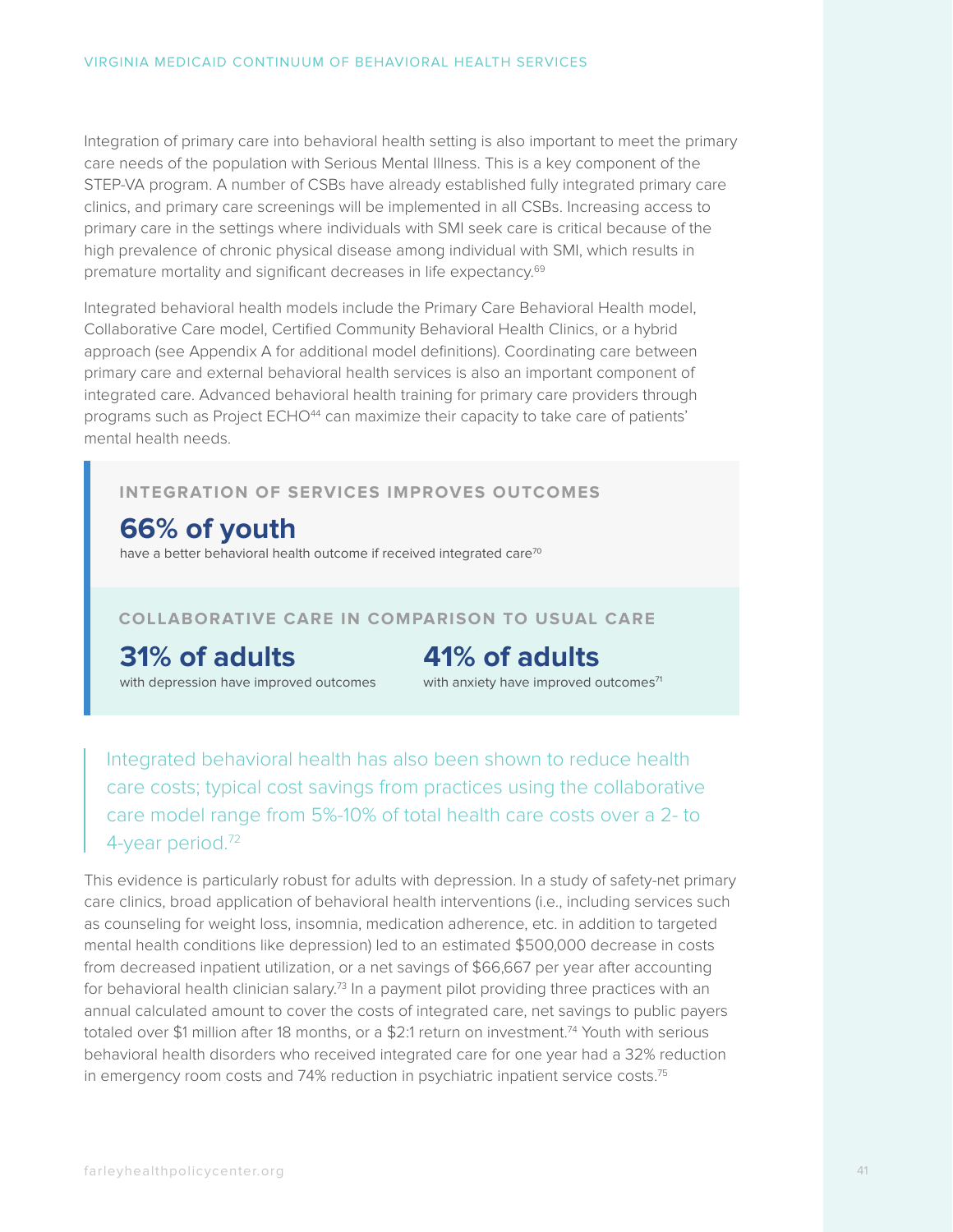Integration of primary care into behavioral health setting is also important to meet the primary care needs of the population with Serious Mental Illness. This is a key component of the STEP-VA program. A number of CSBs have already established fully integrated primary care clinics, and primary care screenings will be implemented in all CSBs. Increasing access to primary care in the settings where individuals with SMI seek care is critical because of the high prevalence of chronic physical disease among individual with SMI, which results in premature mortality and significant decreases in life expectancy.[69]

Integrated behavioral health models include the Primary Care Behavioral Health model, Collaborative Care model, Certified Community Behavioral Health Clinics, or a hybrid approach (see Appendix A for additional model definitions). Coordinating care between primary care and external behavioral health services is also an important component of integrated care. Advanced behavioral health training for primary care providers through programs such as Project ECHO[44] can maximize their capacity to take care of patients' mental health needs.

**INTEGRATION OF SERVICES IMPROVES OUTCOMES**

**66% of youth**
have a better behavioral health outcome if received integrated care[70]

**COLLABORATIVE CARE IN COMPARISON TO USUAL CARE**

**31% of adults**
with depression have improved outcomes

**41% of adults**
with anxiety have improved outcomes[71]

> Integrated behavioral health has also been shown to reduce health care costs; typical cost savings from practices using the collaborative care model range from 5%-10% of total health care costs over a 2- to 4-year period.[72]

This evidence is particularly robust for adults with depression. In a study of safety-net primary care clinics, broad application of behavioral health interventions (i.e., including services such as counseling for weight loss, insomnia, medication adherence, etc. in addition to targeted mental health conditions like depression) led to an estimated $500,000 decrease in costs from decreased inpatient utilization, or a net savings of $66,667 per year after accounting for behavioral health clinician salary.[73] In a payment pilot providing three practices with an annual calculated amount to cover the costs of integrated care, net savings to public payers totaled over $1 million after 18 months, or a $2:1 return on investment.[74] Youth with serious behavioral health disorders who received integrated care for one year had a 32% reduction in emergency room costs and 74% reduction in psychiatric inpatient service costs.[75]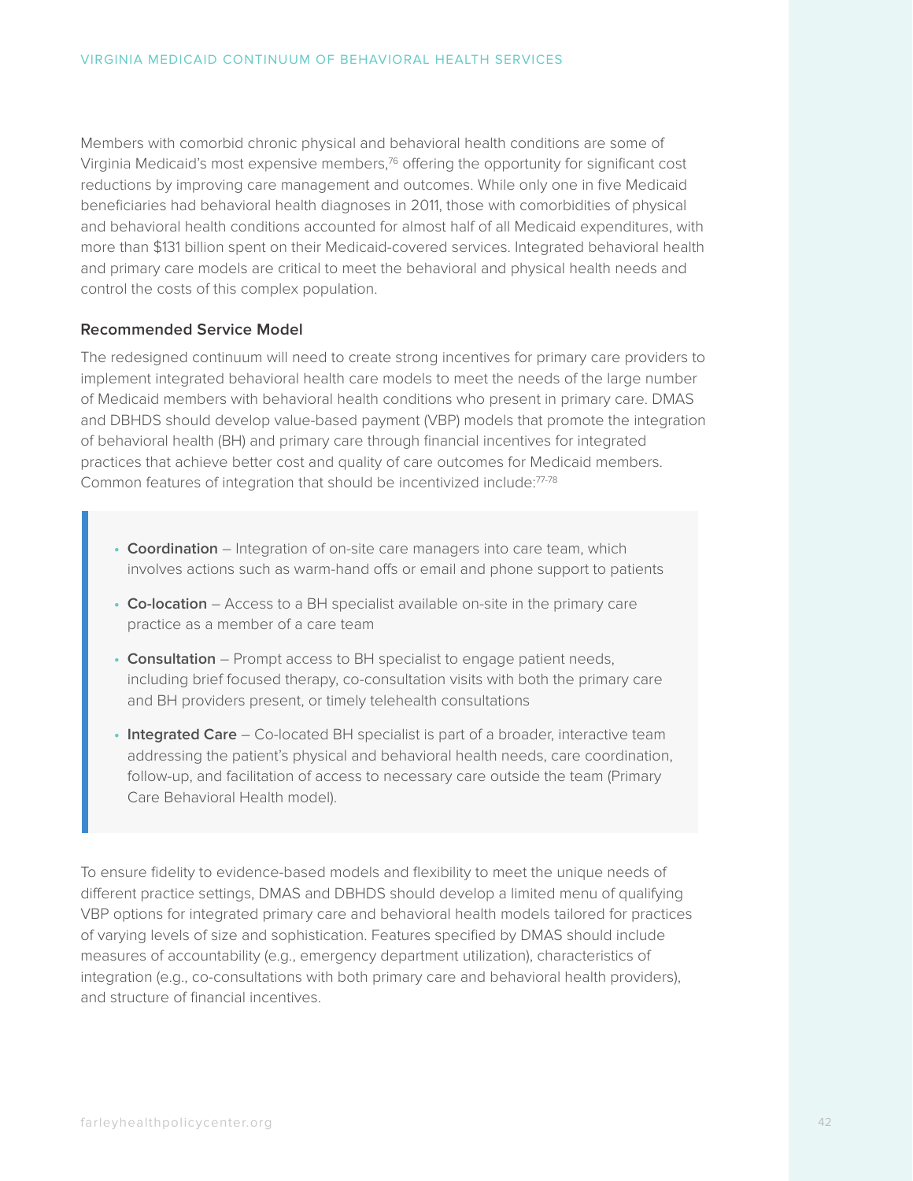Members with comorbid chronic physical and behavioral health conditions are some of Virginia Medicaid's most expensive members,[76] offering the opportunity for significant cost reductions by improving care management and outcomes. While only one in five Medicaid beneficiaries had behavioral health diagnoses in 2011, those with comorbidities of physical and behavioral health conditions accounted for almost half of all Medicaid expenditures, with more than $131 billion spent on their Medicaid-covered services. Integrated behavioral health and primary care models are critical to meet the behavioral and physical health needs and control the costs of this complex population.

### Recommended Service Model

The redesigned continuum will need to create strong incentives for primary care providers to implement integrated behavioral health care models to meet the needs of the large number of Medicaid members with behavioral health conditions who present in primary care. DMAS and DBHDS should develop value-based payment (VBP) models that promote the integration of behavioral health (BH) and primary care through financial incentives for integrated practices that achieve better cost and quality of care outcomes for Medicaid members. Common features of integration that should be incentivized include:[77-78]

- **Coordination** – Integration of on-site care managers into care team, which involves actions such as warm-hand offs or email and phone support to patients
- **Co-location** – Access to a BH specialist available on-site in the primary care practice as a member of a care team
- **Consultation** – Prompt access to BH specialist to engage patient needs, including brief focused therapy, co-consultation visits with both the primary care and BH providers present, or timely telehealth consultations
- **Integrated Care** – Co-located BH specialist is part of a broader, interactive team addressing the patient's physical and behavioral health needs, care coordination, follow-up, and facilitation of access to necessary care outside the team (Primary Care Behavioral Health model).

To ensure fidelity to evidence-based models and flexibility to meet the unique needs of different practice settings, DMAS and DBHDS should develop a limited menu of qualifying VBP options for integrated primary care and behavioral health models tailored for practices of varying levels of size and sophistication. Features specified by DMAS should include measures of accountability (e.g., emergency department utilization), characteristics of integration (e.g., co-consultations with both primary care and behavioral health providers), and structure of financial incentives.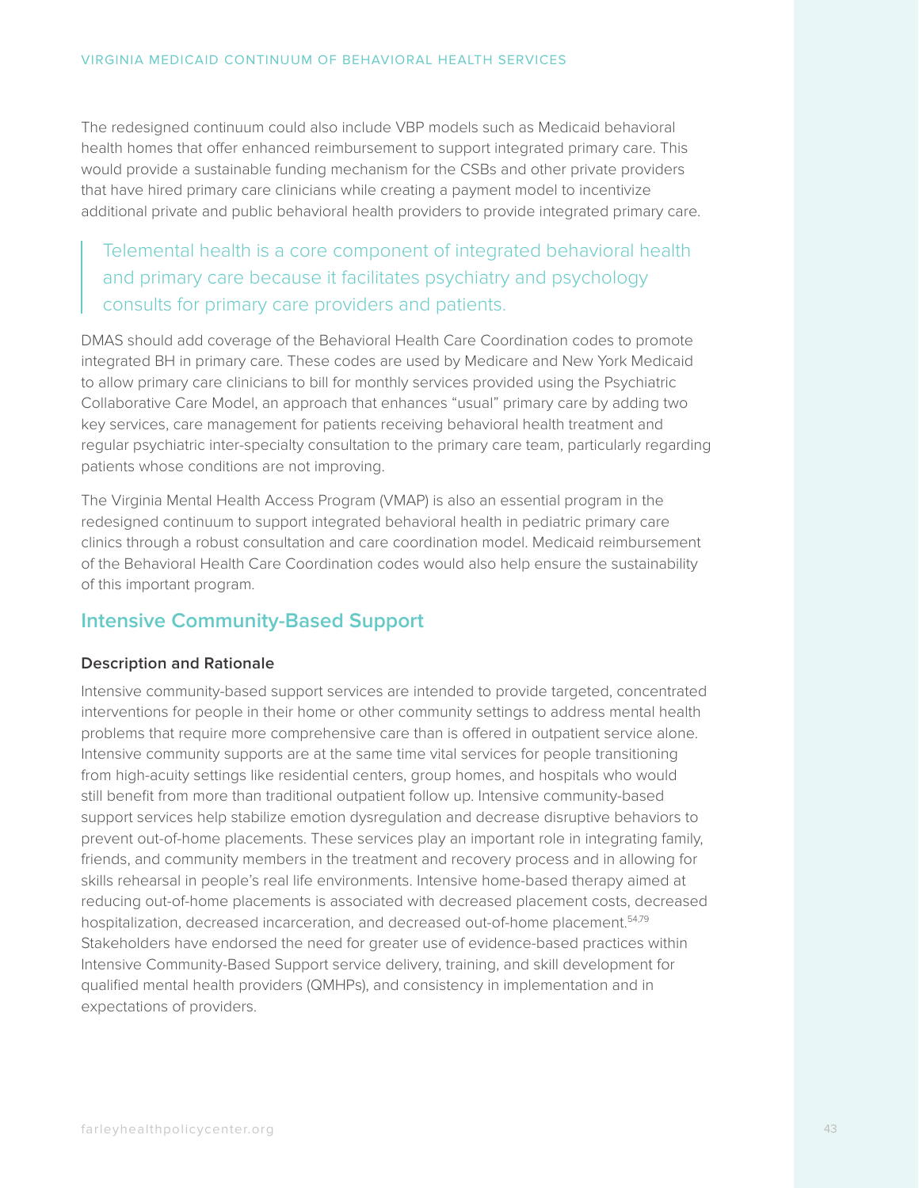The redesigned continuum could also include VBP models such as Medicaid behavioral health homes that offer enhanced reimbursement to support integrated primary care. This would provide a sustainable funding mechanism for the CSBs and other private providers that have hired primary care clinicians while creating a payment model to incentivize additional private and public behavioral health providers to provide integrated primary care.

> Telemental health is a core component of integrated behavioral health and primary care because it facilitates psychiatry and psychology consults for primary care providers and patients.

DMAS should add coverage of the Behavioral Health Care Coordination codes to promote integrated BH in primary care. These codes are used by Medicare and New York Medicaid to allow primary care clinicians to bill for monthly services provided using the Psychiatric Collaborative Care Model, an approach that enhances "usual" primary care by adding two key services, care management for patients receiving behavioral health treatment and regular psychiatric inter-specialty consultation to the primary care team, particularly regarding patients whose conditions are not improving.

The Virginia Mental Health Access Program (VMAP) is also an essential program in the redesigned continuum to support integrated behavioral health in pediatric primary care clinics through a robust consultation and care coordination model. Medicaid reimbursement of the Behavioral Health Care Coordination codes would also help ensure the sustainability of this important program.

## Intensive Community-Based Support

### Description and Rationale

Intensive community-based support services are intended to provide targeted, concentrated interventions for people in their home or other community settings to address mental health problems that require more comprehensive care than is offered in outpatient service alone. Intensive community supports are at the same time vital services for people transitioning from high-acuity settings like residential centers, group homes, and hospitals who would still benefit from more than traditional outpatient follow up. Intensive community-based support services help stabilize emotion dysregulation and decrease disruptive behaviors to prevent out-of-home placements. These services play an important role in integrating family, friends, and community members in the treatment and recovery process and in allowing for skills rehearsal in people's real life environments. Intensive home-based therapy aimed at reducing out-of-home placements is associated with decreased placement costs, decreased hospitalization, decreased incarceration, and decreased out-of-home placement.[54,79] Stakeholders have endorsed the need for greater use of evidence-based practices within Intensive Community-Based Support service delivery, training, and skill development for qualified mental health providers (QMHPs), and consistency in implementation and in expectations of providers.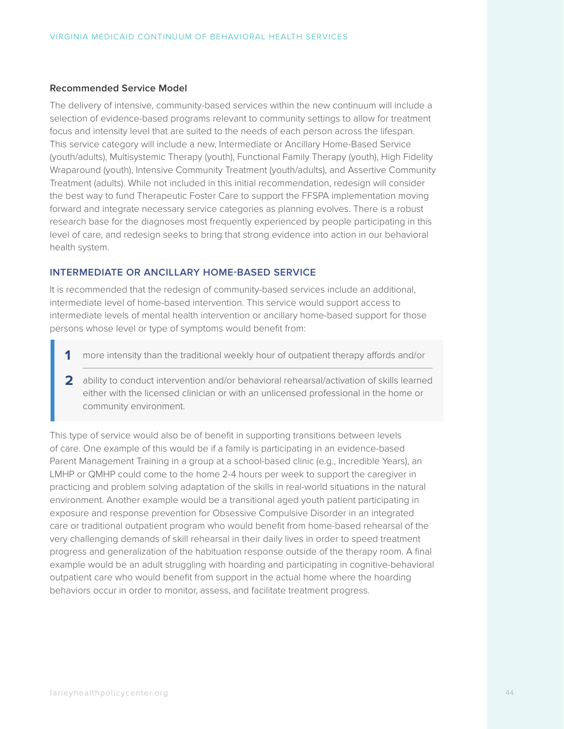### Recommended Service Model

The delivery of intensive, community-based services within the new continuum will include a selection of evidence-based programs relevant to community settings to allow for treatment focus and intensity level that are suited to the needs of each person across the lifespan. This service category will include a new, Intermediate or Ancillary Home-Based Service (youth/adults), Multisystemic Therapy (youth), Functional Family Therapy (youth), High Fidelity Wraparound (youth), Intensive Community Treatment (youth/adults), and Assertive Community Treatment (adults). While not included in this initial recommendation, redesign will consider the best way to fund Therapeutic Foster Care to support the FFSPA implementation moving forward and integrate necessary service categories as planning evolves. There is a robust research base for the diagnoses most frequently experienced by people participating in this level of care, and redesign seeks to bring that strong evidence into action in our behavioral health system.

## INTERMEDIATE OR ANCILLARY HOME-BASED SERVICE

It is recommended that the redesign of community-based services include an additional, intermediate level of home-based intervention. This service would support access to intermediate levels of mental health intervention or ancillary home-based support for those persons whose level or type of symptoms would benefit from:

1. more intensity than the traditional weekly hour of outpatient therapy affords and/or
2. ability to conduct intervention and/or behavioral rehearsal/activation of skills learned either with the licensed clinician or with an unlicensed professional in the home or community environment.

This type of service would also be of benefit in supporting transitions between levels of care. One example of this would be if a family is participating in an evidence-based Parent Management Training in a group at a school-based clinic (e.g., Incredible Years), an LMHP or QMHP could come to the home 2-4 hours per week to support the caregiver in practicing and problem solving adaptation of the skills in real-world situations in the natural environment. Another example would be a transitional aged youth patient participating in exposure and response prevention for Obsessive Compulsive Disorder in an integrated care or traditional outpatient program who would benefit from home-based rehearsal of the very challenging demands of skill rehearsal in their daily lives in order to speed treatment progress and generalization of the habituation response outside of the therapy room. A final example would be an adult struggling with hoarding and participating in cognitive-behavioral outpatient care who would benefit from support in the actual home where the hoarding behaviors occur in order to monitor, assess, and facilitate treatment progress.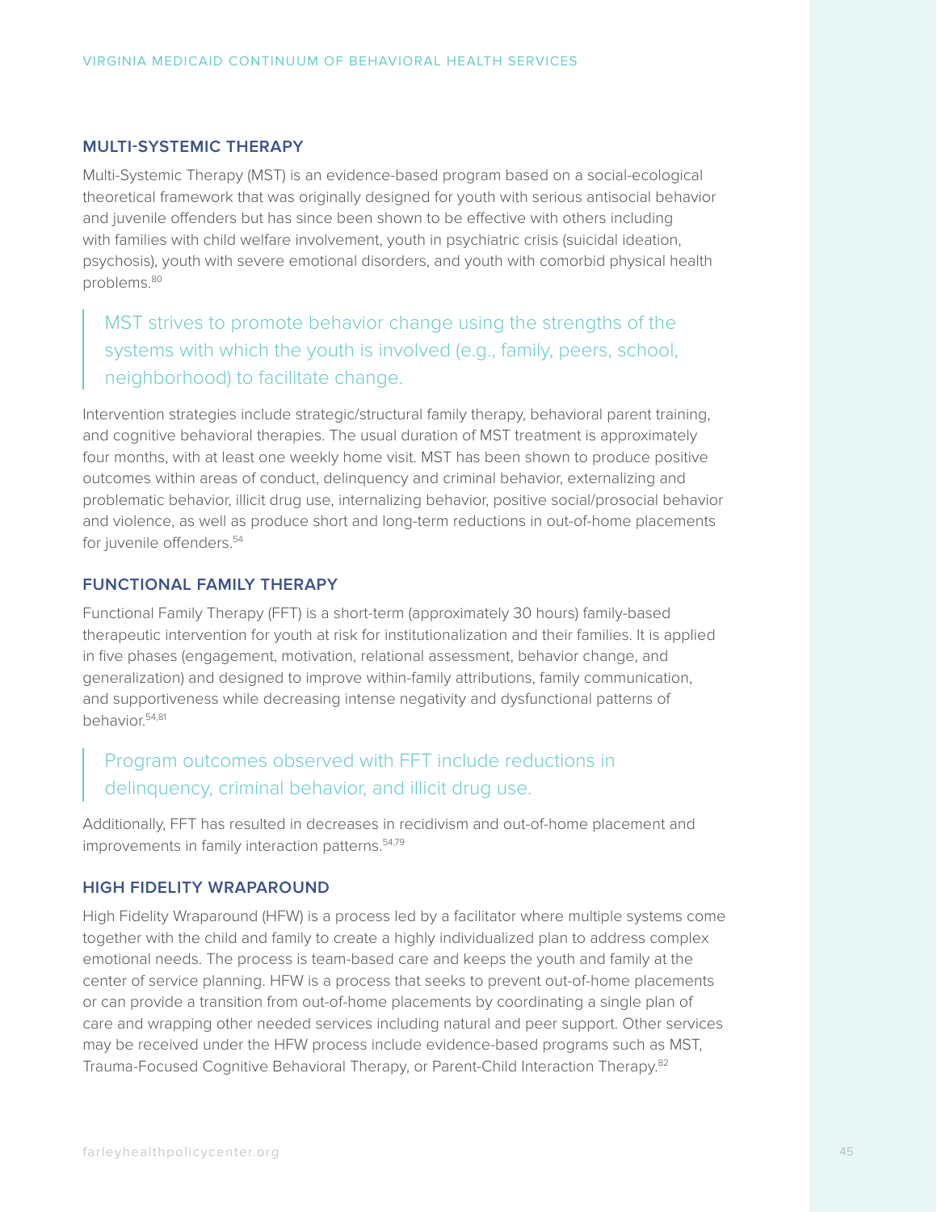### MULTI-SYSTEMIC THERAPY

Multi-Systemic Therapy (MST) is an evidence-based program based on a social-ecological theoretical framework that was originally designed for youth with serious antisocial behavior and juvenile offenders but has since been shown to be effective with others including with families with child welfare involvement, youth in psychiatric crisis (suicidal ideation, psychosis), youth with severe emotional disorders, and youth with comorbid physical health problems.[80]

> MST strives to promote behavior change using the strengths of the systems with which the youth is involved (e.g., family, peers, school, neighborhood) to facilitate change.

Intervention strategies include strategic/structural family therapy, behavioral parent training, and cognitive behavioral therapies. The usual duration of MST treatment is approximately four months, with at least one weekly home visit. MST has been shown to produce positive outcomes within areas of conduct, delinquency and criminal behavior, externalizing and problematic behavior, illicit drug use, internalizing behavior, positive social/prosocial behavior and violence, as well as produce short and long-term reductions in out-of-home placements for juvenile offenders.[54]

### FUNCTIONAL FAMILY THERAPY

Functional Family Therapy (FFT) is a short-term (approximately 30 hours) family-based therapeutic intervention for youth at risk for institutionalization and their families. It is applied in five phases (engagement, motivation, relational assessment, behavior change, and generalization) and designed to improve within-family attributions, family communication, and supportiveness while decreasing intense negativity and dysfunctional patterns of behavior.[54,81]

> Program outcomes observed with FFT include reductions in delinquency, criminal behavior, and illicit drug use.

Additionally, FFT has resulted in decreases in recidivism and out-of-home placement and improvements in family interaction patterns.[54,79]

### HIGH FIDELITY WRAPAROUND

High Fidelity Wraparound (HFW) is a process led by a facilitator where multiple systems come together with the child and family to create a highly individualized plan to address complex emotional needs. The process is team-based care and keeps the youth and family at the center of service planning. HFW is a process that seeks to prevent out-of-home placements or can provide a transition from out-of-home placements by coordinating a single plan of care and wrapping other needed services including natural and peer support. Other services may be received under the HFW process include evidence-based programs such as MST, Trauma-Focused Cognitive Behavioral Therapy, or Parent-Child Interaction Therapy.[82]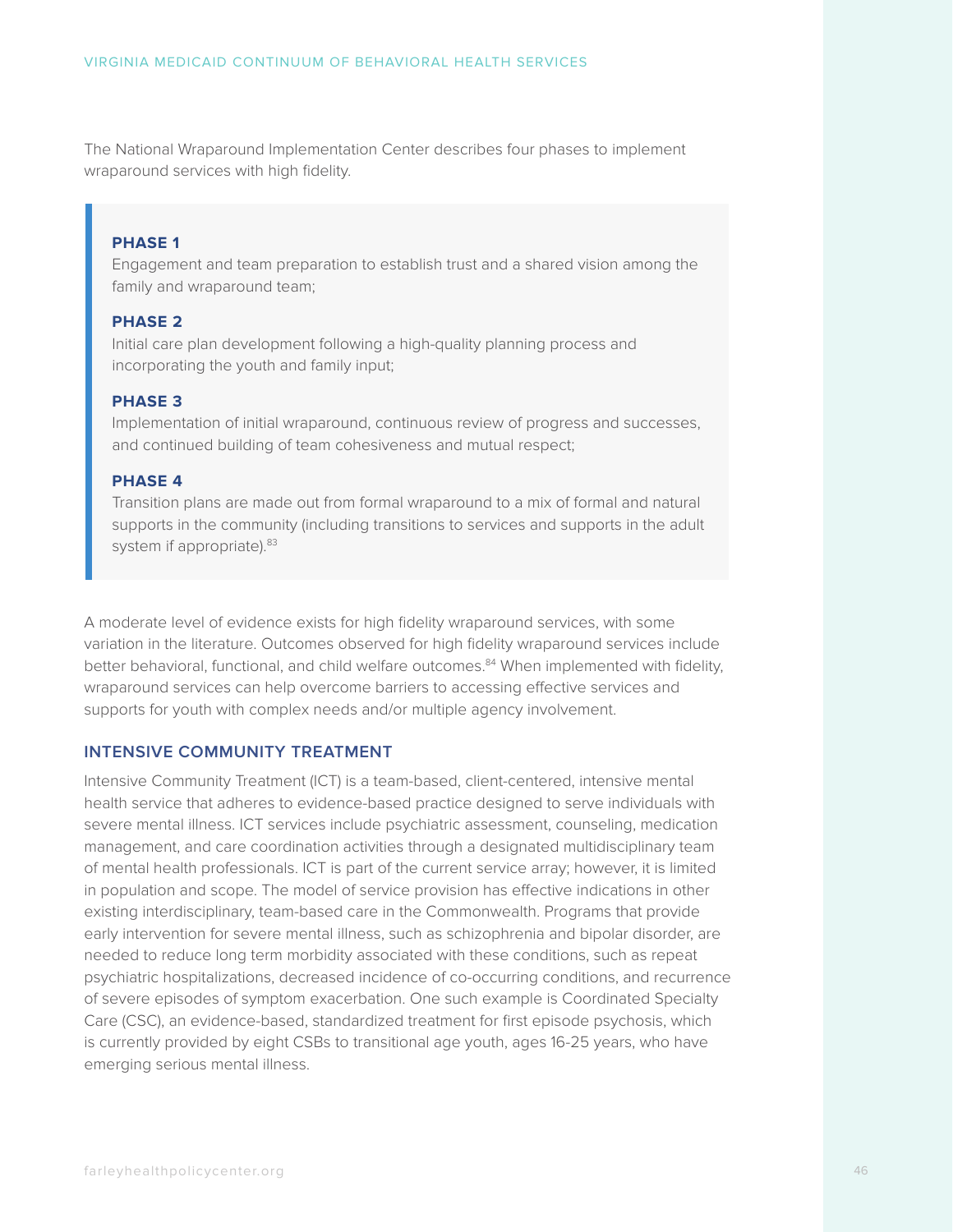The National Wraparound Implementation Center describes four phases to implement wraparound services with high fidelity.

> **PHASE 1**
> Engagement and team preparation to establish trust and a shared vision among the family and wraparound team;
>
> **PHASE 2**
> Initial care plan development following a high-quality planning process and incorporating the youth and family input;
>
> **PHASE 3**
> Implementation of initial wraparound, continuous review of progress and successes, and continued building of team cohesiveness and mutual respect;
>
> **PHASE 4**
> Transition plans are made out from formal wraparound to a mix of formal and natural supports in the community (including transitions to services and supports in the adult system if appropriate).[83]

A moderate level of evidence exists for high fidelity wraparound services, with some variation in the literature. Outcomes observed for high fidelity wraparound services include better behavioral, functional, and child welfare outcomes.[84] When implemented with fidelity, wraparound services can help overcome barriers to accessing effective services and supports for youth with complex needs and/or multiple agency involvement.

## INTENSIVE COMMUNITY TREATMENT

Intensive Community Treatment (ICT) is a team-based, client-centered, intensive mental health service that adheres to evidence-based practice designed to serve individuals with severe mental illness. ICT services include psychiatric assessment, counseling, medication management, and care coordination activities through a designated multidisciplinary team of mental health professionals. ICT is part of the current service array; however, it is limited in population and scope. The model of service provision has effective indications in other existing interdisciplinary, team-based care in the Commonwealth. Programs that provide early intervention for severe mental illness, such as schizophrenia and bipolar disorder, are needed to reduce long term morbidity associated with these conditions, such as repeat psychiatric hospitalizations, decreased incidence of co-occurring conditions, and recurrence of severe episodes of symptom exacerbation. One such example is Coordinated Specialty Care (CSC), an evidence-based, standardized treatment for first episode psychosis, which is currently provided by eight CSBs to transitional age youth, ages 16-25 years, who have emerging serious mental illness.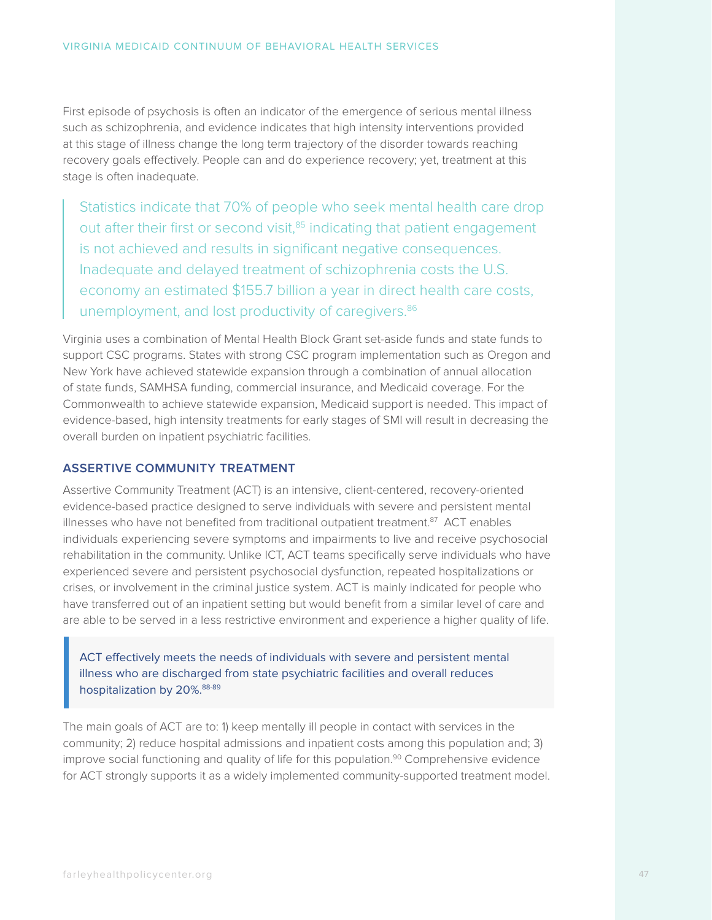First episode of psychosis is often an indicator of the emergence of serious mental illness such as schizophrenia, and evidence indicates that high intensity interventions provided at this stage of illness change the long term trajectory of the disorder towards reaching recovery goals effectively. People can and do experience recovery; yet, treatment at this stage is often inadequate.

> Statistics indicate that 70% of people who seek mental health care drop out after their first or second visit,[85] indicating that patient engagement is not achieved and results in significant negative consequences. Inadequate and delayed treatment of schizophrenia costs the U.S. economy an estimated $155.7 billion a year in direct health care costs, unemployment, and lost productivity of caregivers.[86]

Virginia uses a combination of Mental Health Block Grant set-aside funds and state funds to support CSC programs. States with strong CSC program implementation such as Oregon and New York have achieved statewide expansion through a combination of annual allocation of state funds, SAMHSA funding, commercial insurance, and Medicaid coverage. For the Commonwealth to achieve statewide expansion, Medicaid support is needed. This impact of evidence-based, high intensity treatments for early stages of SMI will result in decreasing the overall burden on inpatient psychiatric facilities.

### ASSERTIVE COMMUNITY TREATMENT

Assertive Community Treatment (ACT) is an intensive, client-centered, recovery-oriented evidence-based practice designed to serve individuals with severe and persistent mental illnesses who have not benefited from traditional outpatient treatment.[87] ACT enables individuals experiencing severe symptoms and impairments to live and receive psychosocial rehabilitation in the community. Unlike ICT, ACT teams specifically serve individuals who have experienced severe and persistent psychosocial dysfunction, repeated hospitalizations or crises, or involvement in the criminal justice system. ACT is mainly indicated for people who have transferred out of an inpatient setting but would benefit from a similar level of care and are able to be served in a less restrictive environment and experience a higher quality of life.

> ACT effectively meets the needs of individuals with severe and persistent mental illness who are discharged from state psychiatric facilities and overall reduces hospitalization by 20%.[88-89]

The main goals of ACT are to: 1) keep mentally ill people in contact with services in the community; 2) reduce hospital admissions and inpatient costs among this population and; 3) improve social functioning and quality of life for this population.[90] Comprehensive evidence for ACT strongly supports it as a widely implemented community-supported treatment model.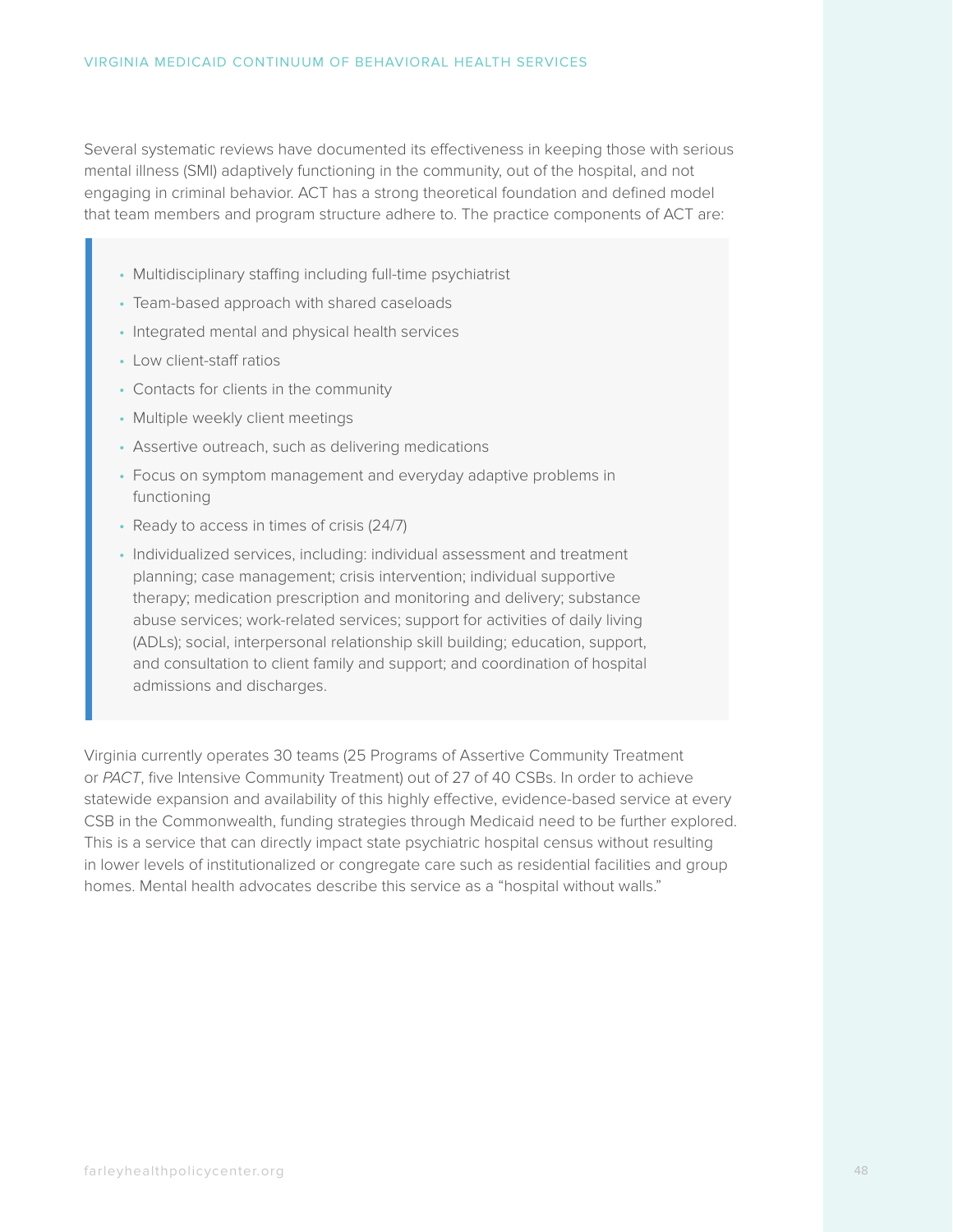Several systematic reviews have documented its effectiveness in keeping those with serious mental illness (SMI) adaptively functioning in the community, out of the hospital, and not engaging in criminal behavior. ACT has a strong theoretical foundation and defined model that team members and program structure adhere to. The practice components of ACT are:

- Multidisciplinary staffing including full-time psychiatrist
- Team-based approach with shared caseloads
- Integrated mental and physical health services
- Low client-staff ratios
- Contacts for clients in the community
- Multiple weekly client meetings
- Assertive outreach, such as delivering medications
- Focus on symptom management and everyday adaptive problems in functioning
- Ready to access in times of crisis (24/7)
- Individualized services, including: individual assessment and treatment planning; case management; crisis intervention; individual supportive therapy; medication prescription and monitoring and delivery; substance abuse services; work-related services; support for activities of daily living (ADLs); social, interpersonal relationship skill building; education, support, and consultation to client family and support; and coordination of hospital admissions and discharges.

Virginia currently operates 30 teams (25 Programs of Assertive Community Treatment or *PACT*, five Intensive Community Treatment) out of 27 of 40 CSBs. In order to achieve statewide expansion and availability of this highly effective, evidence-based service at every CSB in the Commonwealth, funding strategies through Medicaid need to be further explored. This is a service that can directly impact state psychiatric hospital census without resulting in lower levels of institutionalized or congregate care such as residential facilities and group homes. Mental health advocates describe this service as a "hospital without walls."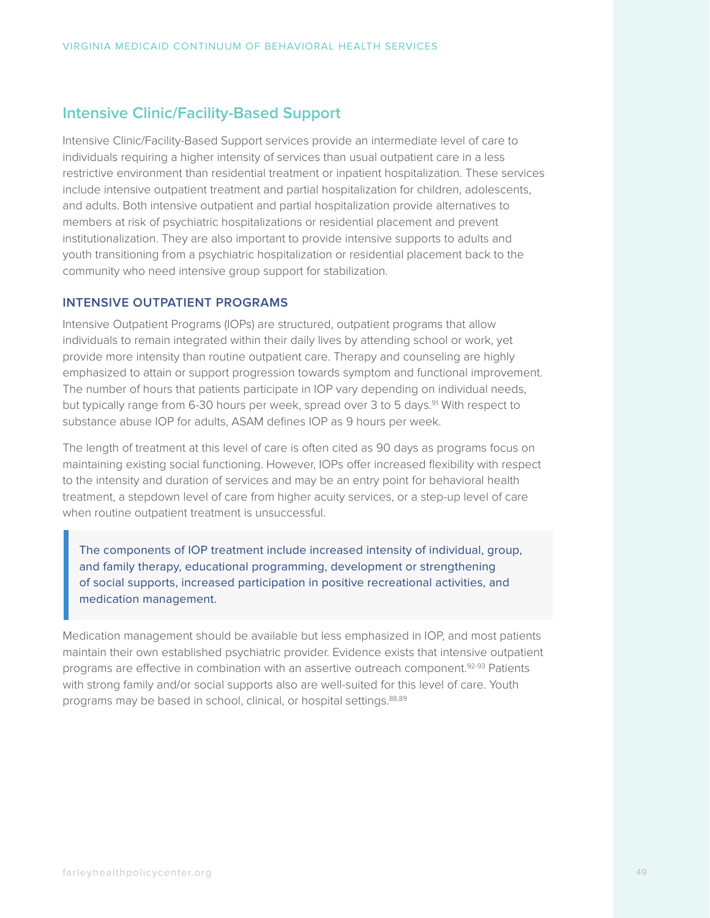## Intensive Clinic/Facility-Based Support

Intensive Clinic/Facility-Based Support services provide an intermediate level of care to individuals requiring a higher intensity of services than usual outpatient care in a less restrictive environment than residential treatment or inpatient hospitalization. These services include intensive outpatient treatment and partial hospitalization for children, adolescents, and adults. Both intensive outpatient and partial hospitalization provide alternatives to members at risk of psychiatric hospitalizations or residential placement and prevent institutionalization. They are also important to provide intensive supports to adults and youth transitioning from a psychiatric hospitalization or residential placement back to the community who need intensive group support for stabilization.

### INTENSIVE OUTPATIENT PROGRAMS

Intensive Outpatient Programs (IOPs) are structured, outpatient programs that allow individuals to remain integrated within their daily lives by attending school or work, yet provide more intensity than routine outpatient care. Therapy and counseling are highly emphasized to attain or support progression towards symptom and functional improvement. The number of hours that patients participate in IOP vary depending on individual needs, but typically range from 6-30 hours per week, spread over 3 to 5 days.[91] With respect to substance abuse IOP for adults, ASAM defines IOP as 9 hours per week.

The length of treatment at this level of care is often cited as 90 days as programs focus on maintaining existing social functioning. However, IOPs offer increased flexibility with respect to the intensity and duration of services and may be an entry point for behavioral health treatment, a stepdown level of care from higher acuity services, or a step-up level of care when routine outpatient treatment is unsuccessful.

> The components of IOP treatment include increased intensity of individual, group, and family therapy, educational programming, development or strengthening of social supports, increased participation in positive recreational activities, and medication management.

Medication management should be available but less emphasized in IOP, and most patients maintain their own established psychiatric provider. Evidence exists that intensive outpatient programs are effective in combination with an assertive outreach component.[92-93] Patients with strong family and/or social supports also are well-suited for this level of care. Youth programs may be based in school, clinical, or hospital settings.[88,89]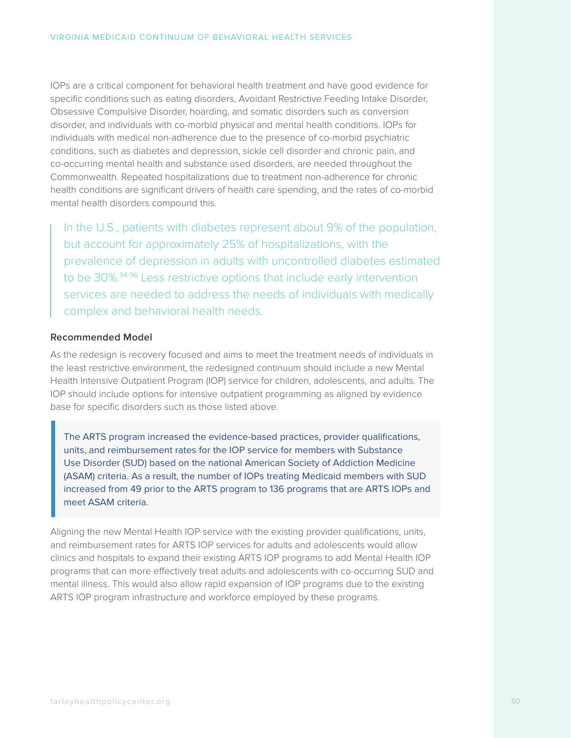IOPs are a critical component for behavioral health treatment and have good evidence for specific conditions such as eating disorders, Avoidant Restrictive Feeding Intake Disorder, Obsessive Compulsive Disorder, hoarding, and somatic disorders such as conversion disorder, and individuals with co-morbid physical and mental health conditions. IOPs for individuals with medical non-adherence due to the presence of co-morbid psychiatric conditions, such as diabetes and depression, sickle cell disorder and chronic pain, and co-occurring mental health and substance used disorders, are needed throughout the Commonwealth. Repeated hospitalizations due to treatment non-adherence for chronic health conditions are significant drivers of health care spending, and the rates of co-morbid mental health disorders compound this.

> In the U.S., patients with diabetes represent about 9% of the population, but account for approximately 25% of hospitalizations, with the prevalence of depression in adults with uncontrolled diabetes estimated to be 30%.[94-96] Less restrictive options that include early intervention services are needed to address the needs of individuals with medically complex and behavioral health needs.

**Recommended Model**

As the redesign is recovery focused and aims to meet the treatment needs of individuals in the least restrictive environment, the redesigned continuum should include a new Mental Health Intensive Outpatient Program (IOP) service for children, adolescents, and adults. The IOP should include options for intensive outpatient programming as aligned by evidence base for specific disorders such as those listed above.

> The ARTS program increased the evidence-based practices, provider qualifications, units, and reimbursement rates for the IOP service for members with Substance Use Disorder (SUD) based on the national American Society of Addiction Medicine (ASAM) criteria. As a result, the number of IOPs treating Medicaid members with SUD increased from 49 prior to the ARTS program to 136 programs that are ARTS IOPs and meet ASAM criteria.

Aligning the new Mental Health IOP service with the existing provider qualifications, units, and reimbursement rates for ARTS IOP services for adults and adolescents would allow clinics and hospitals to expand their existing ARTS IOP programs to add Mental Health IOP programs that can more effectively treat adults and adolescents with co-occurring SUD and mental illness. This would also allow rapid expansion of IOP programs due to the existing ARTS IOP program infrastructure and workforce employed by these programs.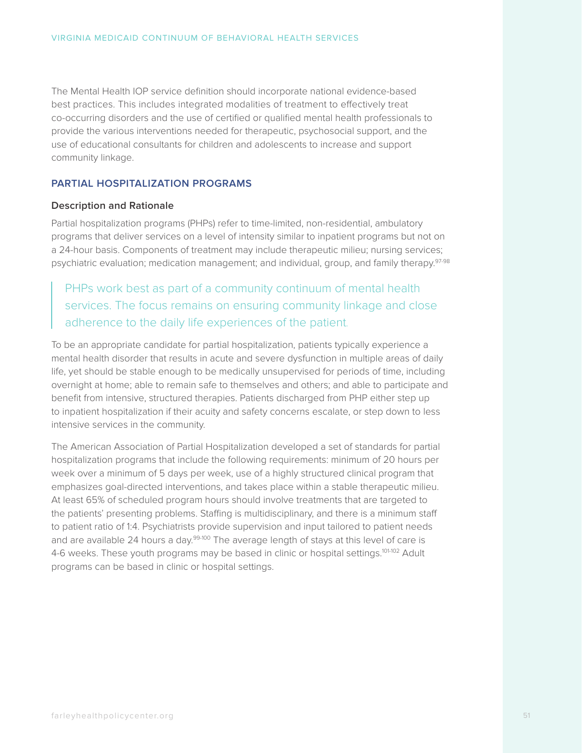The Mental Health IOP service definition should incorporate national evidence-based best practices. This includes integrated modalities of treatment to effectively treat co-occurring disorders and the use of certified or qualified mental health professionals to provide the various interventions needed for therapeutic, psychosocial support, and the use of educational consultants for children and adolescents to increase and support community linkage.

## PARTIAL HOSPITALIZATION PROGRAMS

### Description and Rationale

Partial hospitalization programs (PHPs) refer to time-limited, non-residential, ambulatory programs that deliver services on a level of intensity similar to inpatient programs but not on a 24-hour basis. Components of treatment may include therapeutic milieu; nursing services; psychiatric evaluation; medication management; and individual, group, and family therapy.[97-98]

> PHPs work best as part of a community continuum of mental health services. The focus remains on ensuring community linkage and close adherence to the daily life experiences of the patient.

To be an appropriate candidate for partial hospitalization, patients typically experience a mental health disorder that results in acute and severe dysfunction in multiple areas of daily life, yet should be stable enough to be medically unsupervised for periods of time, including overnight at home; able to remain safe to themselves and others; and able to participate and benefit from intensive, structured therapies. Patients discharged from PHP either step up to inpatient hospitalization if their acuity and safety concerns escalate, or step down to less intensive services in the community.

The American Association of Partial Hospitalization developed a set of standards for partial hospitalization programs that include the following requirements: minimum of 20 hours per week over a minimum of 5 days per week, use of a highly structured clinical program that emphasizes goal-directed interventions, and takes place within a stable therapeutic milieu. At least 65% of scheduled program hours should involve treatments that are targeted to the patients' presenting problems. Staffing is multidisciplinary, and there is a minimum staff to patient ratio of 1:4. Psychiatrists provide supervision and input tailored to patient needs and are available 24 hours a day.[99-100] The average length of stays at this level of care is 4-6 weeks. These youth programs may be based in clinic or hospital settings.[101-102] Adult programs can be based in clinic or hospital settings.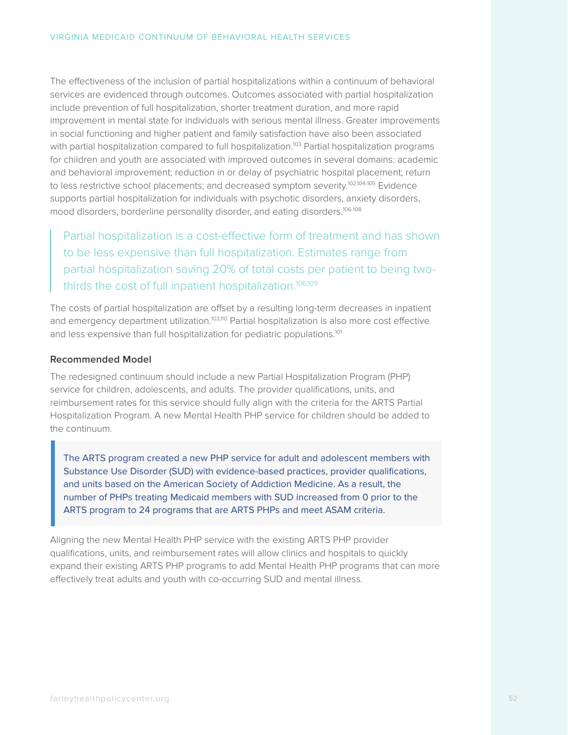The effectiveness of the inclusion of partial hospitalizations within a continuum of behavioral services are evidenced through outcomes. Outcomes associated with partial hospitalization include prevention of full hospitalization, shorter treatment duration, and more rapid improvement in mental state for individuals with serious mental illness. Greater improvements in social functioning and higher patient and family satisfaction have also been associated with partial hospitalization compared to full hospitalization.[103] Partial hospitalization programs for children and youth are associated with improved outcomes in several domains: academic and behavioral improvement; reduction in or delay of psychiatric hospital placement; return to less restrictive school placements; and decreased symptom severity.[102,104-105] Evidence supports partial hospitalization for individuals with psychotic disorders, anxiety disorders, mood disorders, borderline personality disorder, and eating disorders.[106-108]

> Partial hospitalization is a cost-effective form of treatment and has shown to be less expensive than full hospitalization. Estimates range from partial hospitalization saving 20% of total costs per patient to being two-thirds the cost of full inpatient hospitalization.[106,109]

The costs of partial hospitalization are offset by a resulting long-term decreases in inpatient and emergency department utilization.[103,110] Partial hospitalization is also more cost effective and less expensive than full hospitalization for pediatric populations.[101]

**Recommended Model**

The redesigned continuum should include a new Partial Hospitalization Program (PHP) service for children, adolescents, and adults. The provider qualifications, units, and reimbursement rates for this service should fully align with the criteria for the ARTS Partial Hospitalization Program. A new Mental Health PHP service for children should be added to the continuum.

> The ARTS program created a new PHP service for adult and adolescent members with Substance Use Disorder (SUD) with evidence-based practices, provider qualifications, and units based on the American Society of Addiction Medicine. As a result, the number of PHPs treating Medicaid members with SUD increased from 0 prior to the ARTS program to 24 programs that are ARTS PHPs and meet ASAM criteria.

Aligning the new Mental Health PHP service with the existing ARTS PHP provider qualifications, units, and reimbursement rates will allow clinics and hospitals to quickly expand their existing ARTS PHP programs to add Mental Health PHP programs that can more effectively treat adults and youth with co-occurring SUD and mental illness.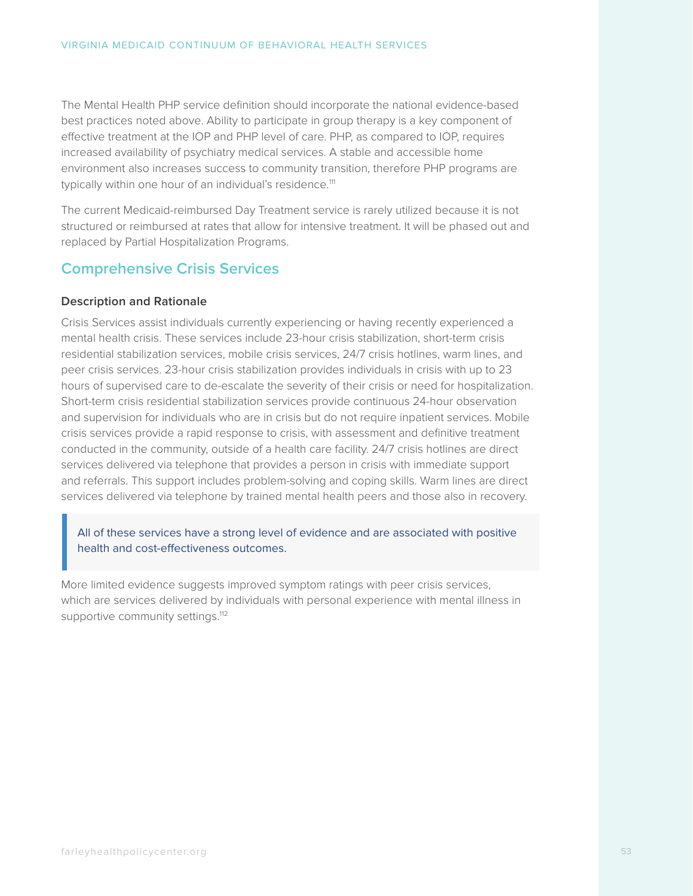The Mental Health PHP service definition should incorporate the national evidence-based best practices noted above. Ability to participate in group therapy is a key component of effective treatment at the IOP and PHP level of care. PHP, as compared to IOP, requires increased availability of psychiatry medical services. A stable and accessible home environment also increases success to community transition, therefore PHP programs are typically within one hour of an individual's residence.[111]

The current Medicaid-reimbursed Day Treatment service is rarely utilized because it is not structured or reimbursed at rates that allow for intensive treatment. It will be phased out and replaced by Partial Hospitalization Programs.

## Comprehensive Crisis Services

### Description and Rationale

Crisis Services assist individuals currently experiencing or having recently experienced a mental health crisis. These services include 23-hour crisis stabilization, short-term crisis residential stabilization services, mobile crisis services, 24/7 crisis hotlines, warm lines, and peer crisis services. 23-hour crisis stabilization provides individuals in crisis with up to 23 hours of supervised care to de-escalate the severity of their crisis or need for hospitalization. Short-term crisis residential stabilization services provide continuous 24-hour observation and supervision for individuals who are in crisis but do not require inpatient services. Mobile crisis services provide a rapid response to crisis, with assessment and definitive treatment conducted in the community, outside of a health care facility. 24/7 crisis hotlines are direct services delivered via telephone that provides a person in crisis with immediate support and referrals. This support includes problem-solving and coping skills. Warm lines are direct services delivered via telephone by trained mental health peers and those also in recovery.

> All of these services have a strong level of evidence and are associated with positive health and cost-effectiveness outcomes.

More limited evidence suggests improved symptom ratings with peer crisis services, which are services delivered by individuals with personal experience with mental illness in supportive community settings.[112]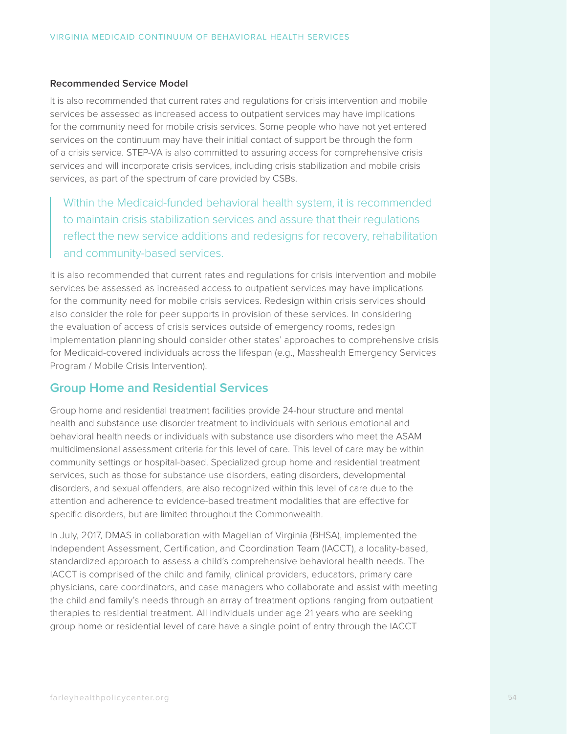**Recommended Service Model**

It is also recommended that current rates and regulations for crisis intervention and mobile services be assessed as increased access to outpatient services may have implications for the community need for mobile crisis services. Some people who have not yet entered services on the continuum may have their initial contact of support be through the form of a crisis service. STEP-VA is also committed to assuring access for comprehensive crisis services and will incorporate crisis services, including crisis stabilization and mobile crisis services, as part of the spectrum of care provided by CSBs.

> Within the Medicaid-funded behavioral health system, it is recommended to maintain crisis stabilization services and assure that their regulations reflect the new service additions and redesigns for recovery, rehabilitation and community-based services.

It is also recommended that current rates and regulations for crisis intervention and mobile services be assessed as increased access to outpatient services may have implications for the community need for mobile crisis services. Redesign within crisis services should also consider the role for peer supports in provision of these services. In considering the evaluation of access of crisis services outside of emergency rooms, redesign implementation planning should consider other states' approaches to comprehensive crisis for Medicaid-covered individuals across the lifespan (e.g., Masshealth Emergency Services Program / Mobile Crisis Intervention).

## Group Home and Residential Services

Group home and residential treatment facilities provide 24-hour structure and mental health and substance use disorder treatment to individuals with serious emotional and behavioral health needs or individuals with substance use disorders who meet the ASAM multidimensional assessment criteria for this level of care. This level of care may be within community settings or hospital-based. Specialized group home and residential treatment services, such as those for substance use disorders, eating disorders, developmental disorders, and sexual offenders, are also recognized within this level of care due to the attention and adherence to evidence-based treatment modalities that are effective for specific disorders, but are limited throughout the Commonwealth.

In July, 2017, DMAS in collaboration with Magellan of Virginia (BHSA), implemented the Independent Assessment, Certification, and Coordination Team (IACCT), a locality-based, standardized approach to assess a child's comprehensive behavioral health needs. The IACCT is comprised of the child and family, clinical providers, educators, primary care physicians, care coordinators, and case managers who collaborate and assist with meeting the child and family's needs through an array of treatment options ranging from outpatient therapies to residential treatment. All individuals under age 21 years who are seeking group home or residential level of care have a single point of entry through the IACCT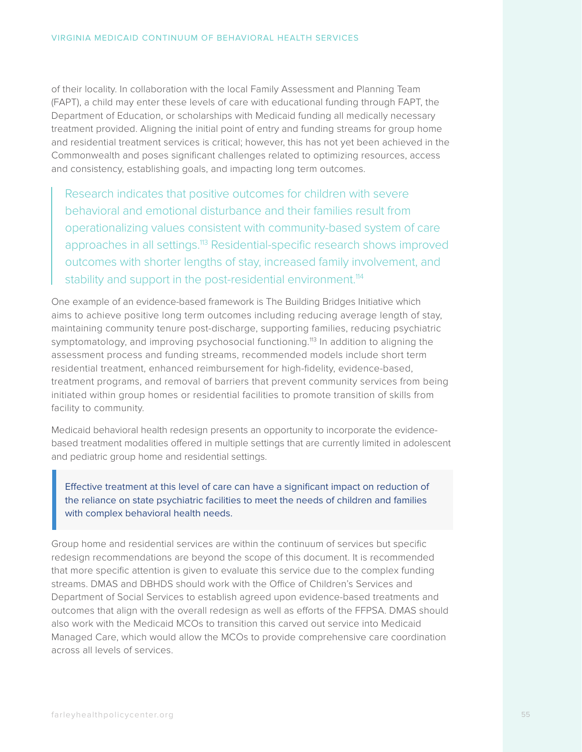of their locality. In collaboration with the local Family Assessment and Planning Team (FAPT), a child may enter these levels of care with educational funding through FAPT, the Department of Education, or scholarships with Medicaid funding all medically necessary treatment provided. Aligning the initial point of entry and funding streams for group home and residential treatment services is critical; however, this has not yet been achieved in the Commonwealth and poses significant challenges related to optimizing resources, access and consistency, establishing goals, and impacting long term outcomes.

> Research indicates that positive outcomes for children with severe behavioral and emotional disturbance and their families result from operationalizing values consistent with community-based system of care approaches in all settings.[113] Residential-specific research shows improved outcomes with shorter lengths of stay, increased family involvement, and stability and support in the post-residential environment.[114]

One example of an evidence-based framework is The Building Bridges Initiative which aims to achieve positive long term outcomes including reducing average length of stay, maintaining community tenure post-discharge, supporting families, reducing psychiatric symptomatology, and improving psychosocial functioning.[113] In addition to aligning the assessment process and funding streams, recommended models include short term residential treatment, enhanced reimbursement for high-fidelity, evidence-based, treatment programs, and removal of barriers that prevent community services from being initiated within group homes or residential facilities to promote transition of skills from facility to community.

Medicaid behavioral health redesign presents an opportunity to incorporate the evidence-based treatment modalities offered in multiple settings that are currently limited in adolescent and pediatric group home and residential settings.

> Effective treatment at this level of care can have a significant impact on reduction of the reliance on state psychiatric facilities to meet the needs of children and families with complex behavioral health needs.

Group home and residential services are within the continuum of services but specific redesign recommendations are beyond the scope of this document. It is recommended that more specific attention is given to evaluate this service due to the complex funding streams. DMAS and DBHDS should work with the Office of Children's Services and Department of Social Services to establish agreed upon evidence-based treatments and outcomes that align with the overall redesign as well as efforts of the FFPSA. DMAS should also work with the Medicaid MCOs to transition this carved out service into Medicaid Managed Care, which would allow the MCOs to provide comprehensive care coordination across all levels of services.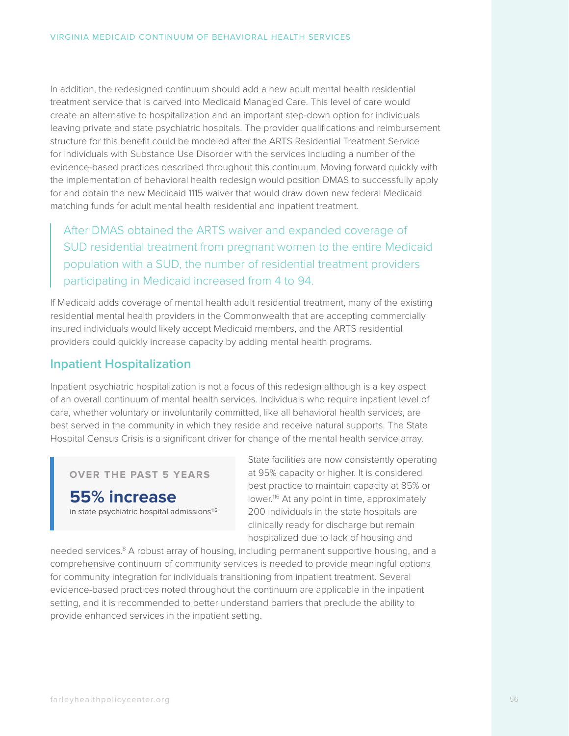In addition, the redesigned continuum should add a new adult mental health residential treatment service that is carved into Medicaid Managed Care. This level of care would create an alternative to hospitalization and an important step-down option for individuals leaving private and state psychiatric hospitals. The provider qualifications and reimbursement structure for this benefit could be modeled after the ARTS Residential Treatment Service for individuals with Substance Use Disorder with the services including a number of the evidence-based practices described throughout this continuum. Moving forward quickly with the implementation of behavioral health redesign would position DMAS to successfully apply for and obtain the new Medicaid 1115 waiver that would draw down new federal Medicaid matching funds for adult mental health residential and inpatient treatment.

> After DMAS obtained the ARTS waiver and expanded coverage of SUD residential treatment from pregnant women to the entire Medicaid population with a SUD, the number of residential treatment providers participating in Medicaid increased from 4 to 94.

If Medicaid adds coverage of mental health adult residential treatment, many of the existing residential mental health providers in the Commonwealth that are accepting commercially insured individuals would likely accept Medicaid members, and the ARTS residential providers could quickly increase capacity by adding mental health programs.

## Inpatient Hospitalization

Inpatient psychiatric hospitalization is not a focus of this redesign although is a key aspect of an overall continuum of mental health services. Individuals who require inpatient level of care, whether voluntary or involuntarily committed, like all behavioral health services, are best served in the community in which they reside and receive natural supports. The State Hospital Census Crisis is a significant driver for change of the mental health service array.

> **OVER THE PAST 5 YEARS**
>
> **55% increase**
>
> in state psychiatric hospital admissions[115]

State facilities are now consistently operating at 95% capacity or higher. It is considered best practice to maintain capacity at 85% or lower.[116] At any point in time, approximately 200 individuals in the state hospitals are clinically ready for discharge but remain hospitalized due to lack of housing and needed services.[8] A robust array of housing, including permanent supportive housing, and a comprehensive continuum of community services is needed to provide meaningful options for community integration for individuals transitioning from inpatient treatment. Several evidence-based practices noted throughout the continuum are applicable in the inpatient setting, and it is recommended to better understand barriers that preclude the ability to provide enhanced services in the inpatient setting.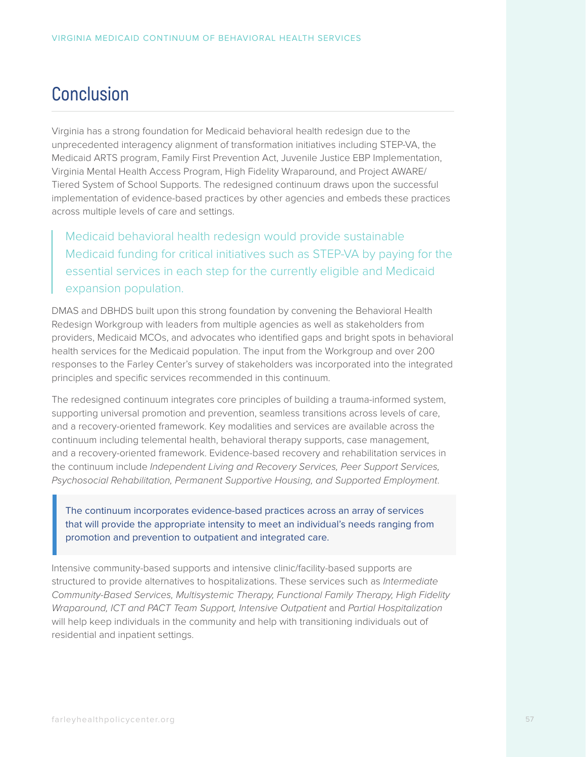## Conclusion

Virginia has a strong foundation for Medicaid behavioral health redesign due to the unprecedented interagency alignment of transformation initiatives including STEP-VA, the Medicaid ARTS program, Family First Prevention Act, Juvenile Justice EBP Implementation, Virginia Mental Health Access Program, High Fidelity Wraparound, and Project AWARE/ Tiered System of School Supports. The redesigned continuum draws upon the successful implementation of evidence-based practices by other agencies and embeds these practices across multiple levels of care and settings.

> Medicaid behavioral health redesign would provide sustainable Medicaid funding for critical initiatives such as STEP-VA by paying for the essential services in each step for the currently eligible and Medicaid expansion population.

DMAS and DBHDS built upon this strong foundation by convening the Behavioral Health Redesign Workgroup with leaders from multiple agencies as well as stakeholders from providers, Medicaid MCOs, and advocates who identified gaps and bright spots in behavioral health services for the Medicaid population. The input from the Workgroup and over 200 responses to the Farley Center's survey of stakeholders was incorporated into the integrated principles and specific services recommended in this continuum.

The redesigned continuum integrates core principles of building a trauma-informed system, supporting universal promotion and prevention, seamless transitions across levels of care, and a recovery-oriented framework. Key modalities and services are available across the continuum including telemental health, behavioral therapy supports, case management, and a recovery-oriented framework. Evidence-based recovery and rehabilitation services in the continuum include *Independent Living and Recovery Services, Peer Support Services, Psychosocial Rehabilitation, Permanent Supportive Housing, and Supported Employment*.

> The continuum incorporates evidence-based practices across an array of services that will provide the appropriate intensity to meet an individual's needs ranging from promotion and prevention to outpatient and integrated care.

Intensive community-based supports and intensive clinic/facility-based supports are structured to provide alternatives to hospitalizations. These services such as *Intermediate Community-Based Services, Multisystemic Therapy, Functional Family Therapy, High Fidelity Wraparound, ICT and PACT Team Support, Intensive Outpatient* and *Partial Hospitalization* will help keep individuals in the community and help with transitioning individuals out of residential and inpatient settings.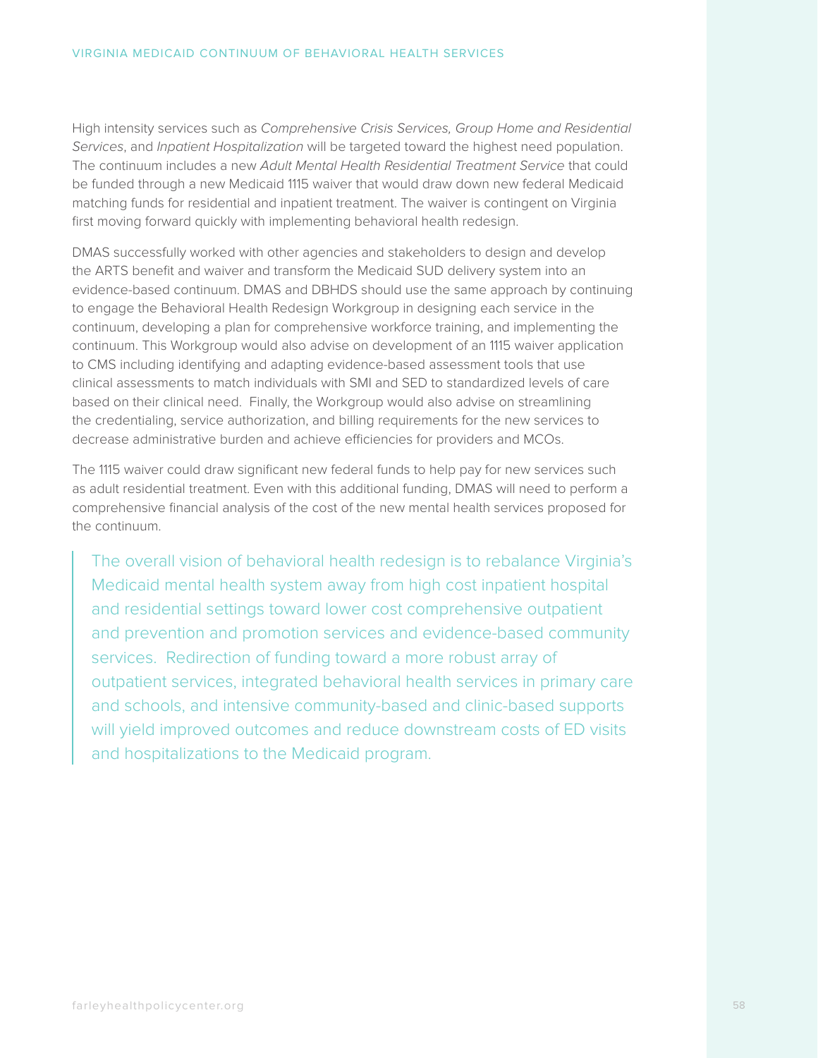High intensity services such as *Comprehensive Crisis Services, Group Home and Residential Services*, and *Inpatient Hospitalization* will be targeted toward the highest need population. The continuum includes a new *Adult Mental Health Residential Treatment Service* that could be funded through a new Medicaid 1115 waiver that would draw down new federal Medicaid matching funds for residential and inpatient treatment. The waiver is contingent on Virginia first moving forward quickly with implementing behavioral health redesign.

DMAS successfully worked with other agencies and stakeholders to design and develop the ARTS benefit and waiver and transform the Medicaid SUD delivery system into an evidence-based continuum. DMAS and DBHDS should use the same approach by continuing to engage the Behavioral Health Redesign Workgroup in designing each service in the continuum, developing a plan for comprehensive workforce training, and implementing the continuum. This Workgroup would also advise on development of an 1115 waiver application to CMS including identifying and adapting evidence-based assessment tools that use clinical assessments to match individuals with SMI and SED to standardized levels of care based on their clinical need. Finally, the Workgroup would also advise on streamlining the credentialing, service authorization, and billing requirements for the new services to decrease administrative burden and achieve efficiencies for providers and MCOs.

The 1115 waiver could draw significant new federal funds to help pay for new services such as adult residential treatment. Even with this additional funding, DMAS will need to perform a comprehensive financial analysis of the cost of the new mental health services proposed for the continuum.

> The overall vision of behavioral health redesign is to rebalance Virginia's Medicaid mental health system away from high cost inpatient hospital and residential settings toward lower cost comprehensive outpatient and prevention and promotion services and evidence-based community services. Redirection of funding toward a more robust array of outpatient services, integrated behavioral health services in primary care and schools, and intensive community-based and clinic-based supports will yield improved outcomes and reduce downstream costs of ED visits and hospitalizations to the Medicaid program.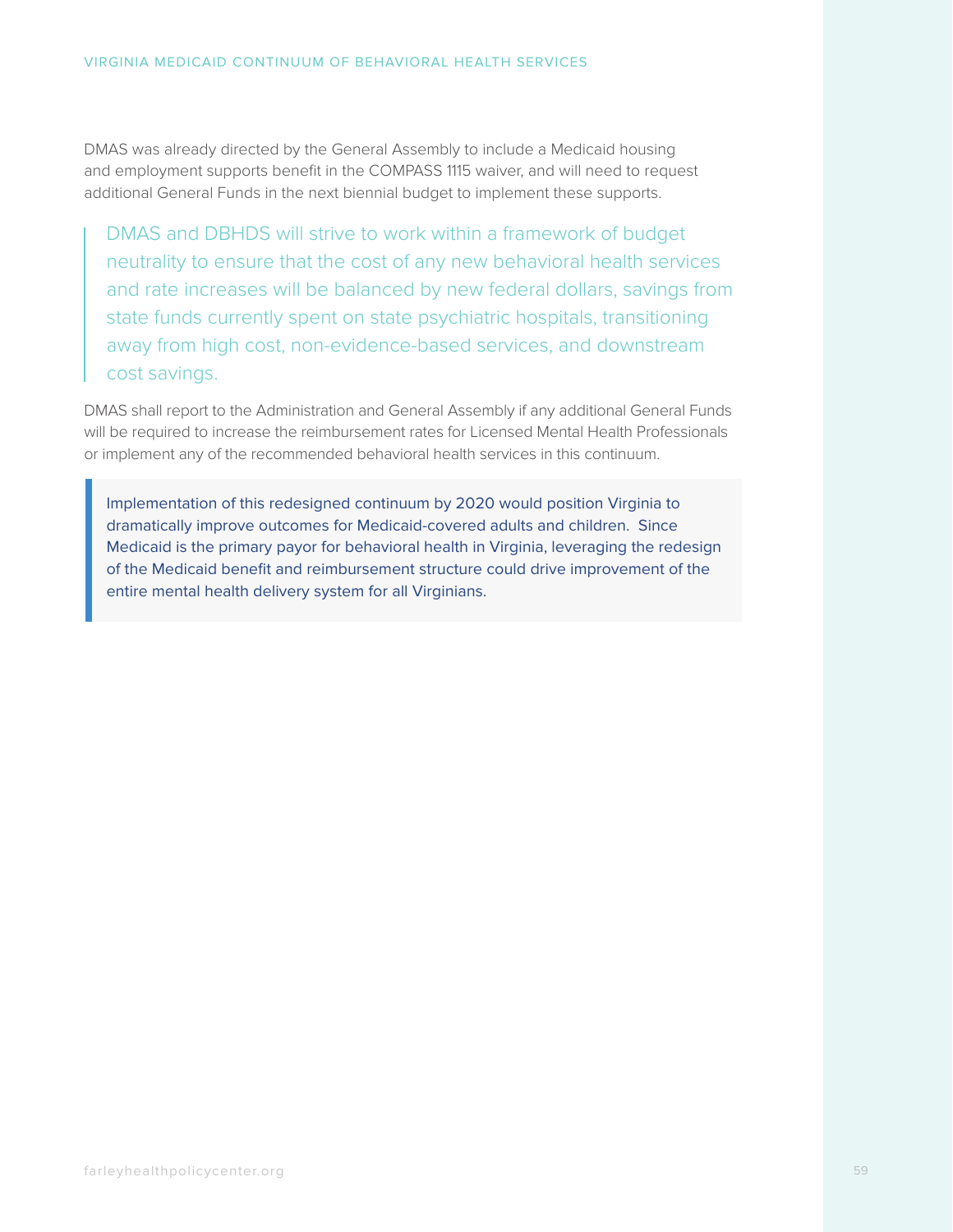DMAS was already directed by the General Assembly to include a Medicaid housing and employment supports benefit in the COMPASS 1115 waiver, and will need to request additional General Funds in the next biennial budget to implement these supports.

> DMAS and DBHDS will strive to work within a framework of budget neutrality to ensure that the cost of any new behavioral health services and rate increases will be balanced by new federal dollars, savings from state funds currently spent on state psychiatric hospitals, transitioning away from high cost, non-evidence-based services, and downstream cost savings.

DMAS shall report to the Administration and General Assembly if any additional General Funds will be required to increase the reimbursement rates for Licensed Mental Health Professionals or implement any of the recommended behavioral health services in this continuum.

> Implementation of this redesigned continuum by 2020 would position Virginia to dramatically improve outcomes for Medicaid-covered adults and children. Since Medicaid is the primary payor for behavioral health in Virginia, leveraging the redesign of the Medicaid benefit and reimbursement structure could drive improvement of the entire mental health delivery system for all Virginians.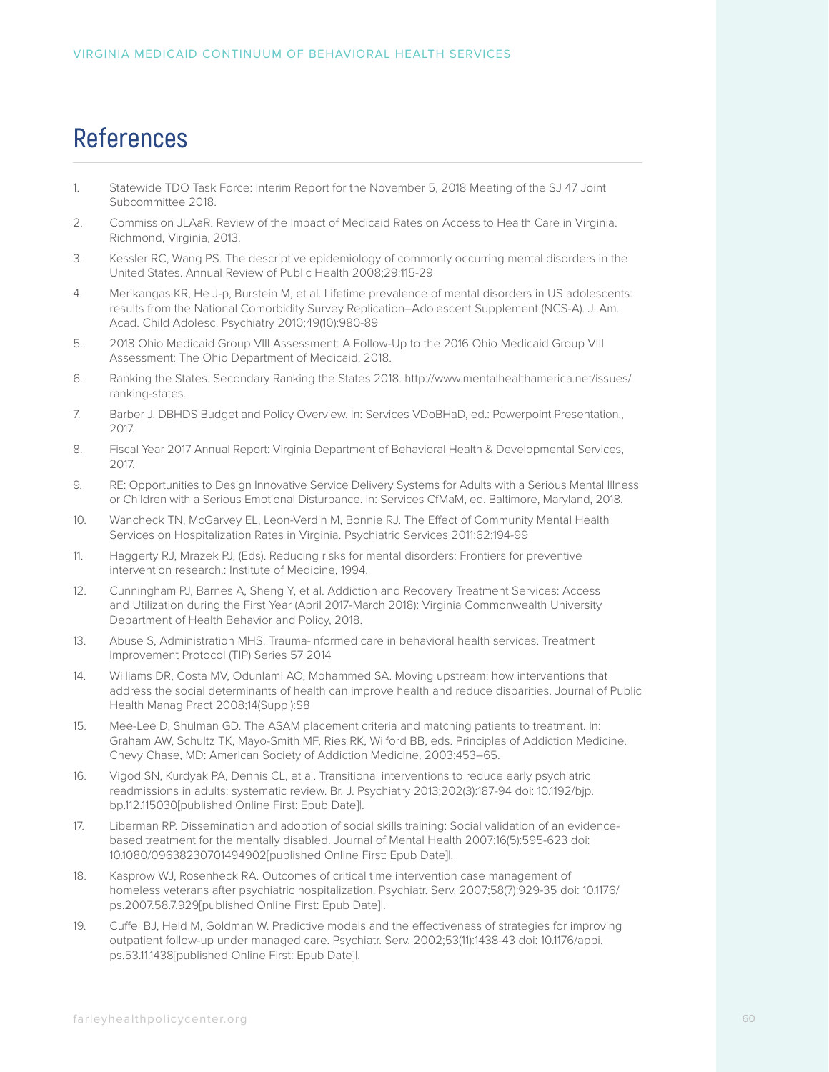# References

1. Statewide TDO Task Force: Interim Report for the November 5, 2018 Meeting of the SJ 47 Joint Subcommittee 2018.
2. Commission JLAaR. Review of the Impact of Medicaid Rates on Access to Health Care in Virginia. Richmond, Virginia, 2013.
3. Kessler RC, Wang PS. The descriptive epidemiology of commonly occurring mental disorders in the United States. Annual Review of Public Health 2008;29:115-29
4. Merikangas KR, He J-p, Burstein M, et al. Lifetime prevalence of mental disorders in US adolescents: results from the National Comorbidity Survey Replication–Adolescent Supplement (NCS-A). J. Am. Acad. Child Adolesc. Psychiatry 2010;49(10):980-89
5. 2018 Ohio Medicaid Group VIII Assessment: A Follow-Up to the 2016 Ohio Medicaid Group VIII Assessment: The Ohio Department of Medicaid, 2018.
6. Ranking the States. Secondary Ranking the States 2018. http://www.mentalhealthamerica.net/issues/ranking-states.
7. Barber J. DBHDS Budget and Policy Overview. In: Services VDoBHaD, ed.: Powerpoint Presentation., 2017.
8. Fiscal Year 2017 Annual Report: Virginia Department of Behavioral Health & Developmental Services, 2017.
9. RE: Opportunities to Design Innovative Service Delivery Systems for Adults with a Serious Mental Illness or Children with a Serious Emotional Disturbance. In: Services CfMaM, ed. Baltimore, Maryland, 2018.
10. Wancheck TN, McGarvey EL, Leon-Verdin M, Bonnie RJ. The Effect of Community Mental Health Services on Hospitalization Rates in Virginia. Psychiatric Services 2011;62:194-99
11. Haggerty RJ, Mrazek PJ, (Eds). Reducing risks for mental disorders: Frontiers for preventive intervention research.: Institute of Medicine, 1994.
12. Cunningham PJ, Barnes A, Sheng Y, et al. Addiction and Recovery Treatment Services: Access and Utilization during the First Year (April 2017-March 2018): Virginia Commonwealth University Department of Health Behavior and Policy, 2018.
13. Abuse S, Administration MHS. Trauma-informed care in behavioral health services. Treatment Improvement Protocol (TIP) Series 57 2014
14. Williams DR, Costa MV, Odunlami AO, Mohammed SA. Moving upstream: how interventions that address the social determinants of health can improve health and reduce disparities. Journal of Public Health Manag Pract 2008;14(Suppl):S8
15. Mee-Lee D, Shulman GD. The ASAM placement criteria and matching patients to treatment. In: Graham AW, Schultz TK, Mayo-Smith MF, Ries RK, Wilford BB, eds. Principles of Addiction Medicine. Chevy Chase, MD: American Society of Addiction Medicine, 2003:453–65.
16. Vigod SN, Kurdyak PA, Dennis CL, et al. Transitional interventions to reduce early psychiatric readmissions in adults: systematic review. Br. J. Psychiatry 2013;202(3):187-94 doi: 10.1192/bjp.bp.112.115030[published Online First: Epub Date]|.
17. Liberman RP. Dissemination and adoption of social skills training: Social validation of an evidence-based treatment for the mentally disabled. Journal of Mental Health 2007;16(5):595-623 doi: 10.1080/09638230701494902[published Online First: Epub Date]|.
18. Kasprow WJ, Rosenheck RA. Outcomes of critical time intervention case management of homeless veterans after psychiatric hospitalization. Psychiatr. Serv. 2007;58(7):929-35 doi: 10.1176/ps.2007.58.7.929[published Online First: Epub Date]|.
19. Cuffel BJ, Held M, Goldman W. Predictive models and the effectiveness of strategies for improving outpatient follow-up under managed care. Psychiatr. Serv. 2002;53(11):1438-43 doi: 10.1176/appi.ps.53.11.1438[published Online First: Epub Date]|.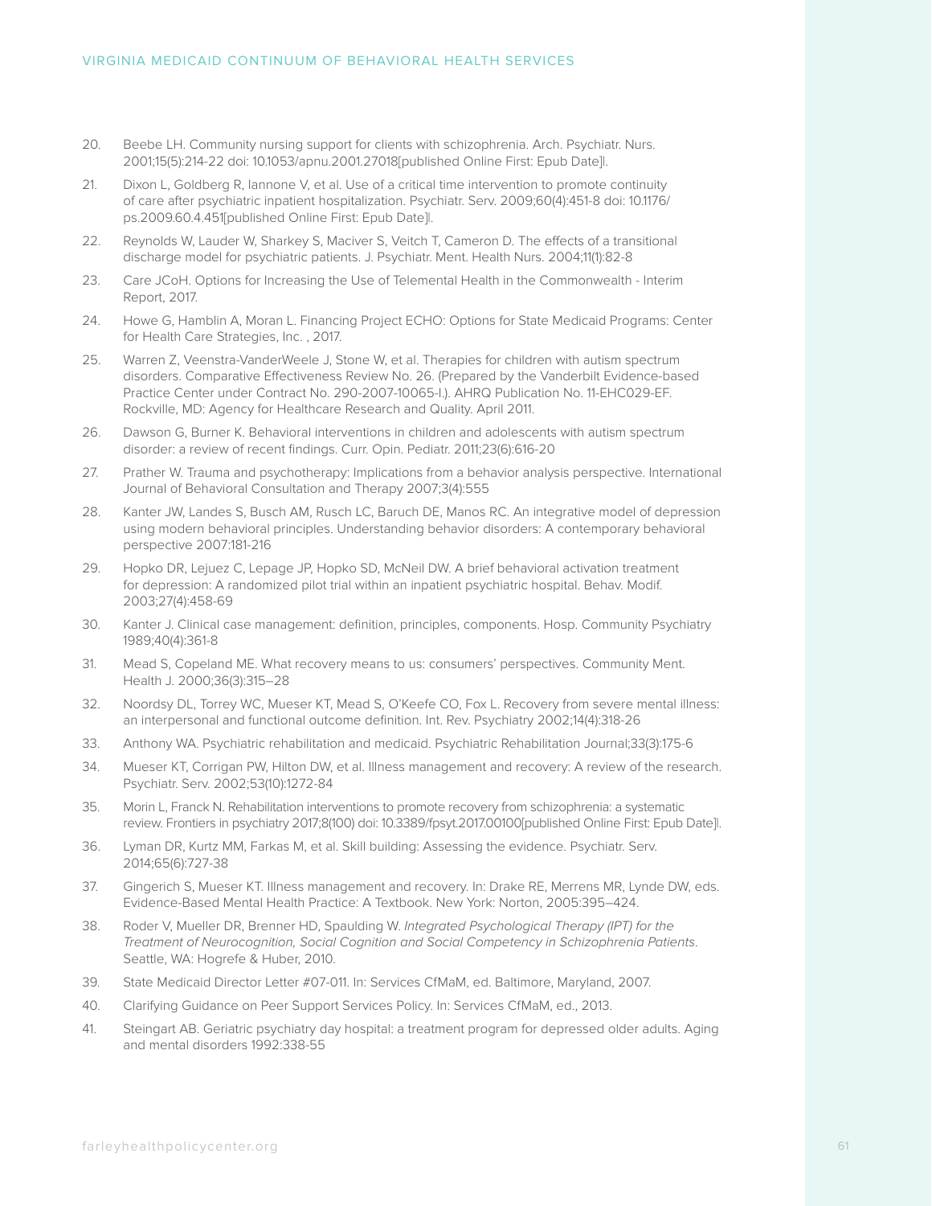20. Beebe LH. Community nursing support for clients with schizophrenia. Arch. Psychiatr. Nurs. 2001;15(5):214-22 doi: 10.1053/apnu.2001.27018[published Online First: Epub Date]|.

21. Dixon L, Goldberg R, Iannone V, et al. Use of a critical time intervention to promote continuity of care after psychiatric inpatient hospitalization. Psychiatr. Serv. 2009;60(4):451-8 doi: 10.1176/ps.2009.60.4.451[published Online First: Epub Date]|.

22. Reynolds W, Lauder W, Sharkey S, Maciver S, Veitch T, Cameron D. The effects of a transitional discharge model for psychiatric patients. J. Psychiatr. Ment. Health Nurs. 2004;11(1):82-8

23. Care JCoH. Options for Increasing the Use of Telemental Health in the Commonwealth - Interim Report, 2017.

24. Howe G, Hamblin A, Moran L. Financing Project ECHO: Options for State Medicaid Programs: Center for Health Care Strategies, Inc. , 2017.

25. Warren Z, Veenstra-VanderWeele J, Stone W, et al. Therapies for children with autism spectrum disorders. Comparative Effectiveness Review No. 26. (Prepared by the Vanderbilt Evidence-based Practice Center under Contract No. 290-2007-10065-I.). AHRQ Publication No. 11-EHC029-EF. Rockville, MD: Agency for Healthcare Research and Quality. April 2011.

26. Dawson G, Burner K. Behavioral interventions in children and adolescents with autism spectrum disorder: a review of recent findings. Curr. Opin. Pediatr. 2011;23(6):616-20

27. Prather W. Trauma and psychotherapy: Implications from a behavior analysis perspective. International Journal of Behavioral Consultation and Therapy 2007;3(4):555

28. Kanter JW, Landes S, Busch AM, Rusch LC, Baruch DE, Manos RC. An integrative model of depression using modern behavioral principles. Understanding behavior disorders: A contemporary behavioral perspective 2007:181-216

29. Hopko DR, Lejuez C, Lepage JP, Hopko SD, McNeil DW. A brief behavioral activation treatment for depression: A randomized pilot trial within an inpatient psychiatric hospital. Behav. Modif. 2003;27(4):458-69

30. Kanter J. Clinical case management: definition, principles, components. Hosp. Community Psychiatry 1989;40(4):361-8

31. Mead S, Copeland ME. What recovery means to us: consumers' perspectives. Community Ment. Health J. 2000;36(3):315–28

32. Noordsy DL, Torrey WC, Mueser KT, Mead S, O'Keefe CO, Fox L. Recovery from severe mental illness: an interpersonal and functional outcome definition. Int. Rev. Psychiatry 2002;14(4):318-26

33. Anthony WA. Psychiatric rehabilitation and medicaid. Psychiatric Rehabilitation Journal;33(3):175-6

34. Mueser KT, Corrigan PW, Hilton DW, et al. Illness management and recovery: A review of the research. Psychiatr. Serv. 2002;53(10):1272-84

35. Morin L, Franck N. Rehabilitation interventions to promote recovery from schizophrenia: a systematic review. Frontiers in psychiatry 2017;8(100) doi: 10.3389/fpsyt.2017.00100[published Online First: Epub Date]|.

36. Lyman DR, Kurtz MM, Farkas M, et al. Skill building: Assessing the evidence. Psychiatr. Serv. 2014;65(6):727-38

37. Gingerich S, Mueser KT. Illness management and recovery. In: Drake RE, Merrens MR, Lynde DW, eds. Evidence-Based Mental Health Practice: A Textbook. New York: Norton, 2005:395–424.

38. Roder V, Mueller DR, Brenner HD, Spaulding W. *Integrated Psychological Therapy (IPT) for the Treatment of Neurocognition, Social Cognition and Social Competency in Schizophrenia Patients*. Seattle, WA: Hogrefe & Huber, 2010.

39. State Medicaid Director Letter #07-011. In: Services CfMaM, ed. Baltimore, Maryland, 2007.

40. Clarifying Guidance on Peer Support Services Policy. In: Services CfMaM, ed., 2013.

41. Steingart AB. Geriatric psychiatry day hospital: a treatment program for depressed older adults. Aging and mental disorders 1992:338-55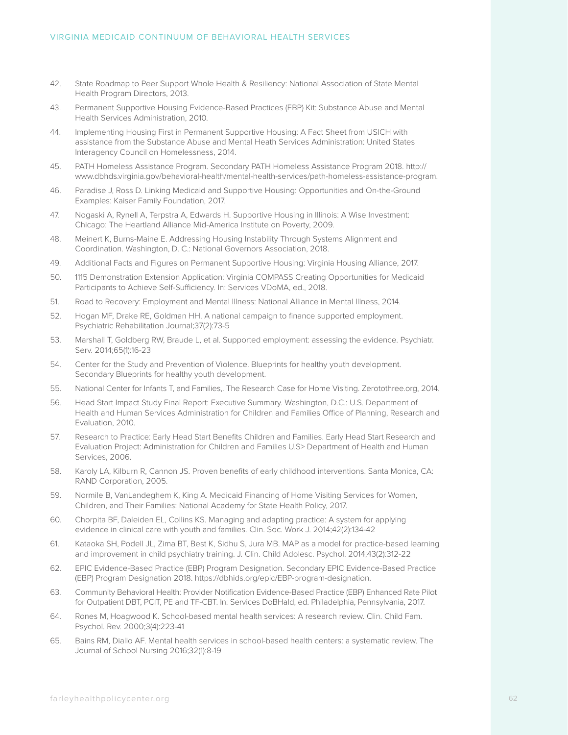42. State Roadmap to Peer Support Whole Health & Resiliency: National Association of State Mental Health Program Directors, 2013.
43. Permanent Supportive Housing Evidence-Based Practices (EBP) Kit: Substance Abuse and Mental Health Services Administration, 2010.
44. Implementing Housing First in Permanent Supportive Housing: A Fact Sheet from USICH with assistance from the Substance Abuse and Mental Heath Services Administration: United States Interagency Council on Homelessness, 2014.
45. PATH Homeless Assistance Program. Secondary PATH Homeless Assistance Program 2018. http://www.dbhds.virginia.gov/behavioral-health/mental-health-services/path-homeless-assistance-program.
46. Paradise J, Ross D. Linking Medicaid and Supportive Housing: Opportunities and On-the-Ground Examples: Kaiser Family Foundation, 2017.
47. Nogaski A, Rynell A, Terpstra A, Edwards H. Supportive Housing in Illinois: A Wise Investment: Chicago: The Heartland Alliance Mid-America Institute on Poverty, 2009.
48. Meinert K, Burns-Maine E. Addressing Housing Instability Through Systems Alignment and Coordination. Washington, D. C.: National Governors Association, 2018.
49. Additional Facts and Figures on Permanent Supportive Housing: Virginia Housing Alliance, 2017.
50. 1115 Demonstration Extension Application: Virginia COMPASS Creating Opportunities for Medicaid Participants to Achieve Self-Sufficiency. In: Services VDoMA, ed., 2018.
51. Road to Recovery: Employment and Mental Illness: National Alliance in Mental Illness, 2014.
52. Hogan MF, Drake RE, Goldman HH. A national campaign to finance supported employment. Psychiatric Rehabilitation Journal;37(2):73-5
53. Marshall T, Goldberg RW, Braude L, et al. Supported employment: assessing the evidence. Psychiatr. Serv. 2014;65(1):16-23
54. Center for the Study and Prevention of Violence. Blueprints for healthy youth development. Secondary Blueprints for healthy youth development.
55. National Center for Infants T, and Families,. The Research Case for Home Visiting. Zerotothree.org, 2014.
56. Head Start Impact Study Final Report: Executive Summary. Washington, D.C.: U.S. Department of Health and Human Services Administration for Children and Families Office of Planning, Research and Evaluation, 2010.
57. Research to Practice: Early Head Start Benefits Children and Families. Early Head Start Research and Evaluation Project: Administration for Children and Families U.S> Department of Health and Human Services, 2006.
58. Karoly LA, Kilburn R, Cannon JS. Proven benefits of early childhood interventions. Santa Monica, CA: RAND Corporation, 2005.
59. Normile B, VanLandeghem K, King A. Medicaid Financing of Home Visiting Services for Women, Children, and Their Families: National Academy for State Health Policy, 2017.
60. Chorpita BF, Daleiden EL, Collins KS. Managing and adapting practice: A system for applying evidence in clinical care with youth and families. Clin. Soc. Work J. 2014;42(2):134-42
61. Kataoka SH, Podell JL, Zima BT, Best K, Sidhu S, Jura MB. MAP as a model for practice-based learning and improvement in child psychiatry training. J. Clin. Child Adolesc. Psychol. 2014;43(2):312-22
62. EPIC Evidence-Based Practice (EBP) Program Designation. Secondary EPIC Evidence-Based Practice (EBP) Program Designation 2018. https://dbhids.org/epic/EBP-program-designation.
63. Community Behavioral Health: Provider Notification Evidence-Based Practice (EBP) Enhanced Rate Pilot for Outpatient DBT, PCIT, PE and TF-CBT. In: Services DoBHaId, ed. Philadelphia, Pennsylvania, 2017.
64. Rones M, Hoagwood K. School-based mental health services: A research review. Clin. Child Fam. Psychol. Rev. 2000;3(4):223-41
65. Bains RM, Diallo AF. Mental health services in school-based health centers: a systematic review. The Journal of School Nursing 2016;32(1):8-19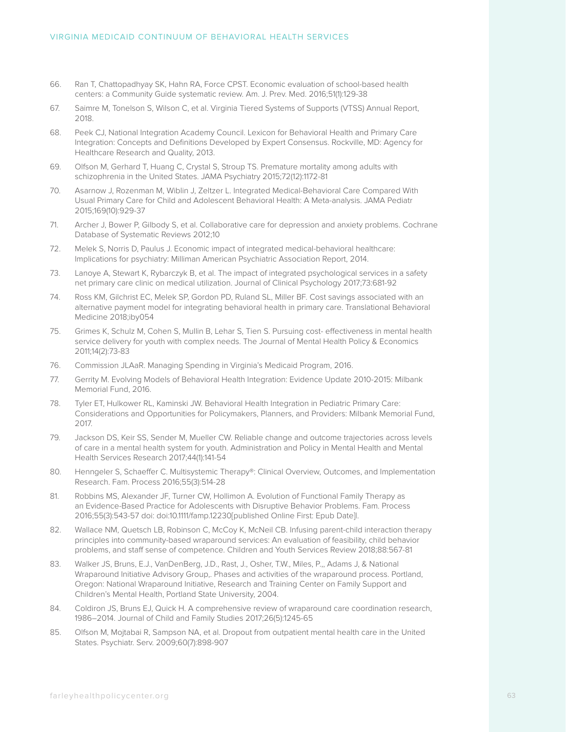66. Ran T, Chattopadhyay SK, Hahn RA, Force CPST. Economic evaluation of school-based health centers: a Community Guide systematic review. Am. J. Prev. Med. 2016;51(1):129-38
67. Saimre M, Tonelson S, Wilson C, et al. Virginia Tiered Systems of Supports (VTSS) Annual Report, 2018.
68. Peek CJ, National Integration Academy Council. Lexicon for Behavioral Health and Primary Care Integration: Concepts and Definitions Developed by Expert Consensus. Rockville, MD: Agency for Healthcare Research and Quality, 2013.
69. Olfson M, Gerhard T, Huang C, Crystal S, Stroup TS. Premature mortality among adults with schizophrenia in the United States. JAMA Psychiatry 2015;72(12):1172-81
70. Asarnow J, Rozenman M, Wiblin J, Zeltzer L. Integrated Medical-Behavioral Care Compared With Usual Primary Care for Child and Adolescent Behavioral Health: A Meta-analysis. JAMA Pediatr 2015;169(10):929-37
71. Archer J, Bower P, Gilbody S, et al. Collaborative care for depression and anxiety problems. Cochrane Database of Systematic Reviews 2012;10
72. Melek S, Norris D, Paulus J. Economic impact of integrated medical-behavioral healthcare: Implications for psychiatry: Milliman American Psychiatric Association Report, 2014.
73. Lanoye A, Stewart K, Rybarczyk B, et al. The impact of integrated psychological services in a safety net primary care clinic on medical utilization. Journal of Clinical Psychology 2017;73:681-92
74. Ross KM, Gilchrist EC, Melek SP, Gordon PD, Ruland SL, Miller BF. Cost savings associated with an alternative payment model for integrating behavioral health in primary care. Translational Behavioral Medicine 2018;iby054
75. Grimes K, Schulz M, Cohen S, Mullin B, Lehar S, Tien S. Pursuing cost- effectiveness in mental health service delivery for youth with complex needs. The Journal of Mental Health Policy & Economics 2011;14(2):73-83
76. Commission JLAaR. Managing Spending in Virginia's Medicaid Program, 2016.
77. Gerrity M. Evolving Models of Behavioral Health Integration: Evidence Update 2010-2015: Milbank Memorial Fund, 2016.
78. Tyler ET, Hulkower RL, Kaminski JW. Behavioral Health Integration in Pediatric Primary Care: Considerations and Opportunities for Policymakers, Planners, and Providers: Milbank Memorial Fund, 2017.
79. Jackson DS, Keir SS, Sender M, Mueller CW. Reliable change and outcome trajectories across levels of care in a mental health system for youth. Administration and Policy in Mental Health and Mental Health Services Research 2017;44(1):141-54
80. Henngeler S, Schaeffer C. Multisystemic Therapy®: Clinical Overview, Outcomes, and Implementation Research. Fam. Process 2016;55(3):514-28
81. Robbins MS, Alexander JF, Turner CW, Hollimon A. Evolution of Functional Family Therapy as an Evidence-Based Practice for Adolescents with Disruptive Behavior Problems. Fam. Process 2016;55(3):543-57 doi: doi:10.1111/famp.12230[published Online First: Epub Date]|.
82. Wallace NM, Quetsch LB, Robinson C, McCoy K, McNeil CB. Infusing parent-child interaction therapy principles into community-based wraparound services: An evaluation of feasibility, child behavior problems, and staff sense of competence. Children and Youth Services Review 2018;88:567-81
83. Walker JS, Bruns, E.J., VanDenBerg, J.D., Rast, J., Osher, T.W., Miles, P.,, Adams J, & National Wraparound Initiative Advisory Group,. Phases and activities of the wraparound process. Portland, Oregon: National Wraparound Initiative, Research and Training Center on Family Support and Children's Mental Health, Portland State University, 2004.
84. Coldiron JS, Bruns EJ, Quick H. A comprehensive review of wraparound care coordination research, 1986–2014. Journal of Child and Family Studies 2017;26(5):1245-65
85. Olfson M, Mojtabai R, Sampson NA, et al. Dropout from outpatient mental health care in the United States. Psychiatr. Serv. 2009;60(7):898-907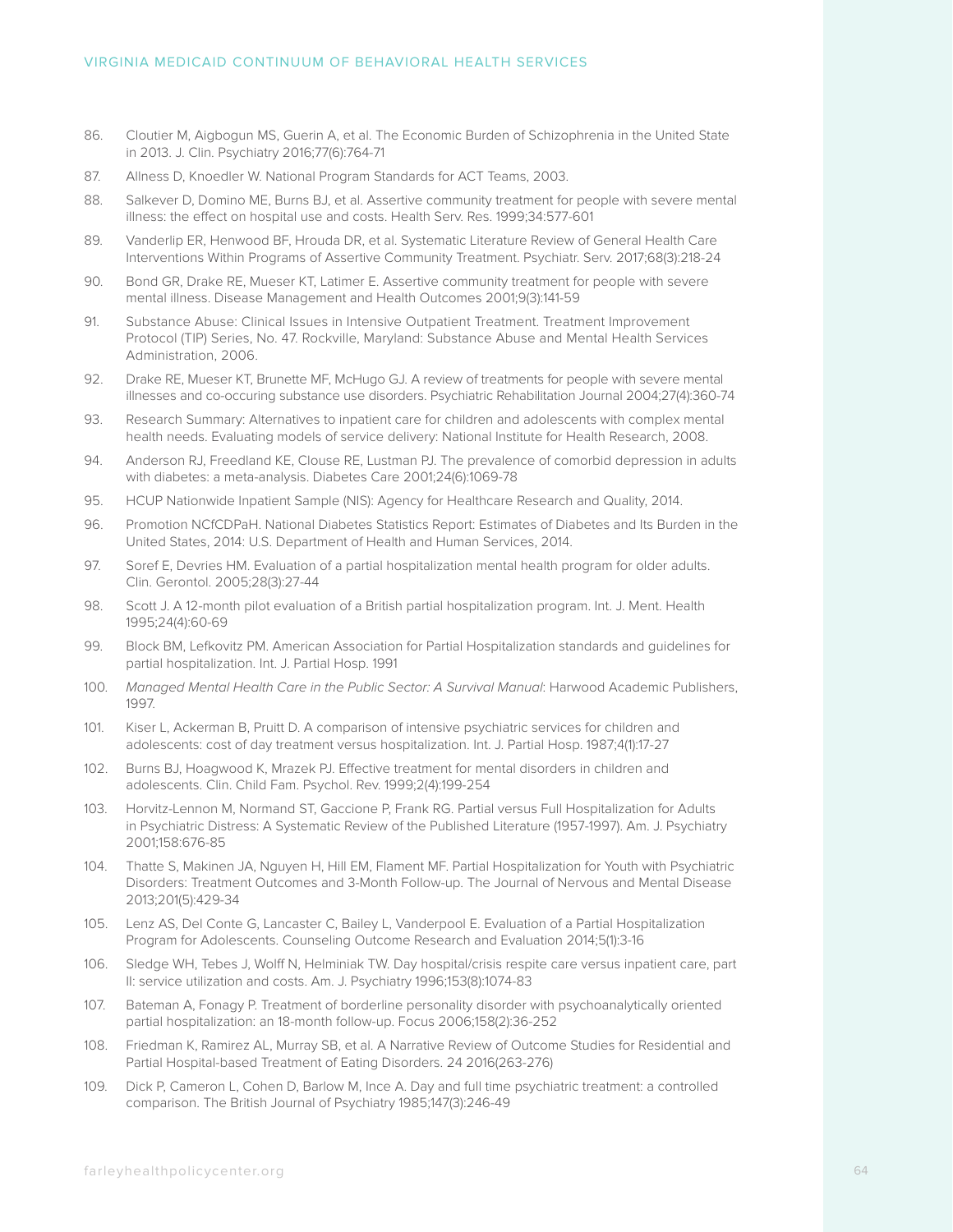86. Cloutier M, Aigbogun MS, Guerin A, et al. The Economic Burden of Schizophrenia in the United State in 2013. J. Clin. Psychiatry 2016;77(6):764-71
87. Allness D, Knoedler W. National Program Standards for ACT Teams, 2003.
88. Salkever D, Domino ME, Burns BJ, et al. Assertive community treatment for people with severe mental illness: the effect on hospital use and costs. Health Serv. Res. 1999;34:577-601
89. Vanderlip ER, Henwood BF, Hrouda DR, et al. Systematic Literature Review of General Health Care Interventions Within Programs of Assertive Community Treatment. Psychiatr. Serv. 2017;68(3):218-24
90. Bond GR, Drake RE, Mueser KT, Latimer E. Assertive community treatment for people with severe mental illness. Disease Management and Health Outcomes 2001;9(3):141-59
91. Substance Abuse: Clinical Issues in Intensive Outpatient Treatment. Treatment Improvement Protocol (TIP) Series, No. 47. Rockville, Maryland: Substance Abuse and Mental Health Services Administration, 2006.
92. Drake RE, Mueser KT, Brunette MF, McHugo GJ. A review of treatments for people with severe mental illnesses and co-occuring substance use disorders. Psychiatric Rehabilitation Journal 2004;27(4):360-74
93. Research Summary: Alternatives to inpatient care for children and adolescents with complex mental health needs. Evaluating models of service delivery: National Institute for Health Research, 2008.
94. Anderson RJ, Freedland KE, Clouse RE, Lustman PJ. The prevalence of comorbid depression in adults with diabetes: a meta-analysis. Diabetes Care 2001;24(6):1069-78
95. HCUP Nationwide Inpatient Sample (NIS): Agency for Healthcare Research and Quality, 2014.
96. Promotion NCfCDPaH. National Diabetes Statistics Report: Estimates of Diabetes and Its Burden in the United States, 2014: U.S. Department of Health and Human Services, 2014.
97. Soref E, Devries HM. Evaluation of a partial hospitalization mental health program for older adults. Clin. Gerontol. 2005;28(3):27-44
98. Scott J. A 12-month pilot evaluation of a British partial hospitalization program. Int. J. Ment. Health 1995;24(4):60-69
99. Block BM, Lefkovitz PM. American Association for Partial Hospitalization standards and guidelines for partial hospitalization. Int. J. Partial Hosp. 1991
100. *Managed Mental Health Care in the Public Sector: A Survival Manual*: Harwood Academic Publishers, 1997.
101. Kiser L, Ackerman B, Pruitt D. A comparison of intensive psychiatric services for children and adolescents: cost of day treatment versus hospitalization. Int. J. Partial Hosp. 1987;4(1):17-27
102. Burns BJ, Hoagwood K, Mrazek PJ. Effective treatment for mental disorders in children and adolescents. Clin. Child Fam. Psychol. Rev. 1999;2(4):199-254
103. Horvitz-Lennon M, Normand ST, Gaccione P, Frank RG. Partial versus Full Hospitalization for Adults in Psychiatric Distress: A Systematic Review of the Published Literature (1957-1997). Am. J. Psychiatry 2001;158:676-85
104. Thatte S, Makinen JA, Nguyen H, Hill EM, Flament MF. Partial Hospitalization for Youth with Psychiatric Disorders: Treatment Outcomes and 3-Month Follow-up. The Journal of Nervous and Mental Disease 2013;201(5):429-34
105. Lenz AS, Del Conte G, Lancaster C, Bailey L, Vanderpool E. Evaluation of a Partial Hospitalization Program for Adolescents. Counseling Outcome Research and Evaluation 2014;5(1):3-16
106. Sledge WH, Tebes J, Wolff N, Helminiak TW. Day hospital/crisis respite care versus inpatient care, part II: service utilization and costs. Am. J. Psychiatry 1996;153(8):1074-83
107. Bateman A, Fonagy P. Treatment of borderline personality disorder with psychoanalytically oriented partial hospitalization: an 18-month follow-up. Focus 2006;158(2):36-252
108. Friedman K, Ramirez AL, Murray SB, et al. A Narrative Review of Outcome Studies for Residential and Partial Hospital-based Treatment of Eating Disorders. 24 2016(263-276)
109. Dick P, Cameron L, Cohen D, Barlow M, Ince A. Day and full time psychiatric treatment: a controlled comparison. The British Journal of Psychiatry 1985;147(3):246-49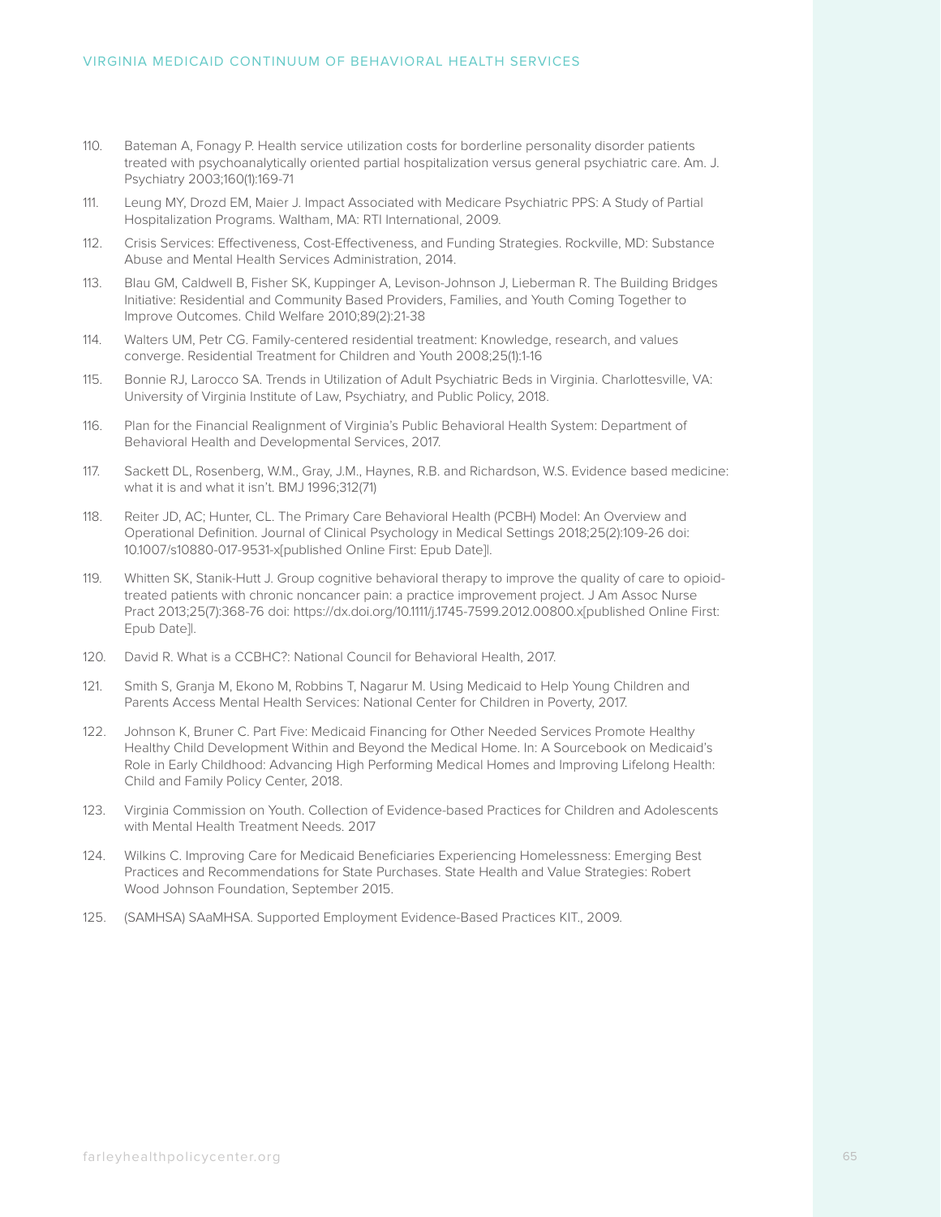110. Bateman A, Fonagy P. Health service utilization costs for borderline personality disorder patients treated with psychoanalytically oriented partial hospitalization versus general psychiatric care. Am. J. Psychiatry 2003;160(1):169-71

111. Leung MY, Drozd EM, Maier J. Impact Associated with Medicare Psychiatric PPS: A Study of Partial Hospitalization Programs. Waltham, MA: RTI International, 2009.

112. Crisis Services: Effectiveness, Cost-Effectiveness, and Funding Strategies. Rockville, MD: Substance Abuse and Mental Health Services Administration, 2014.

113. Blau GM, Caldwell B, Fisher SK, Kuppinger A, Levison-Johnson J, Lieberman R. The Building Bridges Initiative: Residential and Community Based Providers, Families, and Youth Coming Together to Improve Outcomes. Child Welfare 2010;89(2):21-38

114. Walters UM, Petr CG. Family-centered residential treatment: Knowledge, research, and values converge. Residential Treatment for Children and Youth 2008;25(1):1-16

115. Bonnie RJ, Larocco SA. Trends in Utilization of Adult Psychiatric Beds in Virginia. Charlottesville, VA: University of Virginia Institute of Law, Psychiatry, and Public Policy, 2018.

116. Plan for the Financial Realignment of Virginia's Public Behavioral Health System: Department of Behavioral Health and Developmental Services, 2017.

117. Sackett DL, Rosenberg, W.M., Gray, J.M., Haynes, R.B. and Richardson, W.S. Evidence based medicine: what it is and what it isn't. BMJ 1996;312(71)

118. Reiter JD, AC; Hunter, CL. The Primary Care Behavioral Health (PCBH) Model: An Overview and Operational Definition. Journal of Clinical Psychology in Medical Settings 2018;25(2):109-26 doi: 10.1007/s10880-017-9531-x[published Online First: Epub Date]|.

119. Whitten SK, Stanik-Hutt J. Group cognitive behavioral therapy to improve the quality of care to opioid-treated patients with chronic noncancer pain: a practice improvement project. J Am Assoc Nurse Pract 2013;25(7):368-76 doi: https://dx.doi.org/10.1111/j.1745-7599.2012.00800.x[published Online First: Epub Date]|.

120. David R. What is a CCBHC?: National Council for Behavioral Health, 2017.

121. Smith S, Granja M, Ekono M, Robbins T, Nagarur M. Using Medicaid to Help Young Children and Parents Access Mental Health Services: National Center for Children in Poverty, 2017.

122. Johnson K, Bruner C. Part Five: Medicaid Financing for Other Needed Services Promote Healthy Healthy Child Development Within and Beyond the Medical Home. In: A Sourcebook on Medicaid's Role in Early Childhood: Advancing High Performing Medical Homes and Improving Lifelong Health: Child and Family Policy Center, 2018.

123. Virginia Commission on Youth. Collection of Evidence-based Practices for Children and Adolescents with Mental Health Treatment Needs. 2017

124. Wilkins C. Improving Care for Medicaid Beneficiaries Experiencing Homelessness: Emerging Best Practices and Recommendations for State Purchases. State Health and Value Strategies: Robert Wood Johnson Foundation, September 2015.

125. (SAMHSA) SAaMHSA. Supported Employment Evidence-Based Practices KIT., 2009.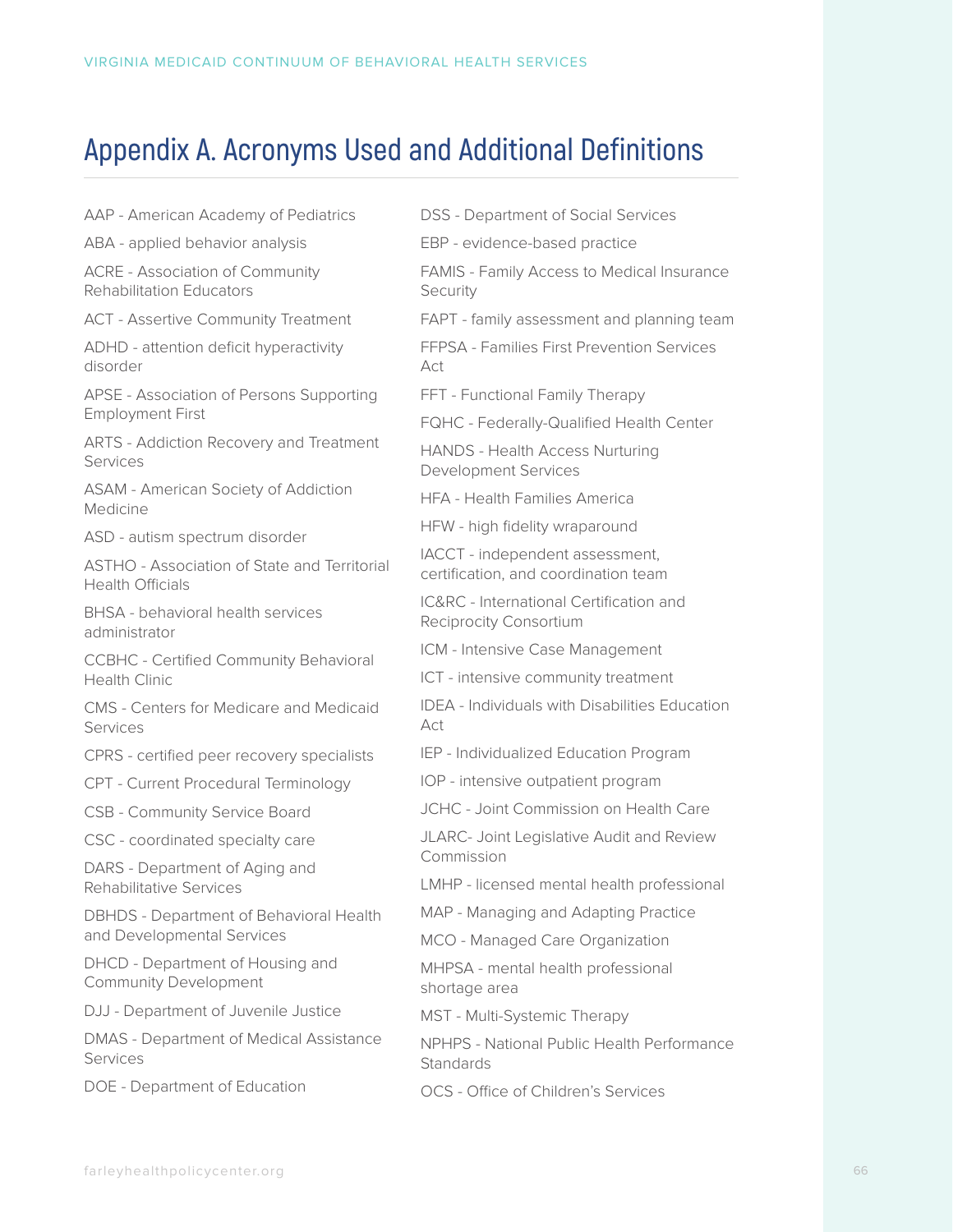# Appendix A. Acronyms Used and Additional Definitions

AAP - American Academy of Pediatrics

ABA - applied behavior analysis

ACRE - Association of Community Rehabilitation Educators

ACT - Assertive Community Treatment

ADHD - attention deficit hyperactivity disorder

APSE - Association of Persons Supporting Employment First

ARTS - Addiction Recovery and Treatment Services

ASAM - American Society of Addiction Medicine

ASD - autism spectrum disorder

ASTHO - Association of State and Territorial Health Officials

BHSA - behavioral health services administrator

CCBHC - Certified Community Behavioral Health Clinic

CMS - Centers for Medicare and Medicaid Services

CPRS - certified peer recovery specialists

CPT - Current Procedural Terminology

CSB - Community Service Board

CSC - coordinated specialty care

DARS - Department of Aging and Rehabilitative Services

DBHDS - Department of Behavioral Health and Developmental Services

DHCD - Department of Housing and Community Development

DJJ - Department of Juvenile Justice

DMAS - Department of Medical Assistance Services

DOE - Department of Education

DSS - Department of Social Services

EBP - evidence-based practice

FAMIS - Family Access to Medical Insurance Security

FAPT - family assessment and planning team

FFPSA - Families First Prevention Services Act

FFT - Functional Family Therapy

FQHC - Federally-Qualified Health Center

HANDS - Health Access Nurturing Development Services

HFA - Health Families America

HFW - high fidelity wraparound

IACCT - independent assessment, certification, and coordination team

IC&RC - International Certification and Reciprocity Consortium

ICM - Intensive Case Management

ICT - intensive community treatment

IDEA - Individuals with Disabilities Education Act

IEP - Individualized Education Program

IOP - intensive outpatient program

JCHC - Joint Commission on Health Care

JLARC- Joint Legislative Audit and Review Commission

LMHP - licensed mental health professional

MAP - Managing and Adapting Practice

MCO - Managed Care Organization

MHPSA - mental health professional shortage area

MST - Multi-Systemic Therapy

NPHPS - National Public Health Performance Standards

OCS - Office of Children's Services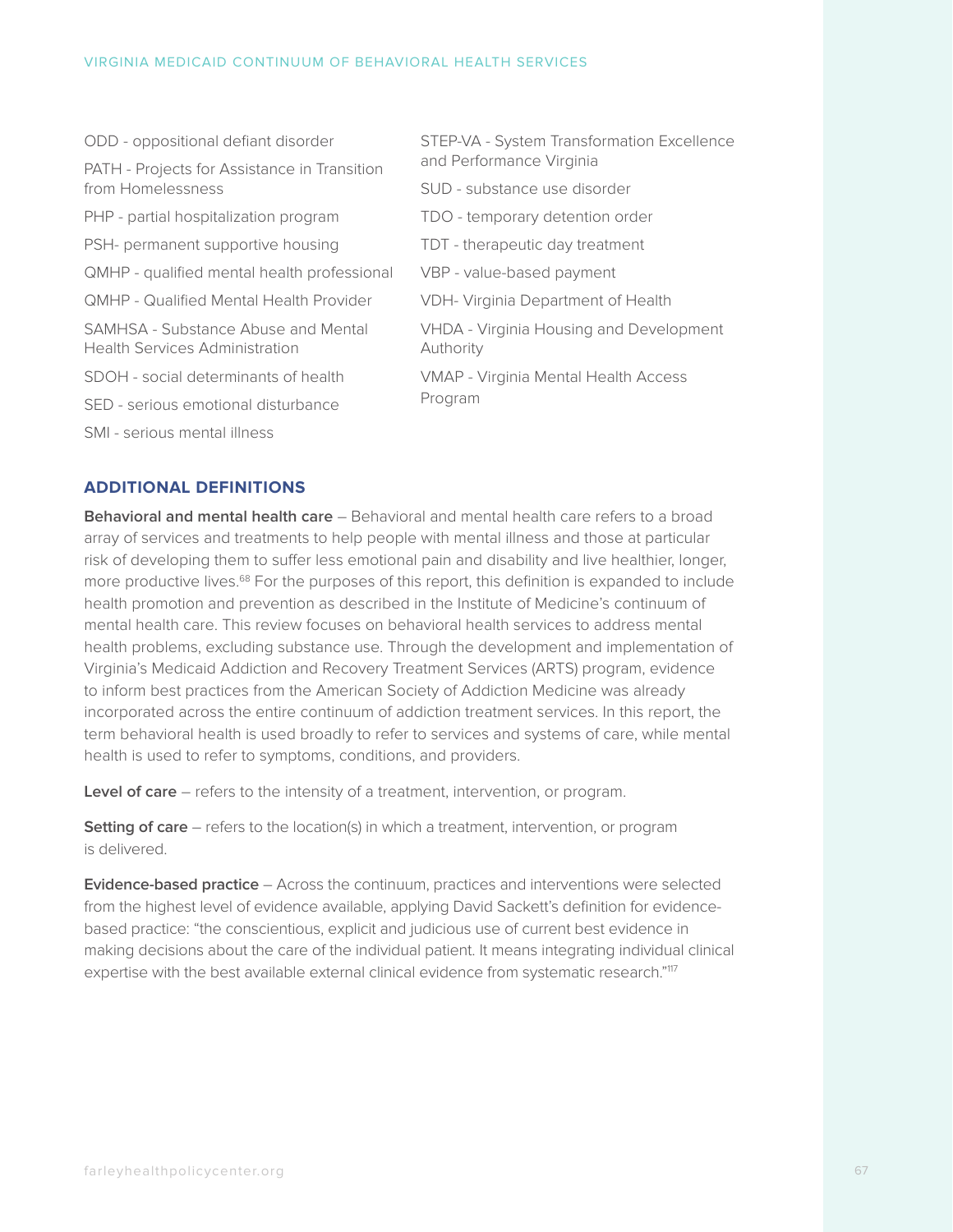ODD - oppositional defiant disorder

PATH - Projects for Assistance in Transition from Homelessness

PHP - partial hospitalization program

PSH- permanent supportive housing

QMHP - qualified mental health professional

QMHP - Qualified Mental Health Provider

SAMHSA - Substance Abuse and Mental Health Services Administration

SDOH - social determinants of health

SED - serious emotional disturbance

SMI - serious mental illness

STEP-VA - System Transformation Excellence and Performance Virginia

SUD - substance use disorder

TDO - temporary detention order

TDT - therapeutic day treatment

VBP - value-based payment

VDH- Virginia Department of Health

VHDA - Virginia Housing and Development Authority

VMAP - Virginia Mental Health Access Program

## ADDITIONAL DEFINITIONS

**Behavioral and mental health care** – Behavioral and mental health care refers to a broad array of services and treatments to help people with mental illness and those at particular risk of developing them to suffer less emotional pain and disability and live healthier, longer, more productive lives.[68] For the purposes of this report, this definition is expanded to include health promotion and prevention as described in the Institute of Medicine's continuum of mental health care. This review focuses on behavioral health services to address mental health problems, excluding substance use. Through the development and implementation of Virginia's Medicaid Addiction and Recovery Treatment Services (ARTS) program, evidence to inform best practices from the American Society of Addiction Medicine was already incorporated across the entire continuum of addiction treatment services. In this report, the term behavioral health is used broadly to refer to services and systems of care, while mental health is used to refer to symptoms, conditions, and providers.

**Level of care** – refers to the intensity of a treatment, intervention, or program.

**Setting of care** – refers to the location(s) in which a treatment, intervention, or program is delivered.

**Evidence-based practice** – Across the continuum, practices and interventions were selected from the highest level of evidence available, applying David Sackett's definition for evidence-based practice: "the conscientious, explicit and judicious use of current best evidence in making decisions about the care of the individual patient. It means integrating individual clinical expertise with the best available external clinical evidence from systematic research."[117]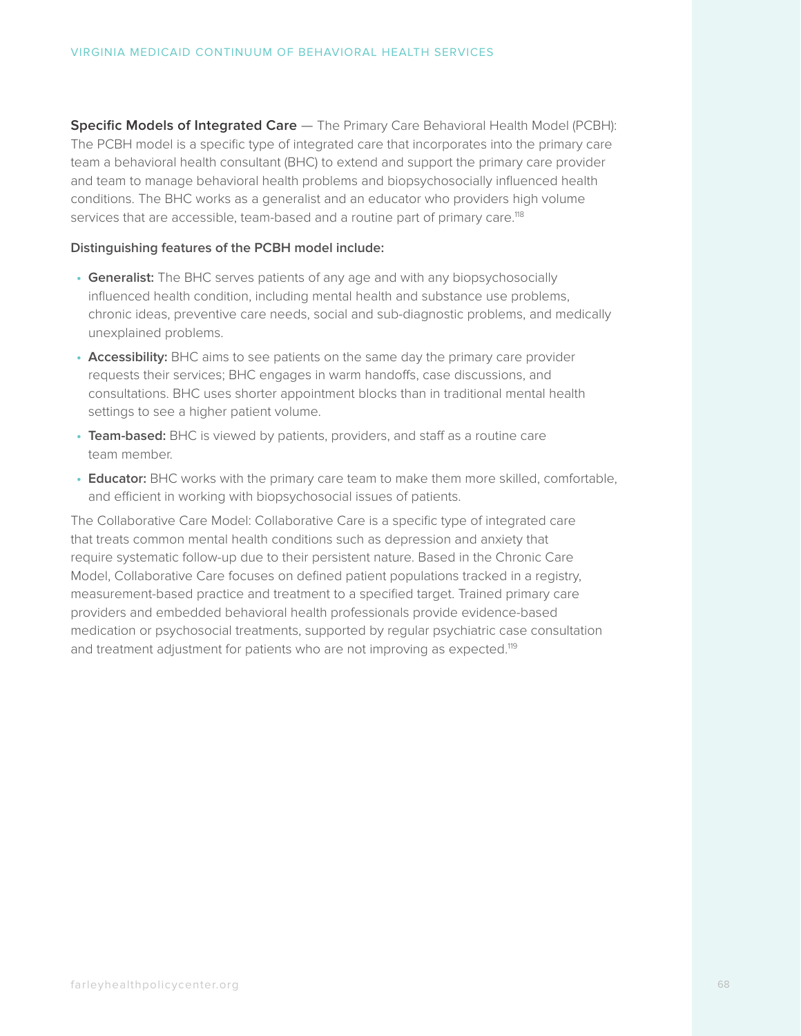**Specific Models of Integrated Care** — The Primary Care Behavioral Health Model (PCBH): The PCBH model is a specific type of integrated care that incorporates into the primary care team a behavioral health consultant (BHC) to extend and support the primary care provider and team to manage behavioral health problems and biopsychosocially influenced health conditions. The BHC works as a generalist and an educator who providers high volume services that are accessible, team-based and a routine part of primary care.[118]

**Distinguishing features of the PCBH model include:**

- **Generalist:** The BHC serves patients of any age and with any biopsychosocially influenced health condition, including mental health and substance use problems, chronic ideas, preventive care needs, social and sub-diagnostic problems, and medically unexplained problems.
- **Accessibility:** BHC aims to see patients on the same day the primary care provider requests their services; BHC engages in warm handoffs, case discussions, and consultations. BHC uses shorter appointment blocks than in traditional mental health settings to see a higher patient volume.
- **Team-based:** BHC is viewed by patients, providers, and staff as a routine care team member.
- **Educator:** BHC works with the primary care team to make them more skilled, comfortable, and efficient in working with biopsychosocial issues of patients.

The Collaborative Care Model: Collaborative Care is a specific type of integrated care that treats common mental health conditions such as depression and anxiety that require systematic follow-up due to their persistent nature. Based in the Chronic Care Model, Collaborative Care focuses on defined patient populations tracked in a registry, measurement-based practice and treatment to a specified target. Trained primary care providers and embedded behavioral health professionals provide evidence-based medication or psychosocial treatments, supported by regular psychiatric case consultation and treatment adjustment for patients who are not improving as expected.[119]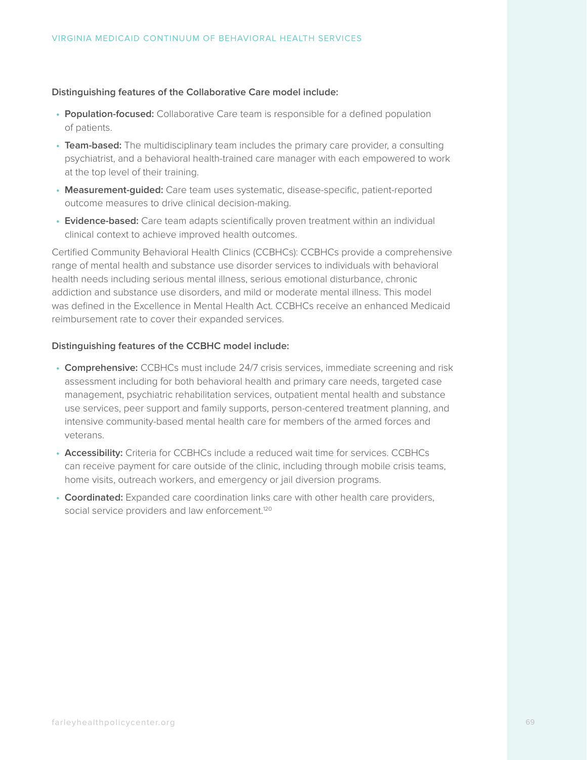**Distinguishing features of the Collaborative Care model include:**

- **Population-focused:** Collaborative Care team is responsible for a defined population of patients.
- **Team-based:** The multidisciplinary team includes the primary care provider, a consulting psychiatrist, and a behavioral health-trained care manager with each empowered to work at the top level of their training.
- **Measurement-guided:** Care team uses systematic, disease-specific, patient-reported outcome measures to drive clinical decision-making.
- **Evidence-based:** Care team adapts scientifically proven treatment within an individual clinical context to achieve improved health outcomes.

Certified Community Behavioral Health Clinics (CCBHCs): CCBHCs provide a comprehensive range of mental health and substance use disorder services to individuals with behavioral health needs including serious mental illness, serious emotional disturbance, chronic addiction and substance use disorders, and mild or moderate mental illness. This model was defined in the Excellence in Mental Health Act. CCBHCs receive an enhanced Medicaid reimbursement rate to cover their expanded services.

**Distinguishing features of the CCBHC model include:**

- **Comprehensive:** CCBHCs must include 24/7 crisis services, immediate screening and risk assessment including for both behavioral health and primary care needs, targeted case management, psychiatric rehabilitation services, outpatient mental health and substance use services, peer support and family supports, person-centered treatment planning, and intensive community-based mental health care for members of the armed forces and veterans.
- **Accessibility:** Criteria for CCBHCs include a reduced wait time for services. CCBHCs can receive payment for care outside of the clinic, including through mobile crisis teams, home visits, outreach workers, and emergency or jail diversion programs.
- **Coordinated:** Expanded care coordination links care with other health care providers, social service providers and law enforcement.[120]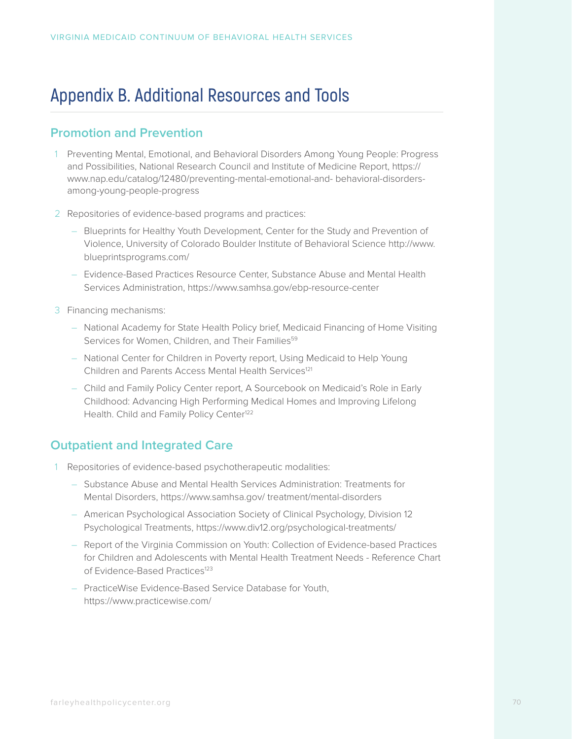# Appendix B. Additional Resources and Tools

## Promotion and Prevention

1. Preventing Mental, Emotional, and Behavioral Disorders Among Young People: Progress and Possibilities, National Research Council and Institute of Medicine Report, https://www.nap.edu/catalog/12480/preventing-mental-emotional-and- behavioral-disorders-among-young-people-progress

2. Repositories of evidence-based programs and practices:
   - Blueprints for Healthy Youth Development, Center for the Study and Prevention of Violence, University of Colorado Boulder Institute of Behavioral Science http://www.blueprintsprograms.com/
   - Evidence-Based Practices Resource Center, Substance Abuse and Mental Health Services Administration, https://www.samhsa.gov/ebp-resource-center

3. Financing mechanisms:
   - National Academy for State Health Policy brief, Medicaid Financing of Home Visiting Services for Women, Children, and Their Families[59]
   - National Center for Children in Poverty report, Using Medicaid to Help Young Children and Parents Access Mental Health Services[121]
   - Child and Family Policy Center report, A Sourcebook on Medicaid's Role in Early Childhood: Advancing High Performing Medical Homes and Improving Lifelong Health. Child and Family Policy Center[122]

## Outpatient and Integrated Care

1. Repositories of evidence-based psychotherapeutic modalities:
   - Substance Abuse and Mental Health Services Administration: Treatments for Mental Disorders, https://www.samhsa.gov/ treatment/mental-disorders
   - American Psychological Association Society of Clinical Psychology, Division 12 Psychological Treatments, https://www.div12.org/psychological-treatments/
   - Report of the Virginia Commission on Youth: Collection of Evidence-based Practices for Children and Adolescents with Mental Health Treatment Needs - Reference Chart of Evidence-Based Practices[123]
   - PracticeWise Evidence-Based Service Database for Youth, https://www.practicewise.com/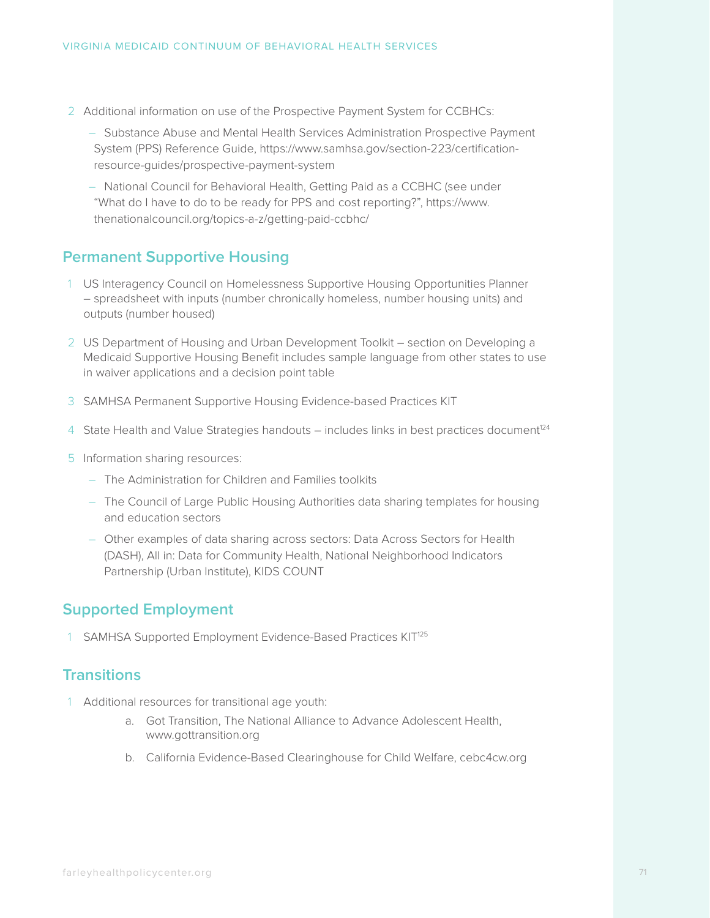2. Additional information on use of the Prospective Payment System for CCBHCs:
   - Substance Abuse and Mental Health Services Administration Prospective Payment System (PPS) Reference Guide, https://www.samhsa.gov/section-223/certification-resource-guides/prospective-payment-system
   - National Council for Behavioral Health, Getting Paid as a CCBHC (see under "What do I have to do to be ready for PPS and cost reporting?", https://www.thenationalcouncil.org/topics-a-z/getting-paid-ccbhc/

## Permanent Supportive Housing

1. US Interagency Council on Homelessness Supportive Housing Opportunities Planner – spreadsheet with inputs (number chronically homeless, number housing units) and outputs (number housed)
2. US Department of Housing and Urban Development Toolkit – section on Developing a Medicaid Supportive Housing Benefit includes sample language from other states to use in waiver applications and a decision point table
3. SAMHSA Permanent Supportive Housing Evidence-based Practices KIT
4. State Health and Value Strategies handouts – includes links in best practices document[124]
5. Information sharing resources:
   - The Administration for Children and Families toolkits
   - The Council of Large Public Housing Authorities data sharing templates for housing and education sectors
   - Other examples of data sharing across sectors: Data Across Sectors for Health (DASH), All in: Data for Community Health, National Neighborhood Indicators Partnership (Urban Institute), KIDS COUNT

## Supported Employment

1. SAMHSA Supported Employment Evidence-Based Practices KIT[125]

## Transitions

1. Additional resources for transitional age youth:
   a. Got Transition, The National Alliance to Advance Adolescent Health, www.gottransition.org
   b. California Evidence-Based Clearinghouse for Child Welfare, cebc4cw.org